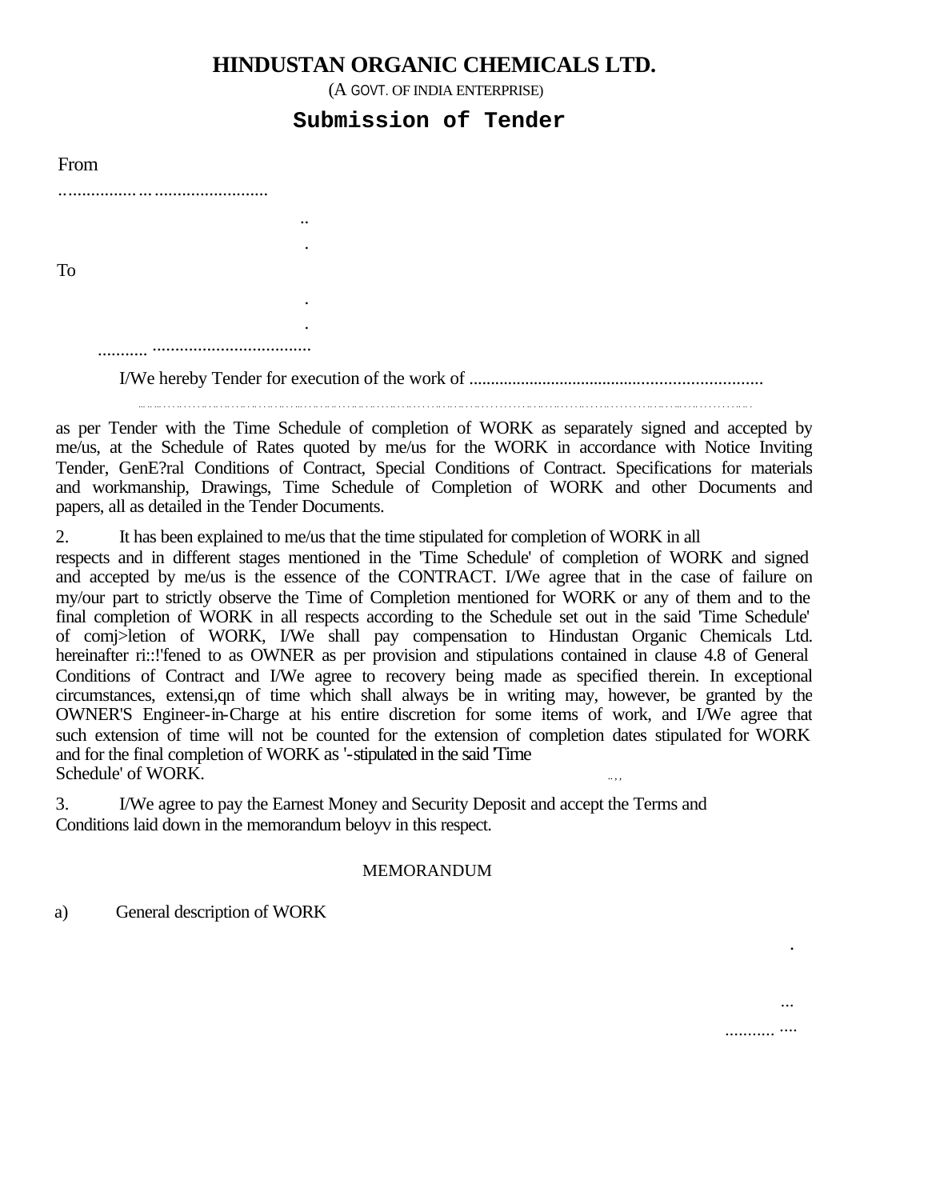# HINDUSTAN ORGANIC CHEMICALS LTD.

(A GOVT. OF INDIA ENTERPRISE)

## Submission of Tender

From

..........................................

..

.

To

.

.

........... ..................................

I/We hereby Tender for execution of the work of ...................................................................

...................................................................................................................................................

as per Tender with the Time Schedule of completion of WORK as separately signed and accepted by me/us, at the Schedule of Rates quoted by me/us for the WORK in accordance with Notice Inviting Tender, GenE?ral Conditions of Contract, Special Conditions of Contract. Specifications for materials and workmanship, Drawings, Time Schedule of Completion of WORK and other Documents and papers, all as detailed in the Tender Documents.

2. It has been explained to me/us that the time stipulated for completion of WORK in all respects and in different stages mentioned in the 'Time Schedule' of completion of WORK and signed and accepted by me/us is the essence of the CONTRACT. I/We agree that in the case of failure on my/our part to strictly observe the Time of Completion mentioned for WORK or any of them and to the final completion of WORK in all respects according to the Schedule set out in the said 'Time Schedule' of comj>letion of WORK, I/We shall pay compensation to Hindustan Organic Chemicals Ltd. hereinafter ri::!'fened to as OWNER as per provision and stipulations contained in clause 4.8 of General Conditions of Contract and I/We agree to recovery being made as specified therein. In exceptional circumstances, extensi,qn of time which shall always be in writing may, however, be granted by the OWNER'S Engineer-in-Charge at his entire discretion for some items of work, and I/We agree that such extension of time will not be counted for the extension of completion dates stipulated for WORK and for the final completion of WORK as '-stipulated in the said 'Time Schedule' of WORK.

3. I/We agree to pay the Earnest Money and Security Deposit and accept the Terms and Conditions laid down in the memorandum beloyv in this respect.

MEMORANDUM

a) General description of WORK

.

...

........... ....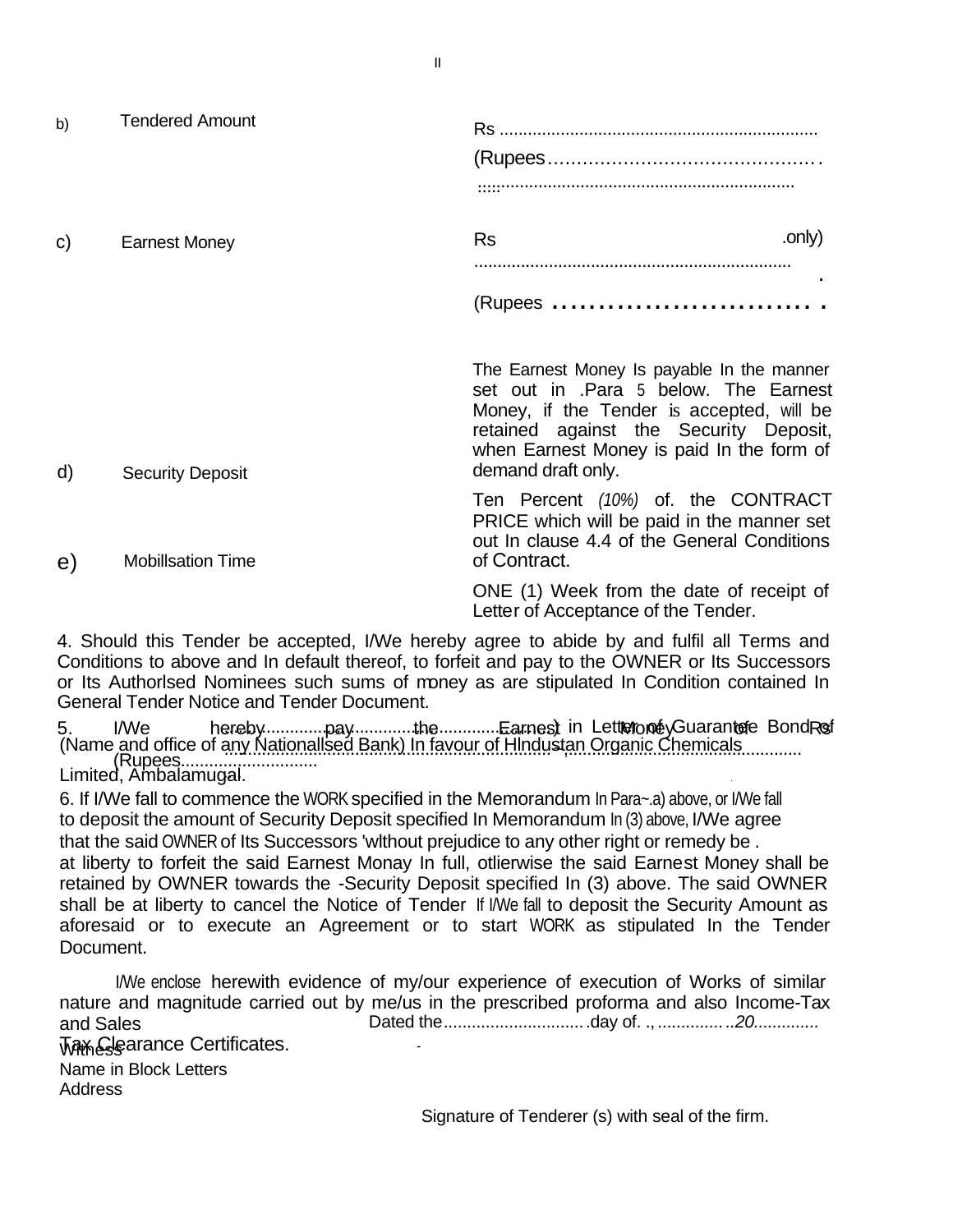b) Tendered Amount — Rs ....................................................................

(Rupees..............................................

:::::..................................................................

c) Earnest Money — Rs .................................................................... .only)

(Rupees ............................

The Earnest Money Is payable In the manner set out in .Para 5 below. The Earnest Money, if the Tender is accepted, will be retained against the Security Deposit, when Earnest Money is paid In the form of demand draft only.

d) Security Deposit — Ten Percent *(10%)* of. the CONTRACT PRICE which will be paid in the manner set out In clause 4.4 of the General Conditions of Contract.

e) Mobillsation Time — ONE (1) Week from the date of receipt of Letter of Acceptance of the Tender.

4. Should this Tender be accepted, I/We hereby agree to abide by and fulfil all Terms and Conditions to above and In default thereof, to forfeit and pay to the OWNER or Its Successors or Its Authorlsed Nominees such sums of money as are stipulated In Condition contained In General Tender Notice and Tender Document.

5. I/We hereby pay the Earnest Money of Rs ........................................ (Rupees............................) in Letter of Guarantee Bond of (Name and office of any Nationallsed Bank) In favour of HIndustan Organic Chemicals Limited, Ambalamugal.

6. If I/We fall to commence the WORK specified in the Memorandum In Para~.a) above, or I/We fall to deposit the amount of Security Deposit specified In Memorandum In (3) above, I/We agree that the said OWNER of Its Successors 'wlthout prejudice to any other right or remedy be . at liberty to forfeit the said Earnest Monay In full, otlierwise the said Earnest Money shall be retained by OWNER towards the -Security Deposit specified In (3) above. The said OWNER shall be at liberty to cancel the Notice of Tender If I/We fall to deposit the Security Amount as aforesaid or to execute an Agreement or to start WORK as stipulated In the Tender Document.

I/We enclose herewith evidence of my/our experience of execution of Works of similar nature and magnitude carried out by me/us in the prescribed proforma and also Income-Tax and Sales Tax Clearance Certificates.

Dated the..............................day of. ., ................20..............

Witness

Name in Block Letters

Address

Signature of Tenderer (s) with seal of the firm.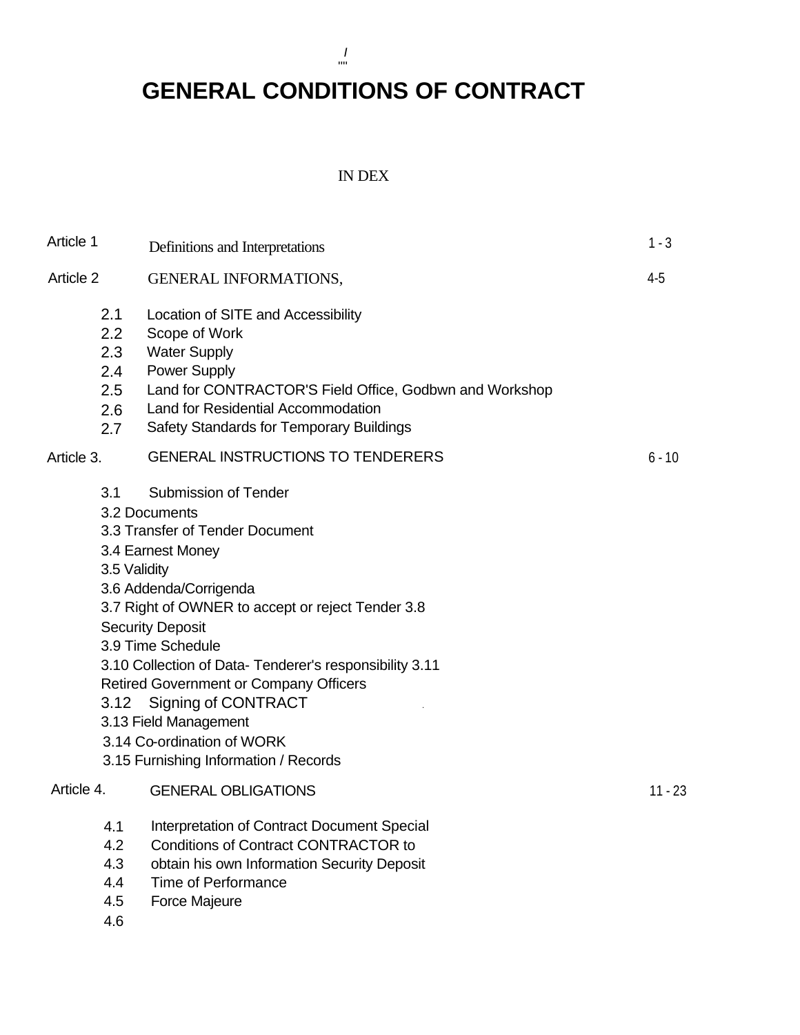# GENERAL CONDITIONS OF CONTRACT

IN DEX

| | | |
|---|---|---|
| Article 1 | Definitions and Interpretations | 1 - 3 |
| Article 2 | GENERAL INFORMATIONS, | 4-5 |
| 2.1 | Location of SITE and Accessibility | |
| 2.2 | Scope of Work | |
| 2.3 | Water Supply | |
| 2.4 | Power Supply | |
| 2.5 | Land for CONTRACTOR'S Field Office, Godbwn and Workshop | |
| 2.6 | Land for Residential Accommodation | |
| 2.7 | Safety Standards for Temporary Buildings | |
| Article 3. | GENERAL INSTRUCTIONS TO TENDERERS | 6 - 10 |
| 3.1 | Submission of Tender | |
| 3.2 | Documents | |
| 3.3 | Transfer of Tender Document | |
| 3.4 | Earnest Money | |
| 3.5 | Validity | |
| 3.6 | Addenda/Corrigenda | |
| 3.7 | Right of OWNER to accept or reject Tender | |
| 3.8 | Security Deposit | |
| 3.9 | Time Schedule | |
| 3.10 | Collection of Data- Tenderer's responsibility | |
| 3.11 | Retired Government or Company Officers | |
| 3.12 | Signing of CONTRACT | |
| 3.13 | Field Management | |
| 3.14 | Co-ordination of WORK | |
| 3.15 | Furnishing Information / Records | |
| Article 4. | GENERAL OBLIGATIONS | 11 - 23 |
| 4.1 | Interpretation of Contract Document | |
| 4.2 | Special Conditions of Contract | |
| 4.3 | CONTRACTOR to obtain his own Information | |
| 4.4 | Security Deposit | |
| 4.5 | Time of Performance | |
| 4.6 | Force Majeure | |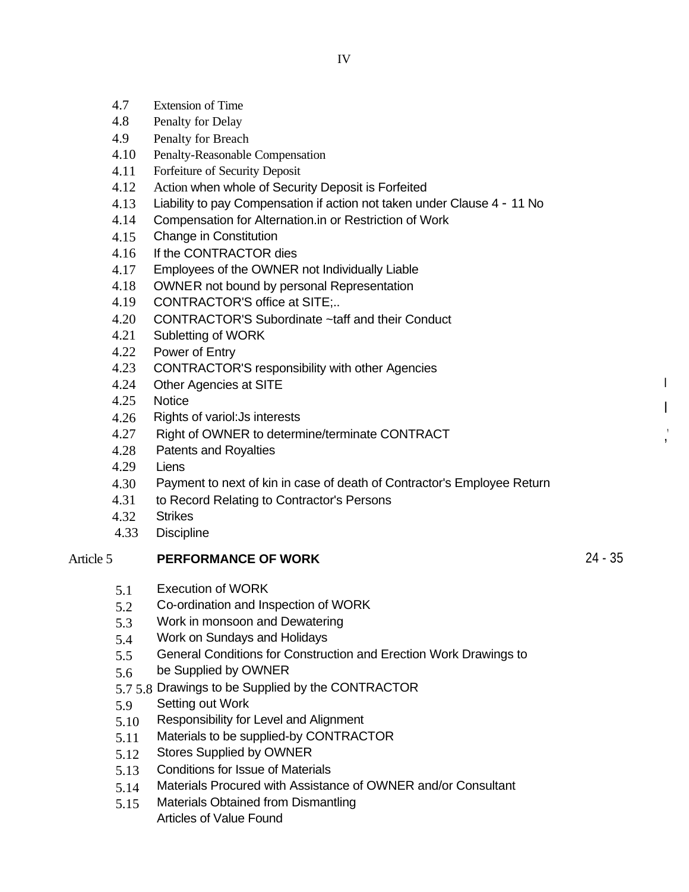| | | |
|---|---|---|
| 4.7 | Extension of Time | |
| 4.8 | Penalty for Delay | |
| 4.9 | Penalty for Breach | |
| 4.10 | Penalty-Reasonable Compensation | |
| 4.11 | Forfeiture of Security Deposit | |
| 4.12 | Action when whole of Security Deposit is Forfeited | |
| 4.13 | Liability to pay Compensation if action not taken under Clause 4 - 11 No | |
| 4.14 | Compensation for Alternation.in or Restriction of Work | |
| 4.15 | Change in Constitution | |
| 4.16 | If the CONTRACTOR dies | |
| 4.17 | Employees of the OWNER not Individually Liable | |
| 4.18 | OWNER not bound by personal Representation | |
| 4.19 | CONTRACTOR'S office at SITE;.. | |
| 4.20 | CONTRACTOR'S Subordinate ~taff and their Conduct | |
| 4.21 | Subletting of WORK | |
| 4.22 | Power of Entry | |
| 4.23 | CONTRACTOR'S responsibility with other Agencies | |
| 4.24 | Other Agencies at SITE | |
| 4.25 | Notice | |
| 4.26 | Rights of variol:Js interests | |
| 4.27 | Right of OWNER to determine/terminate CONTRACT | |
| 4.28 | Patents and Royalties | |
| 4.29 | Liens | |
| 4.30 | Payment to next of kin in case of death of Contractor's Employee Return | |
| 4.31 | to Record Relating to Contractor's Persons | |
| 4.32 | Strikes | |
| 4.33 | Discipline | |
| Article 5 | **PERFORMANCE OF WORK** | 24 - 35 |
| 5.1 | Execution of WORK | |
| 5.2 | Co-ordination and Inspection of WORK | |
| 5.3 | Work in monsoon and Dewatering | |
| 5.4 | Work on Sundays and Holidays | |
| 5.5 | General Conditions for Construction and Erection Work Drawings to | |
| 5.6 | be Supplied by OWNER | |
| 5.7 5.8 | Drawings to be Supplied by the CONTRACTOR | |
| 5.9 | Setting out Work | |
| 5.10 | Responsibility for Level and Alignment | |
| 5.11 | Materials to be supplied-by CONTRACTOR | |
| 5.12 | Stores Supplied by OWNER | |
| 5.13 | Conditions for Issue of Materials | |
| 5.14 | Materials Procured with Assistance of OWNER and/or Consultant | |
| 5.15 | Materials Obtained from Dismantling | |
| | Articles of Value Found | |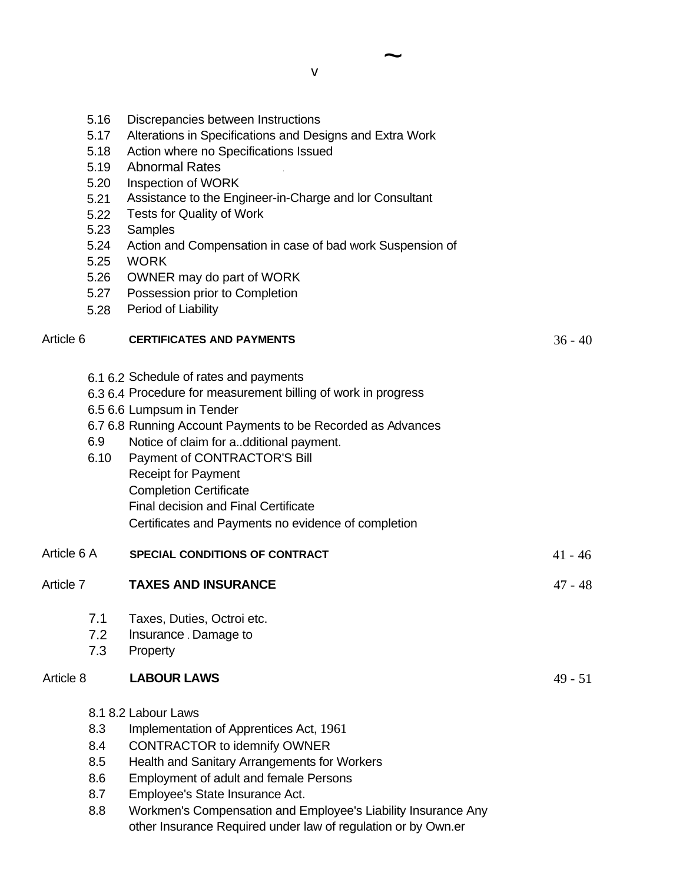| | | |
|---|---|---|
| 5.16 | Discrepancies between Instructions | |
| 5.17 | Alterations in Specifications and Designs and Extra Work | |
| 5.18 | Action where no Specifications Issued | |
| 5.19 | Abnormal Rates | |
| 5.20 | Inspection of WORK | |
| 5.21 | Assistance to the Engineer-in-Charge and lor Consultant | |
| 5.22 | Tests for Quality of Work | |
| 5.23 | Samples | |
| 5.24 | Action and Compensation in case of bad work Suspension of | |
| 5.25 | WORK | |
| 5.26 | OWNER may do part of WORK | |
| 5.27 | Possession prior to Completion | |
| 5.28 | Period of Liability | |
| Article 6 | **CERTIFICATES AND PAYMENTS** | 36 - 40 |
| 6.1 6.2 | Schedule of rates and payments | |
| 6.3 6.4 | Procedure for measurement billing of work in progress | |
| 6.5 6.6 | Lumpsum in Tender | |
| 6.7 6.8 | Running Account Payments to be Recorded as Advances | |
| 6.9 | Notice of claim for a..dditional payment. | |
| 6.10 | Payment of CONTRACTOR'S Bill | |
| | Receipt for Payment | |
| | Completion Certificate | |
| | Final decision and Final Certificate | |
| | Certificates and Payments no evidence of completion | |
| Article 6 A | **SPECIAL CONDITIONS OF CONTRACT** | 41 - 46 |
| Article 7 | **TAXES AND INSURANCE** | 47 - 48 |
| 7.1 | Taxes, Duties, Octroi etc. | |
| 7.2 | Insurance . Damage to | |
| 7.3 | Property | |
| Article 8 | **LABOUR LAWS** | 49 - 51 |
| 8.1 8.2 | Labour Laws | |
| 8.3 | Implementation of Apprentices Act, 1961 | |
| 8.4 | CONTRACTOR to idemnify OWNER | |
| 8.5 | Health and Sanitary Arrangements for Workers | |
| 8.6 | Employment of adult and female Persons | |
| 8.7 | Employee's State Insurance Act. | |
| 8.8 | Workmen's Compensation and Employee's Liability Insurance Any other Insurance Required under law of regulation or by Own.er | |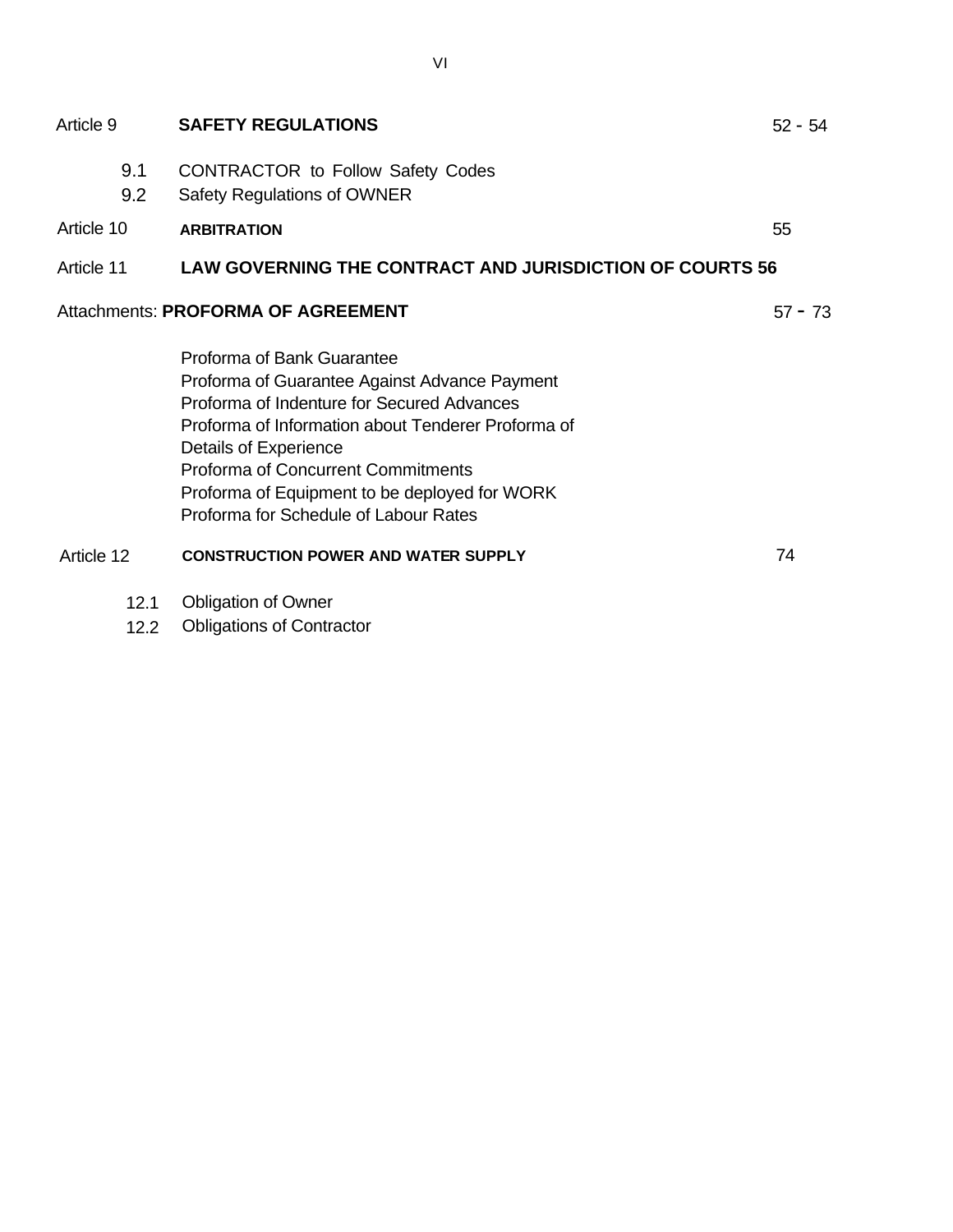| | | |
|---|---|---|
| Article 9 | **SAFETY REGULATIONS** | 52 - 54 |
| 9.1 | CONTRACTOR to Follow Safety Codes | |
| 9.2 | Safety Regulations of OWNER | |
| Article 10 | **ARBITRATION** | 55 |
| Article 11 | **LAW GOVERNING THE CONTRACT AND JURISDICTION OF COURTS 56** | |
| Attachments: | **PROFORMA OF AGREEMENT** | 57 - 73 |
| | Proforma of Bank Guarantee<br>Proforma of Guarantee Against Advance Payment<br>Proforma of Indenture for Secured Advances<br>Proforma of Information about Tenderer Proforma of Details of Experience<br>Proforma of Concurrent Commitments<br>Proforma of Equipment to be deployed for WORK<br>Proforma for Schedule of Labour Rates | |
| Article 12 | **CONSTRUCTION POWER AND WATER SUPPLY** | 74 |
| 12.1 | Obligation of Owner | |
| 12.2 | Obligations of Contractor | |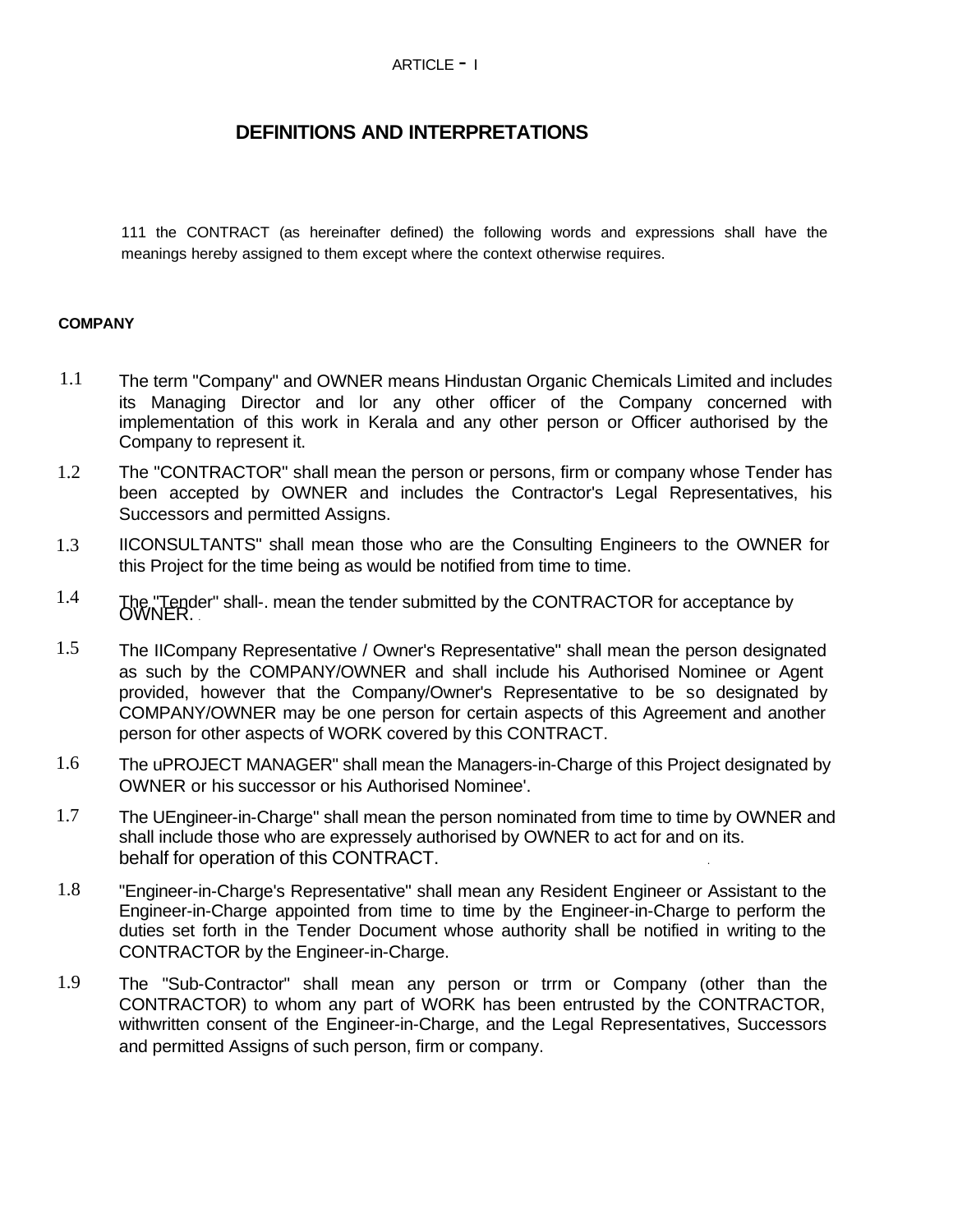ARTICLE - I

# DEFINITIONS AND INTERPRETATIONS

111 the CONTRACT (as hereinafter defined) the following words and expressions shall have the meanings hereby assigned to them except where the context otherwise requires.

**COMPANY**

1.1 The term "Company" and OWNER means Hindustan Organic Chemicals Limited and includes its Managing Director and lor any other officer of the Company concerned with implementation of this work in Kerala and any other person or Officer authorised by the Company to represent it.

1.2 The "CONTRACTOR" shall mean the person or persons, firm or company whose Tender has been accepted by OWNER and includes the Contractor's Legal Representatives, his Successors and permitted Assigns.

1.3 IICONSULTANTS" shall mean those who are the Consulting Engineers to the OWNER for this Project for the time being as would be notified from time to time.

1.4 The "Tender" shall-. mean the tender submitted by the CONTRACTOR for acceptance by OWNER.

1.5 The IICompany Representative / Owner's Representative" shall mean the person designated as such by the COMPANY/OWNER and shall include his Authorised Nominee or Agent provided, however that the Company/Owner's Representative to be so designated by COMPANY/OWNER may be one person for certain aspects of this Agreement and another person for other aspects of WORK covered by this CONTRACT.

1.6 The uPROJECT MANAGER" shall mean the Managers-in-Charge of this Project designated by OWNER or his successor or his Authorised Nominee'.

1.7 The UEngineer-in-Charge" shall mean the person nominated from time to time by OWNER and shall include those who are expressely authorised by OWNER to act for and on its. behalf for operation of this CONTRACT.

1.8 "Engineer-in-Charge's Representative" shall mean any Resident Engineer or Assistant to the Engineer-in-Charge appointed from time to time by the Engineer-in-Charge to perform the duties set forth in the Tender Document whose authority shall be notified in writing to the CONTRACTOR by the Engineer-in-Charge.

1.9 The "Sub-Contractor" shall mean any person or trrm or Company (other than the CONTRACTOR) to whom any part of WORK has been entrusted by the CONTRACTOR, withwritten consent of the Engineer-in-Charge, and the Legal Representatives, Successors and permitted Assigns of such person, firm or company.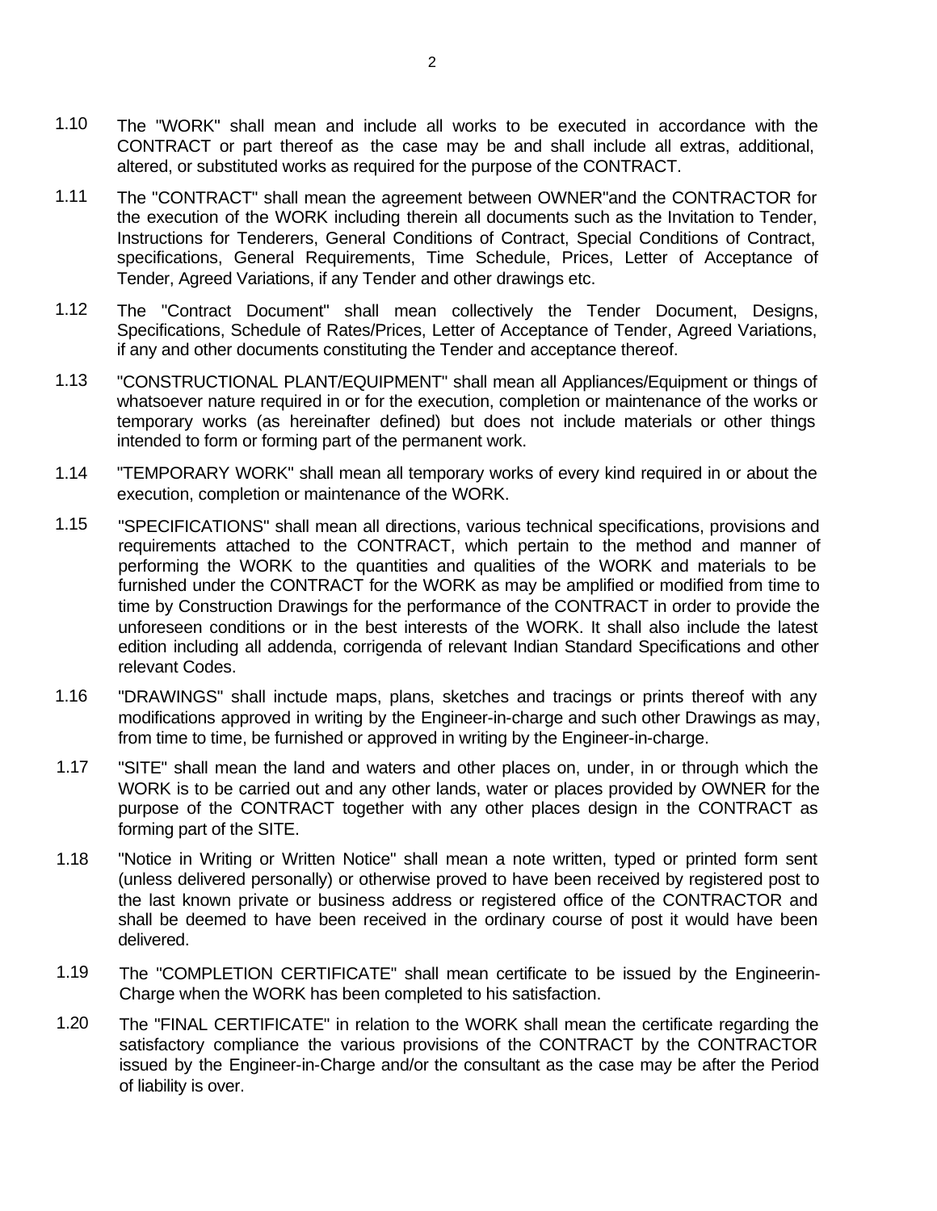1.10 The "WORK" shall mean and include all works to be executed in accordance with the CONTRACT or part thereof as the case may be and shall include all extras, additional, altered, or substituted works as required for the purpose of the CONTRACT.

1.11 The "CONTRACT" shall mean the agreement between OWNER"and the CONTRACTOR for the execution of the WORK including therein all documents such as the Invitation to Tender, Instructions for Tenderers, General Conditions of Contract, Special Conditions of Contract, specifications, General Requirements, Time Schedule, Prices, Letter of Acceptance of Tender, Agreed Variations, if any Tender and other drawings etc.

1.12 The "Contract Document" shall mean collectively the Tender Document, Designs, Specifications, Schedule of Rates/Prices, Letter of Acceptance of Tender, Agreed Variations, if any and other documents constituting the Tender and acceptance thereof.

1.13 "CONSTRUCTIONAL PLANT/EQUIPMENT" shall mean all Appliances/Equipment or things of whatsoever nature required in or for the execution, completion or maintenance of the works or temporary works (as hereinafter defined) but does not include materials or other things intended to form or forming part of the permanent work.

1.14 "TEMPORARY WORK" shall mean all temporary works of every kind required in or about the execution, completion or maintenance of the WORK.

1.15 "SPECIFICATIONS" shall mean all directions, various technical specifications, provisions and requirements attached to the CONTRACT, which pertain to the method and manner of performing the WORK to the quantities and qualities of the WORK and materials to be furnished under the CONTRACT for the WORK as may be amplified or modified from time to time by Construction Drawings for the performance of the CONTRACT in order to provide the unforeseen conditions or in the best interests of the WORK. It shall also include the latest edition including all addenda, corrigenda of relevant Indian Standard Specifications and other relevant Codes.

1.16 "DRAWINGS" shall inctude maps, plans, sketches and tracings or prints thereof with any modifications approved in writing by the Engineer-in-charge and such other Drawings as may, from time to time, be furnished or approved in writing by the Engineer-in-charge.

1.17 "SITE" shall mean the land and waters and other places on, under, in or through which the WORK is to be carried out and any other lands, water or places provided by OWNER for the purpose of the CONTRACT together with any other places design in the CONTRACT as forming part of the SITE.

1.18 "Notice in Writing or Written Notice" shall mean a note written, typed or printed form sent (unless delivered personally) or otherwise proved to have been received by registered post to the last known private or business address or registered office of the CONTRACTOR and shall be deemed to have been received in the ordinary course of post it would have been delivered.

1.19 The "COMPLETION CERTIFICATE" shall mean certificate to be issued by the Engineerin-Charge when the WORK has been completed to his satisfaction.

1.20 The "FINAL CERTIFICATE" in relation to the WORK shall mean the certificate regarding the satisfactory compliance the various provisions of the CONTRACT by the CONTRACTOR issued by the Engineer-in-Charge and/or the consultant as the case may be after the Period of liability is over.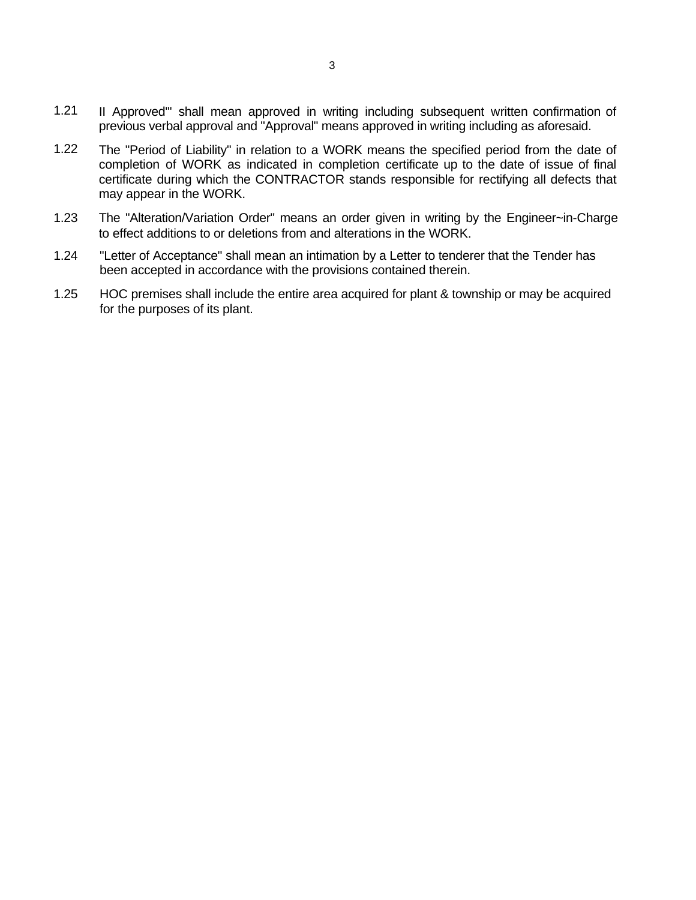1.21 II Approved"' shall mean approved in writing including subsequent written confirmation of previous verbal approval and "Approval" means approved in writing including as aforesaid.

1.22 The "Period of Liability" in relation to a WORK means the specified period from the date of completion of WORK as indicated in completion certificate up to the date of issue of final certificate during which the CONTRACTOR stands responsible for rectifying all defects that may appear in the WORK.

1.23 The "Alteration/Variation Order" means an order given in writing by the Engineer~in-Charge to effect additions to or deletions from and alterations in the WORK.

1.24 "Letter of Acceptance" shall mean an intimation by a Letter to tenderer that the Tender has been accepted in accordance with the provisions contained therein.

1.25 HOC premises shall include the entire area acquired for plant & township or may be acquired for the purposes of its plant.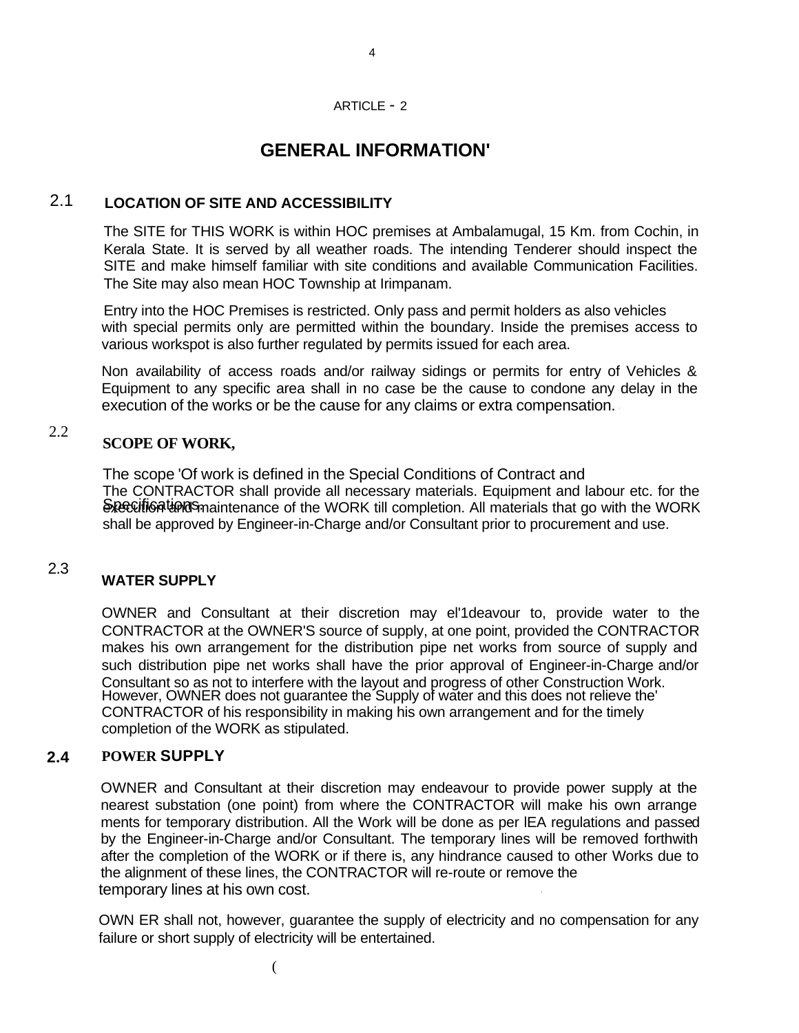ARTICLE - 2

# GENERAL INFORMATION'

## 2.1 LOCATION OF SITE AND ACCESSIBILITY

The SITE for THIS WORK is within HOC premises at Ambalamugal, 15 Km. from Cochin, in Kerala State. It is served by all weather roads. The intending Tenderer should inspect the SITE and make himself familiar with site conditions and available Communication Facilities. The Site may also mean HOC Township at Irimpanam.

Entry into the HOC Premises is restricted. Only pass and permit holders as also vehicles with special permits only are permitted within the boundary. Inside the premises access to various workspot is also further regulated by permits issued for each area.

Non availability of access roads and/or railway sidings or permits for entry of Vehicles & Equipment to any specific area shall in no case be the cause to condone any delay in the execution of the works or be the cause for any claims or extra compensation.

## 2.2 SCOPE OF WORK,

The scope 'Of work is defined in the Special Conditions of Contract and Specifications.

The CONTRACTOR shall provide all necessary materials. Equipment and labour etc. for the execution and maintenance of the WORK till completion. All materials that go with the WORK shall be approved by Engineer-in-Charge and/or Consultant prior to procurement and use.

## 2.3 WATER SUPPLY

OWNER and Consultant at their discretion may el'1deavour to, provide water to the CONTRACTOR at the OWNER'S source of supply, at one point, provided the CONTRACTOR makes his own arrangement for the distribution pipe net works from source of supply and such distribution pipe net works shall have the prior approval of Engineer-in-Charge and/or Consultant so as not to interfere with the layout and progress of other Construction Work. However, OWNER does not guarantee the Supply of water and this does not relieve the' CONTRACTOR of his responsibility in making his own arrangement and for the timely completion of the WORK as stipulated.

## 2.4 POWER SUPPLY

OWNER and Consultant at their discretion may endeavour to provide power supply at the nearest substation (one point) from where the CONTRACTOR will make his own arrange ments for temporary distribution. All the Work will be done as per lEA regulations and passed by the Engineer-in-Charge and/or Consultant. The temporary lines will be removed forthwith after the completion of the WORK or if there is, any hindrance caused to other Works due to the alignment of these lines, the CONTRACTOR will re-route or remove the temporary lines at his own cost.

OWN ER shall not, however, guarantee the supply of electricity and no compensation for any failure or short supply of electricity will be entertained.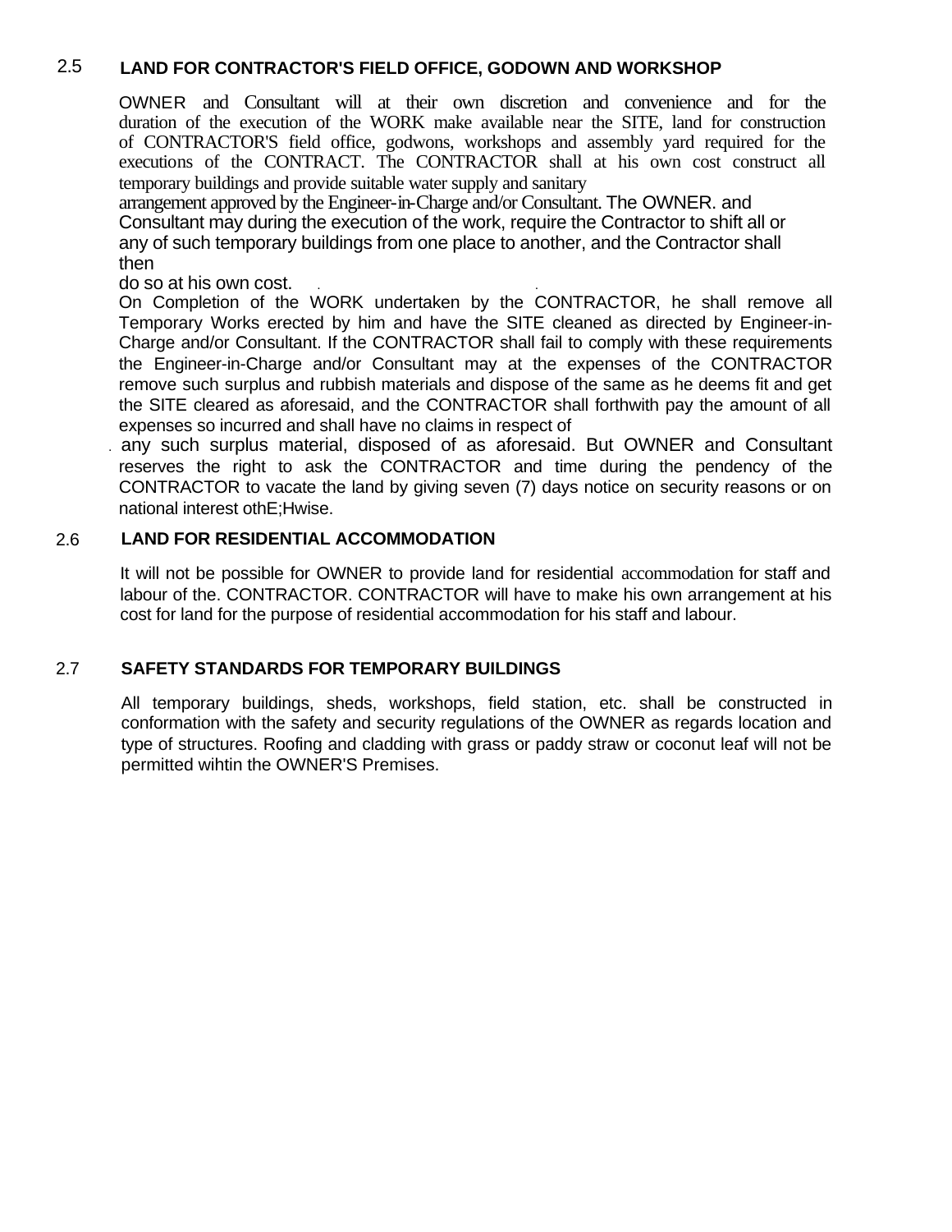## 2.5 LAND FOR CONTRACTOR'S FIELD OFFICE, GODOWN AND WORKSHOP

OWNER and Consultant will at their own discretion and convenience and for the duration of the execution of the WORK make available near the SITE, land for construction of CONTRACTOR'S field office, godwons, workshops and assembly yard required for the executions of the CONTRACT. The CONTRACTOR shall at his own cost construct all temporary buildings and provide suitable water supply and sanitary arrangement approved by the Engineer-in-Charge and/or Consultant. The OWNER. and Consultant may during the execution of the work, require the Contractor to shift all or any of such temporary buildings from one place to another, and the Contractor shall then do so at his own cost.

On Completion of the WORK undertaken by the CONTRACTOR, he shall remove all Temporary Works erected by him and have the SITE cleaned as directed by Engineer-in-Charge and/or Consultant. If the CONTRACTOR shall fail to comply with these requirements the Engineer-in-Charge and/or Consultant may at the expenses of the CONTRACTOR remove such surplus and rubbish materials and dispose of the same as he deems fit and get the SITE cleared as aforesaid, and the CONTRACTOR shall forthwith pay the amount of all expenses so incurred and shall have no claims in respect of any such surplus material, disposed of as aforesaid. But OWNER and Consultant reserves the right to ask the CONTRACTOR and time during the pendency of the CONTRACTOR to vacate the land by giving seven (7) days notice on security reasons or on national interest othE;Hwise.

## 2.6 LAND FOR RESIDENTIAL ACCOMMODATION

It will not be possible for OWNER to provide land for residential accommodation for staff and labour of the. CONTRACTOR. CONTRACTOR will have to make his own arrangement at his cost for land for the purpose of residential accommodation for his staff and labour.

## 2.7 SAFETY STANDARDS FOR TEMPORARY BUILDINGS

All temporary buildings, sheds, workshops, field station, etc. shall be constructed in conformation with the safety and security regulations of the OWNER as regards location and type of structures. Roofing and cladding with grass or paddy straw or coconut leaf will not be permitted wihtin the OWNER'S Premises.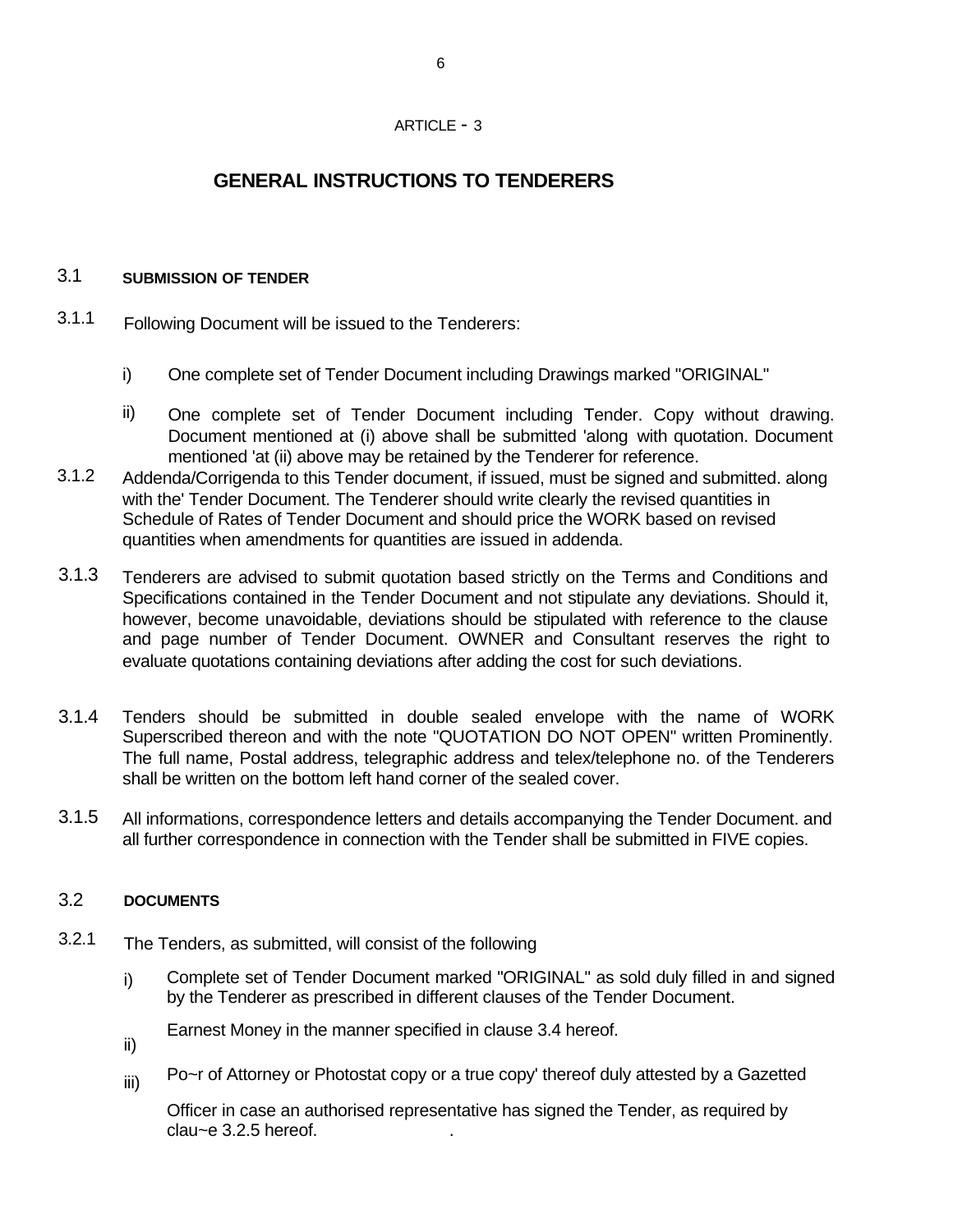ARTICLE - 3

# GENERAL INSTRUCTIONS TO TENDERERS

## 3.1 SUBMISSION OF TENDER

3.1.1 Following Document will be issued to the Tenderers:

i) One complete set of Tender Document including Drawings marked "ORIGINAL"

ii) One complete set of Tender Document including Tender. Copy without drawing. Document mentioned at (i) above shall be submitted 'along with quotation. Document mentioned 'at (ii) above may be retained by the Tenderer for reference.

3.1.2 Addenda/Corrigenda to this Tender document, if issued, must be signed and submitted. along with the' Tender Document. The Tenderer should write clearly the revised quantities in Schedule of Rates of Tender Document and should price the WORK based on revised quantities when amendments for quantities are issued in addenda.

3.1.3 Tenderers are advised to submit quotation based strictly on the Terms and Conditions and Specifications contained in the Tender Document and not stipulate any deviations. Should it, however, become unavoidable, deviations should be stipulated with reference to the clause and page number of Tender Document. OWNER and Consultant reserves the right to evaluate quotations containing deviations after adding the cost for such deviations.

3.1.4 Tenders should be submitted in double sealed envelope with the name of WORK Superscribed thereon and with the note "QUOTATION DO NOT OPEN" written Prominently. The full name, Postal address, telegraphic address and telex/telephone no. of the Tenderers shall be written on the bottom left hand corner of the sealed cover.

3.1.5 All informations, correspondence letters and details accompanying the Tender Document. and all further correspondence in connection with the Tender shall be submitted in FIVE copies.

## 3.2 DOCUMENTS

3.2.1 The Tenders, as submitted, will consist of the following

i) Complete set of Tender Document marked "ORIGINAL" as sold duly filled in and signed by the Tenderer as prescribed in different clauses of the Tender Document.

ii) Earnest Money in the manner specified in clause 3.4 hereof.

iii) Po~r of Attorney or Photostat copy or a true copy' thereof duly attested by a Gazetted Officer in case an authorised representative has signed the Tender, as required by clau~e 3.2.5 hereof.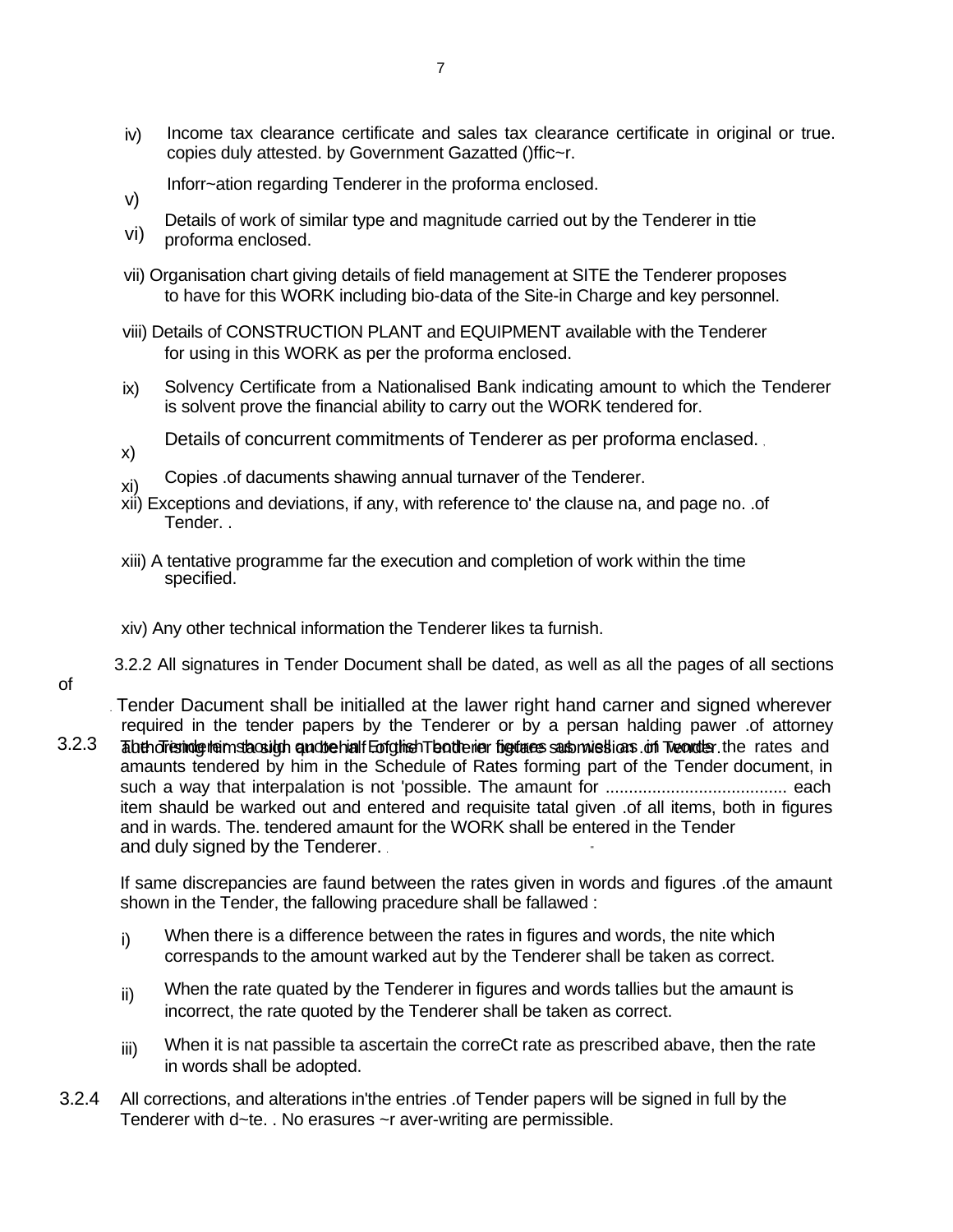iv) Income tax clearance certificate and sales tax clearance certificate in original or true. copies duly attested. by Government Gazatted ()ffic~r.

v) Inforr~ation regarding Tenderer in the proforma enclosed.

vi) Details of work of similar type and magnitude carried out by the Tenderer in ttie proforma enclosed.

vii) Organisation chart giving details of field management at SITE the Tenderer proposes to have for this WORK including bio-data of the Site-in Charge and key personnel.

viii) Details of CONSTRUCTION PLANT and EQUIPMENT available with the Tenderer for using in this WORK as per the proforma enclosed.

ix) Solvency Certificate from a Nationalised Bank indicating amount to which the Tenderer is solvent prove the financial ability to carry out the WORK tendered for.

x) Details of concurrent commitments of Tenderer as per proforma enclased.

xi) Copies .of dacuments shawing annual turnaver of the Tenderer.

xii) Exceptions and deviations, if any, with reference to' the clause na, and page no. .of Tender.

xiii) A tentative programme far the execution and completion of work within the time specified.

xiv) Any other technical information the Tenderer likes ta furnish.

3.2.2 All signatures in Tender Document shall be dated, as well as all the pages of all sections of Tender Dacument shall be initialled at the lawer right hand carner and signed wherever required in the tender papers by the Tenderer or by a persan halding pawer .of attorney authorising him to sign on behalf of the Tenderer before submission of Tender.

3.2.3 The Tenderer should quote in English both in figures as well as in words the rates and amaunts tendered by him in the Schedule of Rates forming part of the Tender document, in such a way that interpalation is not 'possible. The amaunt for ...................................... each item shauld be warked out and entered and requisite tatal given .of all items, both in figures and in wards. The. tendered amaunt for the WORK shall be entered in the Tender and duly signed by the Tenderer.

If same discrepancies are faund between the rates given in words and figures .of the amaunt shown in the Tender, the fallowing pracedure shall be fallawed :

i) When there is a difference between the rates in figures and words, the nite which correspands to the amount warked aut by the Tenderer shall be taken as correct.

ii) When the rate quated by the Tenderer in figures and words tallies but the amaunt is incorrect, the rate quoted by the Tenderer shall be taken as correct.

iii) When it is nat passible ta ascertain the correCt rate as prescribed abave, then the rate in words shall be adopted.

3.2.4 All corrections, and alterations in'the entries .of Tender papers will be signed in full by the Tenderer with d~te. . No erasures ~r aver-writing are permissible.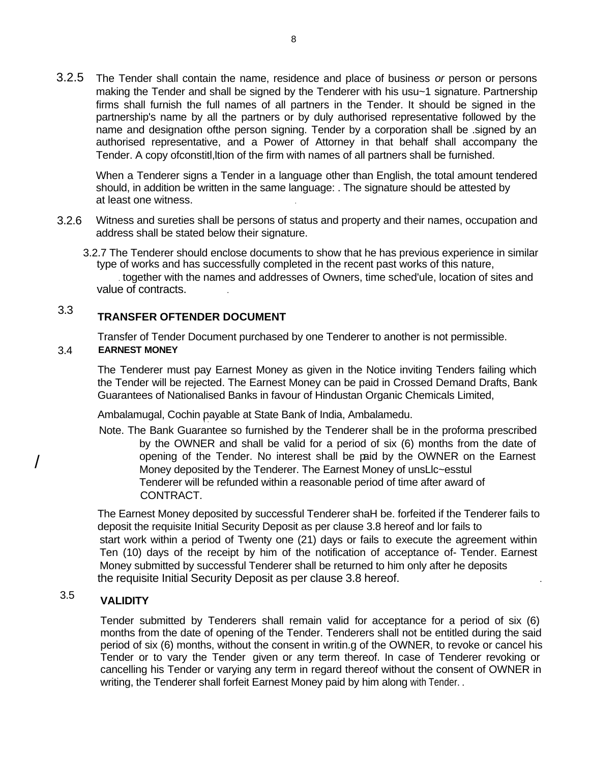3.2.5 The Tender shall contain the name, residence and place of business *or* person or persons making the Tender and shall be signed by the Tenderer with his usu~1 signature. Partnership firms shall furnish the full names of all partners in the Tender. It should be signed in the partnership's name by all the partners or by duly authorised representative followed by the name and designation ofthe person signing. Tender by a corporation shall be .signed by an authorised representative, and a Power of Attorney in that behalf shall accompany the Tender. A copy ofconstitl,ltion of the firm with names of all partners shall be furnished.

When a Tenderer signs a Tender in a language other than English, the total amount tendered should, in addition be written in the same language: . The signature should be attested by at least one witness.

3.2.6 Witness and sureties shall be persons of status and property and their names, occupation and address shall be stated below their signature.

3.2.7 The Tenderer should enclose documents to show that he has previous experience in similar type of works and has successfully completed in the recent past works of this nature, together with the names and addresses of Owners, time sched'ule, location of sites and value of contracts.

## 3.3 TRANSFER OFTENDER DOCUMENT

Transfer of Tender Document purchased by one Tenderer to another is not permissible.

## 3.4 EARNEST MONEY

The Tenderer must pay Earnest Money as given in the Notice inviting Tenders failing which the Tender will be rejected. The Earnest Money can be paid in Crossed Demand Drafts, Bank Guarantees of Nationalised Banks in favour of Hindustan Organic Chemicals Limited,

Ambalamugal, Cochin payable at State Bank of India, Ambalamedu.

Note. The Bank Guarantee so furnished by the Tenderer shall be in the proforma prescribed by the OWNER and shall be valid for a period of six (6) months from the date of opening of the Tender. No interest shall be paid by the OWNER on the Earnest Money deposited by the Tenderer. The Earnest Money of unsLlc~esstul Tenderer will be refunded within a reasonable period of time after award of CONTRACT.

The Earnest Money deposited by successful Tenderer shaH be. forfeited if the Tenderer fails to deposit the requisite Initial Security Deposit as per clause 3.8 hereof and lor fails to start work within a period of Twenty one (21) days or fails to execute the agreement within Ten (10) days of the receipt by him of the notification of acceptance of- Tender. Earnest Money submitted by successful Tenderer shall be returned to him only after he deposits the requisite Initial Security Deposit as per clause 3.8 hereof.

## 3.5 VALIDITY

Tender submitted by Tenderers shall remain valid for acceptance for a period of six (6) months from the date of opening of the Tender. Tenderers shall not be entitled during the said period of six (6) months, without the consent in writin.g of the OWNER, to revoke or cancel his Tender or to vary the Tender given or any term thereof. In case of Tenderer revoking or cancelling his Tender or varying any term in regard thereof without the consent of OWNER in writing, the Tenderer shall forfeit Earnest Money paid by him along with Tender.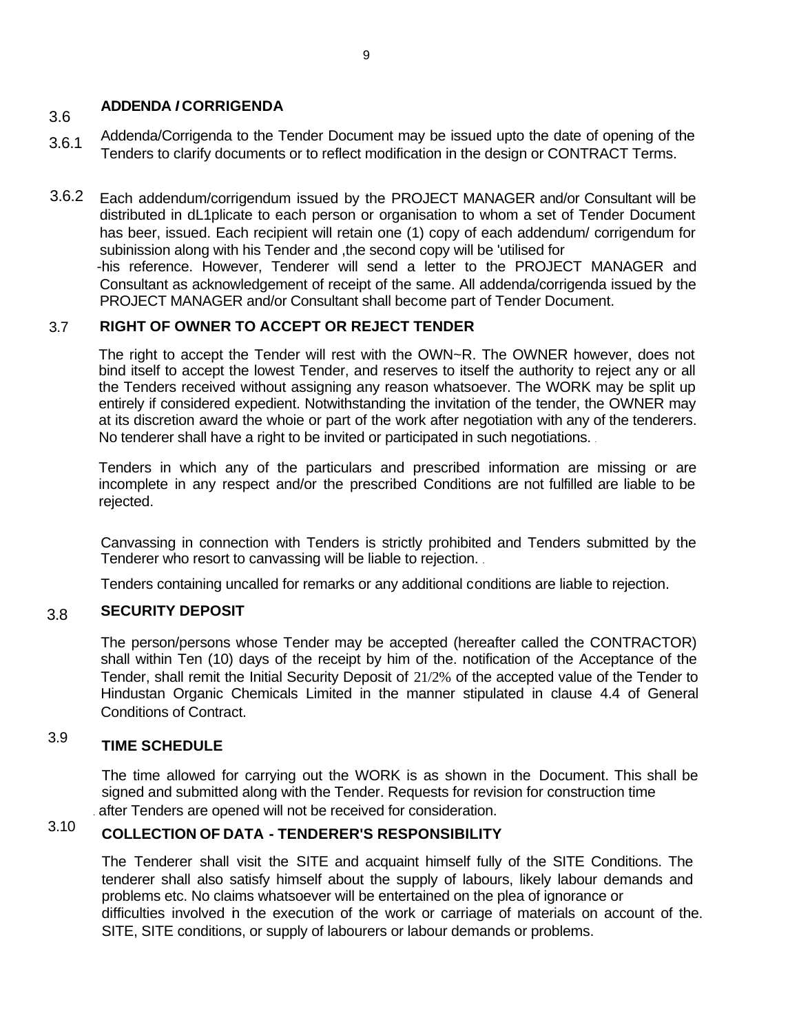## 3.6 ADDENDA / CORRIGENDA

3.6.1 Addenda/Corrigenda to the Tender Document may be issued upto the date of opening of the Tenders to clarify documents or to reflect modification in the design or CONTRACT Terms.

3.6.2 Each addendum/corrigendum issued by the PROJECT MANAGER and/or Consultant will be distributed in dL1plicate to each person or organisation to whom a set of Tender Document has beer, issued. Each recipient will retain one (1) copy of each addendum/ corrigendum for subinission along with his Tender and ,the second copy will be 'utilised for -his reference. However, Tenderer will send a letter to the PROJECT MANAGER and Consultant as acknowledgement of receipt of the same. All addenda/corrigenda issued by the PROJECT MANAGER and/or Consultant shall become part of Tender Document.

## 3.7 RIGHT OF OWNER TO ACCEPT OR REJECT TENDER

The right to accept the Tender will rest with the OWN~R. The OWNER however, does not bind itself to accept the lowest Tender, and reserves to itself the authority to reject any or all the Tenders received without assigning any reason whatsoever. The WORK may be split up entirely if considered expedient. Notwithstanding the invitation of the tender, the OWNER may at its discretion award the whoie or part of the work after negotiation with any of the tenderers. No tenderer shall have a right to be invited or participated in such negotiations.

Tenders in which any of the particulars and prescribed information are missing or are incomplete in any respect and/or the prescribed Conditions are not fulfilled are liable to be rejected.

Canvassing in connection with Tenders is strictly prohibited and Tenders submitted by the Tenderer who resort to canvassing will be liable to rejection.

Tenders containing uncalled for remarks or any additional conditions are liable to rejection.

## 3.8 SECURITY DEPOSIT

The person/persons whose Tender may be accepted (hereafter called the CONTRACTOR) shall within Ten (10) days of the receipt by him of the. notification of the Acceptance of the Tender, shall remit the Initial Security Deposit of 21/2% of the accepted value of the Tender to Hindustan Organic Chemicals Limited in the manner stipulated in clause 4.4 of General Conditions of Contract.

## 3.9 TIME SCHEDULE

The time allowed for carrying out the WORK is as shown in the Document. This shall be signed and submitted along with the Tender. Requests for revision for construction time after Tenders are opened will not be received for consideration.

## 3.10 COLLECTION OF DATA - TENDERER'S RESPONSIBILITY

The Tenderer shall visit the SITE and acquaint himself fully of the SITE Conditions. The tenderer shall also satisfy himself about the supply of labours, likely labour demands and problems etc. No claims whatsoever will be entertained on the plea of ignorance or difficulties involved in the execution of the work or carriage of materials on account of the. SITE, SITE conditions, or supply of labourers or labour demands or problems.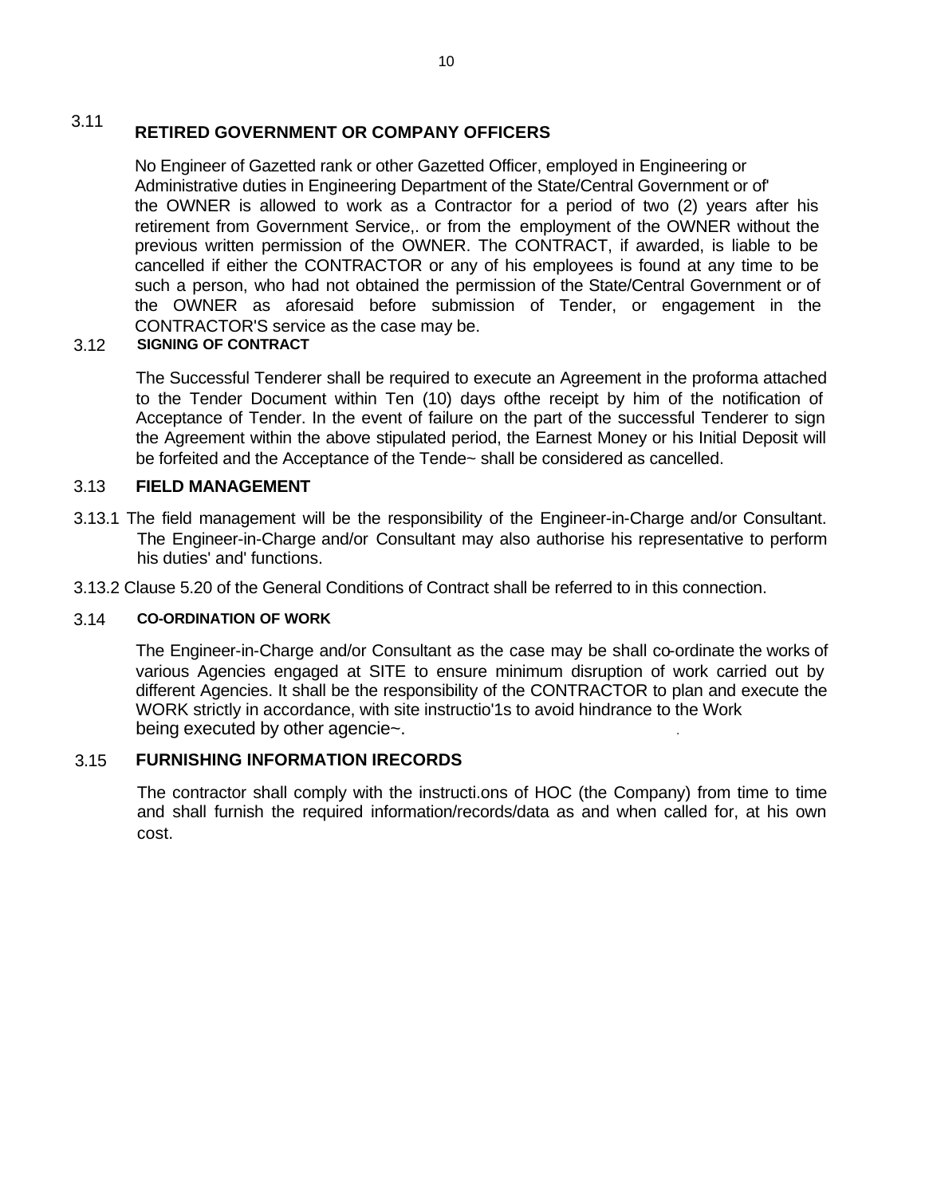## 3.11 RETIRED GOVERNMENT OR COMPANY OFFICERS

No Engineer of Gazetted rank or other Gazetted Officer, employed in Engineering or Administrative duties in Engineering Department of the State/Central Government or of' the OWNER is allowed to work as a Contractor for a period of two (2) years after his retirement from Government Service,. or from the employment of the OWNER without the previous written permission of the OWNER. The CONTRACT, if awarded, is liable to be cancelled if either the CONTRACTOR or any of his employees is found at any time to be such a person, who had not obtained the permission of the State/Central Government or of the OWNER as aforesaid before submission of Tender, or engagement in the CONTRACTOR'S service as the case may be.

## 3.12 SIGNING OF CONTRACT

The Successful Tenderer shall be required to execute an Agreement in the proforma attached to the Tender Document within Ten (10) days ofthe receipt by him of the notification of Acceptance of Tender. In the event of failure on the part of the successful Tenderer to sign the Agreement within the above stipulated period, the Earnest Money or his Initial Deposit will be forfeited and the Acceptance of the Tende~ shall be considered as cancelled.

## 3.13 FIELD MANAGEMENT

3.13.1 The field management will be the responsibility of the Engineer-in-Charge and/or Consultant. The Engineer-in-Charge and/or Consultant may also authorise his representative to perform his duties' and' functions.

3.13.2 Clause 5.20 of the General Conditions of Contract shall be referred to in this connection.

## 3.14 CO-ORDINATION OF WORK

The Engineer-in-Charge and/or Consultant as the case may be shall co-ordinate the works of various Agencies engaged at SITE to ensure minimum disruption of work carried out by different Agencies. It shall be the responsibility of the CONTRACTOR to plan and execute the WORK strictly in accordance, with site instructio'1s to avoid hindrance to the Work being executed by other agencie~.

## 3.15 FURNISHING INFORMATION IRECORDS

The contractor shall comply with the instructi.ons of HOC (the Company) from time to time and shall furnish the required information/records/data as and when called for, at his own cost.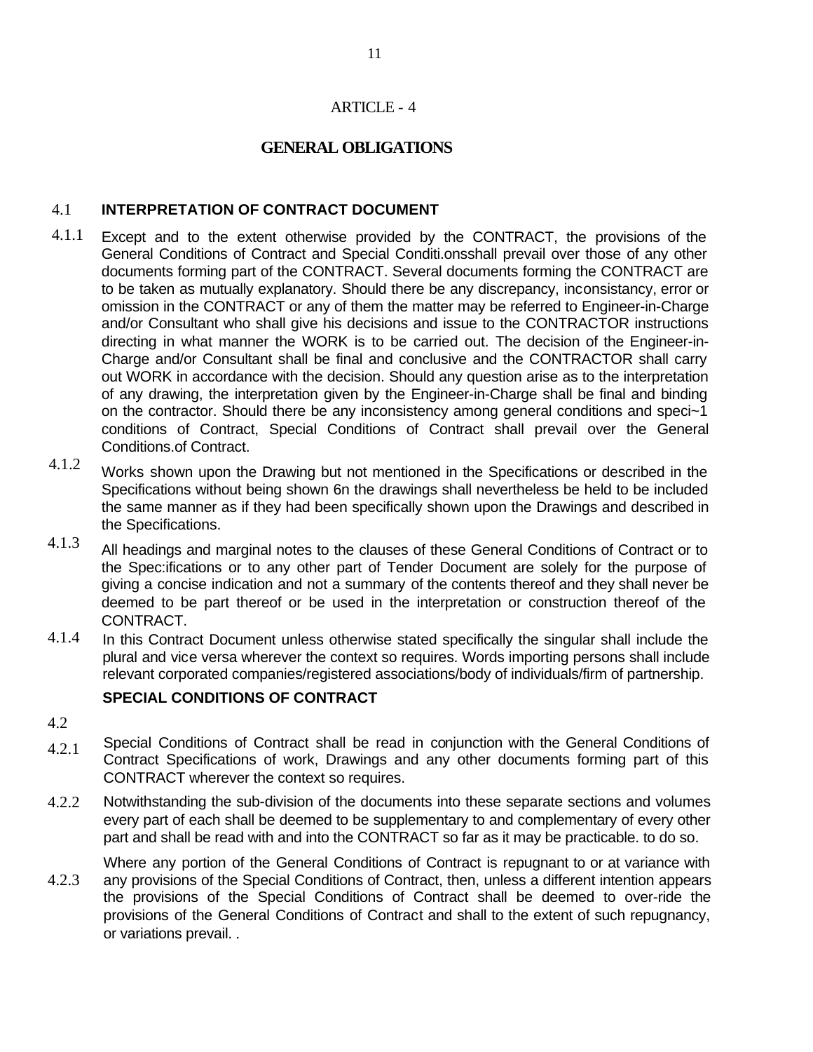# ARTICLE - 4

## GENERAL OBLIGATIONS

### 4.1 INTERPRETATION OF CONTRACT DOCUMENT

4.1.1 Except and to the extent otherwise provided by the CONTRACT, the provisions of the General Conditions of Contract and Special Conditi.onsshall prevail over those of any other documents forming part of the CONTRACT. Several documents forming the CONTRACT are to be taken as mutually explanatory. Should there be any discrepancy, inconsistancy, error or omission in the CONTRACT or any of them the matter may be referred to Engineer-in-Charge and/or Consultant who shall give his decisions and issue to the CONTRACTOR instructions directing in what manner the WORK is to be carried out. The decision of the Engineer-in-Charge and/or Consultant shall be final and conclusive and the CONTRACTOR shall carry out WORK in accordance with the decision. Should any question arise as to the interpretation of any drawing, the interpretation given by the Engineer-in-Charge shall be final and binding on the contractor. Should there be any inconsistency among general conditions and speci~1 conditions of Contract, Special Conditions of Contract shall prevail over the General Conditions.of Contract.

4.1.2 Works shown upon the Drawing but not mentioned in the Specifications or described in the Specifications without being shown 6n the drawings shall nevertheless be held to be included the same manner as if they had been specifically shown upon the Drawings and described in the Specifications.

4.1.3 All headings and marginal notes to the clauses of these General Conditions of Contract or to the Spec:ifications or to any other part of Tender Document are solely for the purpose of giving a concise indication and not a summary of the contents thereof and they shall never be deemed to be part thereof or be used in the interpretation or construction thereof of the CONTRACT.

4.1.4 In this Contract Document unless otherwise stated specifically the singular shall include the plural and vice versa wherever the context so requires. Words importing persons shall include relevant corporated companies/registered associations/body of individuals/firm of partnership.

### 4.2 SPECIAL CONDITIONS OF CONTRACT

4.2.1 Special Conditions of Contract shall be read in conjunction with the General Conditions of Contract Specifications of work, Drawings and any other documents forming part of this CONTRACT wherever the context so requires.

4.2.2 Notwithstanding the sub-division of the documents into these separate sections and volumes every part of each shall be deemed to be supplementary to and complementary of every other part and shall be read with and into the CONTRACT so far as it may be practicable. to do so.

4.2.3 Where any portion of the General Conditions of Contract is repugnant to or at variance with any provisions of the Special Conditions of Contract, then, unless a different intention appears the provisions of the Special Conditions of Contract shall be deemed to over-ride the provisions of the General Conditions of Contract and shall to the extent of such repugnancy, or variations prevail. .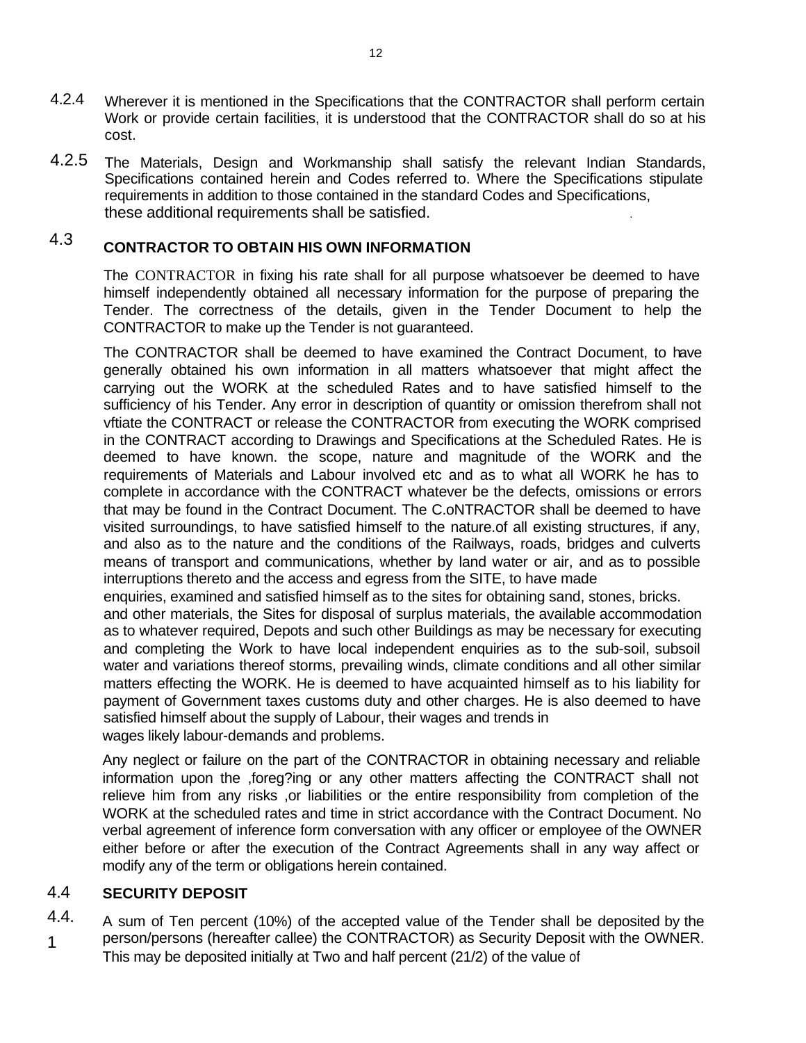4.2.4 Wherever it is mentioned in the Specifications that the CONTRACTOR shall perform certain Work or provide certain facilities, it is understood that the CONTRACTOR shall do so at his cost.

4.2.5 The Materials, Design and Workmanship shall satisfy the relevant Indian Standards, Specifications contained herein and Codes referred to. Where the Specifications stipulate requirements in addition to those contained in the standard Codes and Specifications, these additional requirements shall be satisfied.

## 4.3 CONTRACTOR TO OBTAIN HIS OWN INFORMATION

The CONTRACTOR in fixing his rate shall for all purpose whatsoever be deemed to have himself independently obtained all necessary information for the purpose of preparing the Tender. The correctness of the details, given in the Tender Document to help the CONTRACTOR to make up the Tender is not guaranteed.

The CONTRACTOR shall be deemed to have examined the Contract Document, to have generally obtained his own information in all matters whatsoever that might affect the carrying out the WORK at the scheduled Rates and to have satisfied himself to the sufficiency of his Tender. Any error in description of quantity or omission therefrom shall not vftiate the CONTRACT or release the CONTRACTOR from executing the WORK comprised in the CONTRACT according to Drawings and Specifications at the Scheduled Rates. He is deemed to have known. the scope, nature and magnitude of the WORK and the requirements of Materials and Labour involved etc and as to what all WORK he has to complete in accordance with the CONTRACT whatever be the defects, omissions or errors that may be found in the Contract Document. The C.oNTRACTOR shall be deemed to have visited surroundings, to have satisfied himself to the nature.of all existing structures, if any, and also as to the nature and the conditions of the Railways, roads, bridges and culverts means of transport and communications, whether by land water or air, and as to possible interruptions thereto and the access and egress from the SITE, to have made enquiries, examined and satisfied himself as to the sites for obtaining sand, stones, bricks. and other materials, the Sites for disposal of surplus materials, the available accommodation as to whatever required, Depots and such other Buildings as may be necessary for executing and completing the Work to have local independent enquiries as to the sub-soil, subsoil water and variations thereof storms, prevailing winds, climate conditions and all other similar matters effecting the WORK. He is deemed to have acquainted himself as to his liability for payment of Government taxes customs duty and other charges. He is also deemed to have satisfied himself about the supply of Labour, their wages and trends in wages likely labour-demands and problems.

Any neglect or failure on the part of the CONTRACTOR in obtaining necessary and reliable information upon the ,foreg?ing or any other matters affecting the CONTRACT shall not relieve him from any risks ,or liabilities or the entire responsibility from completion of the WORK at the scheduled rates and time in strict accordance with the Contract Document. No verbal agreement of inference form conversation with any officer or employee of the OWNER either before or after the execution of the Contract Agreements shall in any way affect or modify any of the term or obligations herein contained.

## 4.4 SECURITY DEPOSIT

4.4.1 A sum of Ten percent (10%) of the accepted value of the Tender shall be deposited by the person/persons (hereafter callee) the CONTRACTOR) as Security Deposit with the OWNER. This may be deposited initially at Two and half percent (21/2) of the value of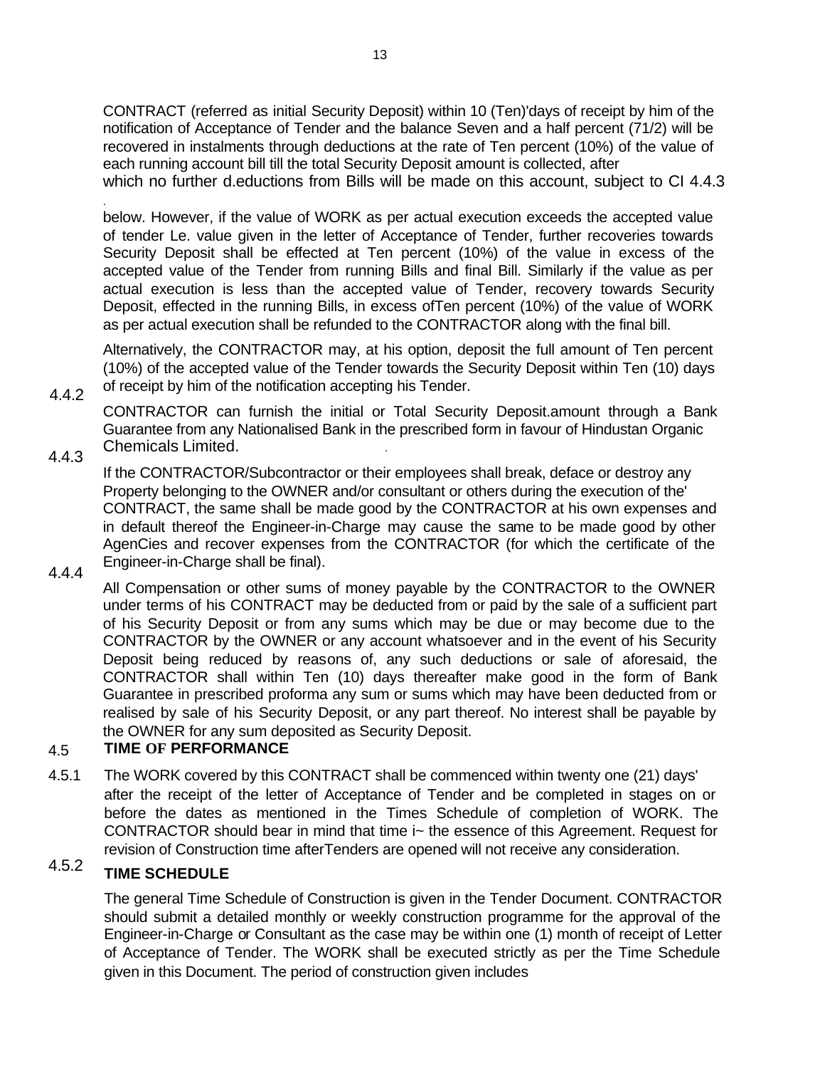CONTRACT (referred as initial Security Deposit) within 10 (Ten)'days of receipt by him of the notification of Acceptance of Tender and the balance Seven and a half percent (71/2) will be recovered in instalments through deductions at the rate of Ten percent (10%) of the value of each running account bill till the total Security Deposit amount is collected, after which no further d.eductions from Bills will be made on this account, subject to CI 4.4.3 below. However, if the value of WORK as per actual execution exceeds the accepted value of tender Le. value given in the letter of Acceptance of Tender, further recoveries towards Security Deposit shall be effected at Ten percent (10%) of the value in excess of the accepted value of the Tender from running Bills and final Bill. Similarly if the value as per actual execution is less than the accepted value of Tender, recovery towards Security Deposit, effected in the running Bills, in excess ofTen percent (10%) of the value of WORK as per actual execution shall be refunded to the CONTRACTOR along with the final bill.

Alternatively, the CONTRACTOR may, at his option, deposit the full amount of Ten percent (10%) of the accepted value of the Tender towards the Security Deposit within Ten (10) days of receipt by him of the notification accepting his Tender.

4.4.2 CONTRACTOR can furnish the initial or Total Security Deposit.amount through a Bank Guarantee from any Nationalised Bank in the prescribed form in favour of Hindustan Organic Chemicals Limited.

4.4.3 If the CONTRACTOR/Subcontractor or their employees shall break, deface or destroy any Property belonging to the OWNER and/or consultant or others during the execution of the' CONTRACT, the same shall be made good by the CONTRACTOR at his own expenses and in default thereof the Engineer-in-Charge may cause the same to be made good by other AgenCies and recover expenses from the CONTRACTOR (for which the certificate of the Engineer-in-Charge shall be final).

4.4.4 All Compensation or other sums of money payable by the CONTRACTOR to the OWNER under terms of his CONTRACT may be deducted from or paid by the sale of a sufficient part of his Security Deposit or from any sums which may be due or may become due to the CONTRACTOR by the OWNER or any account whatsoever and in the event of his Security Deposit being reduced by reasons of, any such deductions or sale of aforesaid, the CONTRACTOR shall within Ten (10) days thereafter make good in the form of Bank Guarantee in prescribed proforma any sum or sums which may have been deducted from or realised by sale of his Security Deposit, or any part thereof. No interest shall be payable by the OWNER for any sum deposited as Security Deposit.

## 4.5 TIME OF PERFORMANCE

4.5.1 The WORK covered by this CONTRACT shall be commenced within twenty one (21) days' after the receipt of the letter of Acceptance of Tender and be completed in stages on or before the dates as mentioned in the Times Schedule of completion of WORK. The CONTRACTOR should bear in mind that time i~ the essence of this Agreement. Request for revision of Construction time afterTenders are opened will not receive any consideration.

### 4.5.2 TIME SCHEDULE

The general Time Schedule of Construction is given in the Tender Document. CONTRACTOR should submit a detailed monthly or weekly construction programme for the approval of the Engineer-in-Charge or Consultant as the case may be within one (1) month of receipt of Letter of Acceptance of Tender. The WORK shall be executed strictly as per the Time Schedule given in this Document. The period of construction given includes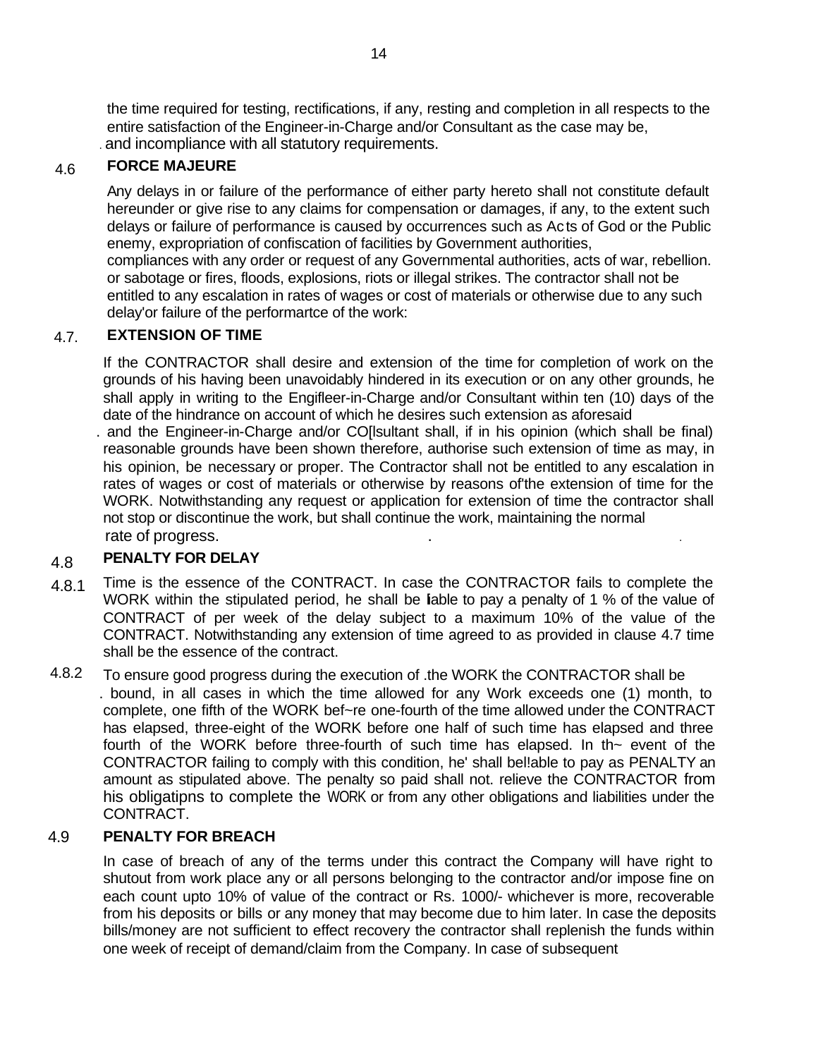the time required for testing, rectifications, if any, resting and completion in all respects to the entire satisfaction of the Engineer-in-Charge and/or Consultant as the case may be, . and incompliance with all statutory requirements.

## 4.6 FORCE MAJEURE

Any delays in or failure of the performance of either party hereto shall not constitute default hereunder or give rise to any claims for compensation or damages, if any, to the extent such delays or failure of performance is caused by occurrences such as Acts of God or the Public enemy, expropriation of confiscation of facilities by Government authorities, compliances with any order or request of any Governmental authorities, acts of war, rebellion. or sabotage or fires, floods, explosions, riots or illegal strikes. The contractor shall not be entitled to any escalation in rates of wages or cost of materials or otherwise due to any such delay'or failure of the performartce of the work:

## 4.7. EXTENSION OF TIME

If the CONTRACTOR shall desire and extension of the time for completion of work on the grounds of his having been unavoidably hindered in its execution or on any other grounds, he shall apply in writing to the Engifleer-in-Charge and/or Consultant within ten (10) days of the date of the hindrance on account of which he desires such extension as aforesaid . and the Engineer-in-Charge and/or CO[lsultant shall, if in his opinion (which shall be final) reasonable grounds have been shown therefore, authorise such extension of time as may, in his opinion, be necessary or proper. The Contractor shall not be entitled to any escalation in rates of wages or cost of materials or otherwise by reasons of'the extension of time for the WORK. Notwithstanding any request or application for extension of time the contractor shall not stop or discontinue the work, but shall continue the work, maintaining the normal rate of progress.

## 4.8 PENALTY FOR DELAY

4.8.1 Time is the essence of the CONTRACT. In case the CONTRACTOR fails to complete the WORK within the stipulated period, he shall be liable to pay a penalty of 1 % of the value of CONTRACT of per week of the delay subject to a maximum 10% of the value of the CONTRACT. Notwithstanding any extension of time agreed to as provided in clause 4.7 time shall be the essence of the contract.

4.8.2 To ensure good progress during the execution of .the WORK the CONTRACTOR shall be . bound, in all cases in which the time allowed for any Work exceeds one (1) month, to complete, one fifth of the WORK bef~re one-fourth of the time allowed under the CONTRACT has elapsed, three-eight of the WORK before one half of such time has elapsed and three fourth of the WORK before three-fourth of such time has elapsed. In th~ event of the CONTRACTOR failing to comply with this condition, he' shall bel!able to pay as PENALTY an amount as stipulated above. The penalty so paid shall not. relieve the CONTRACTOR from his obligatipns to complete the WORK or from any other obligations and liabilities under the CONTRACT.

## 4.9 PENALTY FOR BREACH

In case of breach of any of the terms under this contract the Company will have right to shutout from work place any or all persons belonging to the contractor and/or impose fine on each count upto 10% of value of the contract or Rs. 1000/- whichever is more, recoverable from his deposits or bills or any money that may become due to him later. In case the deposits bills/money are not sufficient to effect recovery the contractor shall replenish the funds within one week of receipt of demand/claim from the Company. In case of subsequent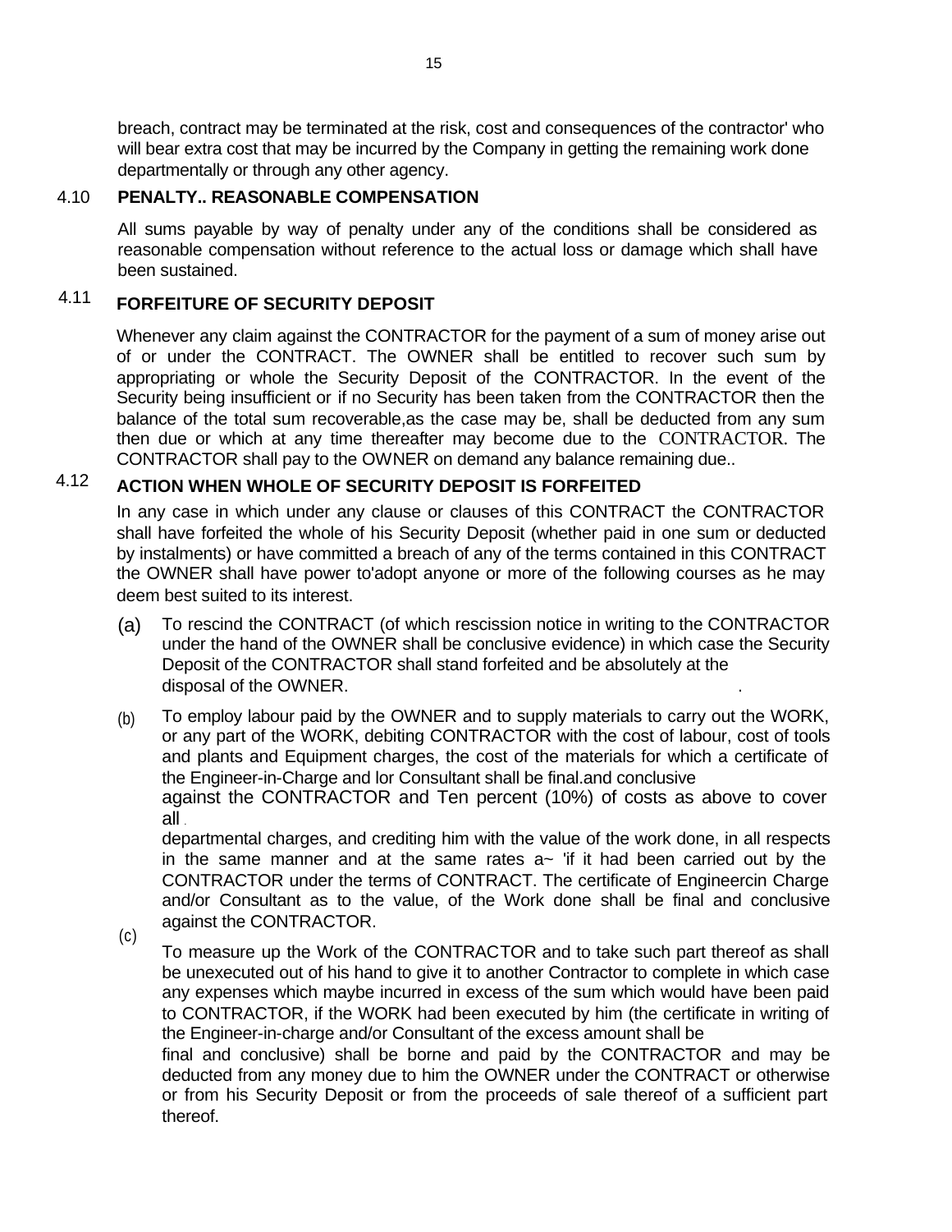breach, contract may be terminated at the risk, cost and consequences of the contractor' who will bear extra cost that may be incurred by the Company in getting the remaining work done departmentally or through any other agency.

### 4.10 PENALTY.. REASONABLE COMPENSATION

All sums payable by way of penalty under any of the conditions shall be considered as reasonable compensation without reference to the actual loss or damage which shall have been sustained.

### 4.11 FORFEITURE OF SECURITY DEPOSIT

Whenever any claim against the CONTRACTOR for the payment of a sum of money arise out of or under the CONTRACT. The OWNER shall be entitled to recover such sum by appropriating or whole the Security Deposit of the CONTRACTOR. In the event of the Security being insufficient or if no Security has been taken from the CONTRACTOR then the balance of the total sum recoverable,as the case may be, shall be deducted from any sum then due or which at any time thereafter may become due to the CONTRACTOR. The CONTRACTOR shall pay to the OWNER on demand any balance remaining due..

### 4.12 ACTION WHEN WHOLE OF SECURITY DEPOSIT IS FORFEITED

In any case in which under any clause or clauses of this CONTRACT the CONTRACTOR shall have forfeited the whole of his Security Deposit (whether paid in one sum or deducted by instalments) or have committed a breach of any of the terms contained in this CONTRACT the OWNER shall have power to'adopt anyone or more of the following courses as he may deem best suited to its interest.

(a) To rescind the CONTRACT (of which rescission notice in writing to the CONTRACTOR under the hand of the OWNER shall be conclusive evidence) in which case the Security Deposit of the CONTRACTOR shall stand forfeited and be absolutely at the disposal of the OWNER.

(b) To employ labour paid by the OWNER and to supply materials to carry out the WORK, or any part of the WORK, debiting CONTRACTOR with the cost of labour, cost of tools and plants and Equipment charges, the cost of the materials for which a certificate of the Engineer-in-Charge and lor Consultant shall be final.and conclusive against the CONTRACTOR and Ten percent (10%) of costs as above to cover all departmental charges, and crediting him with the value of the work done, in all respects in the same manner and at the same rates a~ 'if it had been carried out by the CONTRACTOR under the terms of CONTRACT. The certificate of Engineercin Charge and/or Consultant as to the value, of the Work done shall be final and conclusive against the CONTRACTOR.

(c) To measure up the Work of the CONTRACTOR and to take such part thereof as shall be unexecuted out of his hand to give it to another Contractor to complete in which case any expenses which maybe incurred in excess of the sum which would have been paid to CONTRACTOR, if the WORK had been executed by him (the certificate in writing of the Engineer-in-charge and/or Consultant of the excess amount shall be final and conclusive) shall be borne and paid by the CONTRACTOR and may be deducted from any money due to him the OWNER under the CONTRACT or otherwise or from his Security Deposit or from the proceeds of sale thereof of a sufficient part thereof.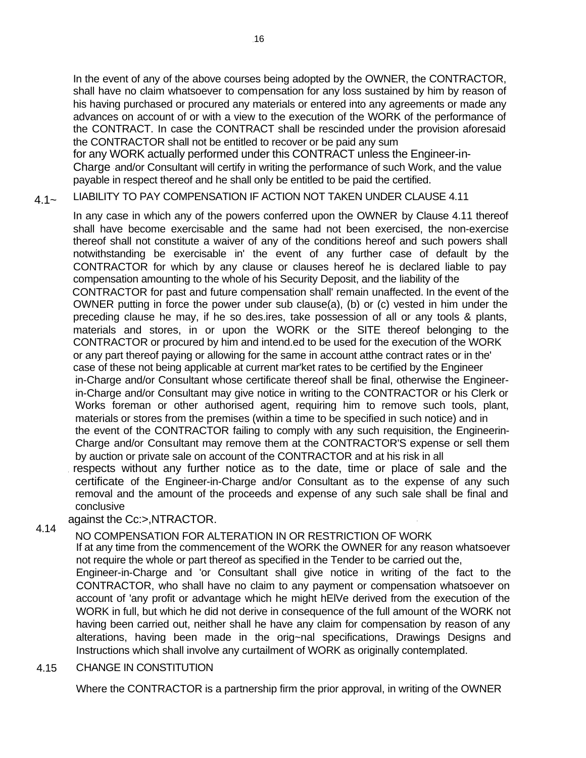In the event of any of the above courses being adopted by the OWNER, the CONTRACTOR, shall have no claim whatsoever to compensation for any loss sustained by him by reason of his having purchased or procured any materials or entered into any agreements or made any advances on account of or with a view to the execution of the WORK of the performance of the CONTRACT. In case the CONTRACT shall be rescinded under the provision aforesaid the CONTRACTOR shall not be entitled to recover or be paid any sum for any WORK actually performed under this CONTRACT unless the Engineer-in-Charge and/or Consultant will certify in writing the performance of such Work, and the value payable in respect thereof and he shall only be entitled to be paid the certified.

**4.1~ LIABILITY TO PAY COMPENSATION IF ACTION NOT TAKEN UNDER CLAUSE 4.11**

In any case in which any of the powers conferred upon the OWNER by Clause 4.11 thereof shall have become exercisable and the same had not been exercised, the non-exercise thereof shall not constitute a waiver of any of the conditions hereof and such powers shall notwithstanding be exercisable in' the event of any further case of default by the CONTRACTOR for which by any clause or clauses hereof he is declared liable to pay compensation amounting to the whole of his Security Deposit, and the liability of the CONTRACTOR for past and future compensation shall' remain unaffected. In the event of the OWNER putting in force the power under sub clause(a), (b) or (c) vested in him under the preceding clause he may, if he so des.ires, take possession of all or any tools & plants, materials and stores, in or upon the WORK or the SITE thereof belonging to the CONTRACTOR or procured by him and intend.ed to be used for the execution of the WORK or any part thereof paying or allowing for the same in account atthe contract rates or in the' case of these not being applicable at current mar'ket rates to be certified by the Engineer in-Charge and/or Consultant whose certificate thereof shall be final, otherwise the Engineer-in-Charge and/or Consultant may give notice in writing to the CONTRACTOR or his Clerk or Works foreman or other authorised agent, requiring him to remove such tools, plant, materials or stores from the premises (within a time to be specified in such notice) and in the event of the CONTRACTOR failing to comply with any such requisition, the Engineerin-Charge and/or Consultant may remove them at the CONTRACTOR'S expense or sell them by auction or private sale on account of the CONTRACTOR and at his risk in all respects without any further notice as to the date, time or place of sale and the certificate of the Engineer-in-Charge and/or Consultant as to the expense of any such removal and the amount of the proceeds and expense of any such sale shall be final and conclusive against the Cc:>,NTRACTOR.

**4.14 NO COMPENSATION FOR ALTERATION IN OR RESTRICTION OF WORK**

If at any time from the commencement of the WORK the OWNER for any reason whatsoever not require the whole or part thereof as specified in the Tender to be carried out the, Engineer-in-Charge and 'or Consultant shall give notice in writing of the fact to the CONTRACTOR, who shall have no claim to any payment or compensation whatsoever on account of 'any profit or advantage which he might hElVe derived from the execution of the WORK in full, but which he did not derive in consequence of the full amount of the WORK not having been carried out, neither shall he have any claim for compensation by reason of any alterations, having been made in the orig~nal specifications, Drawings Designs and Instructions which shall involve any curtailment of WORK as originally contemplated.

**4.15 CHANGE IN CONSTITUTION**

Where the CONTRACTOR is a partnership firm the prior approval, in writing of the OWNER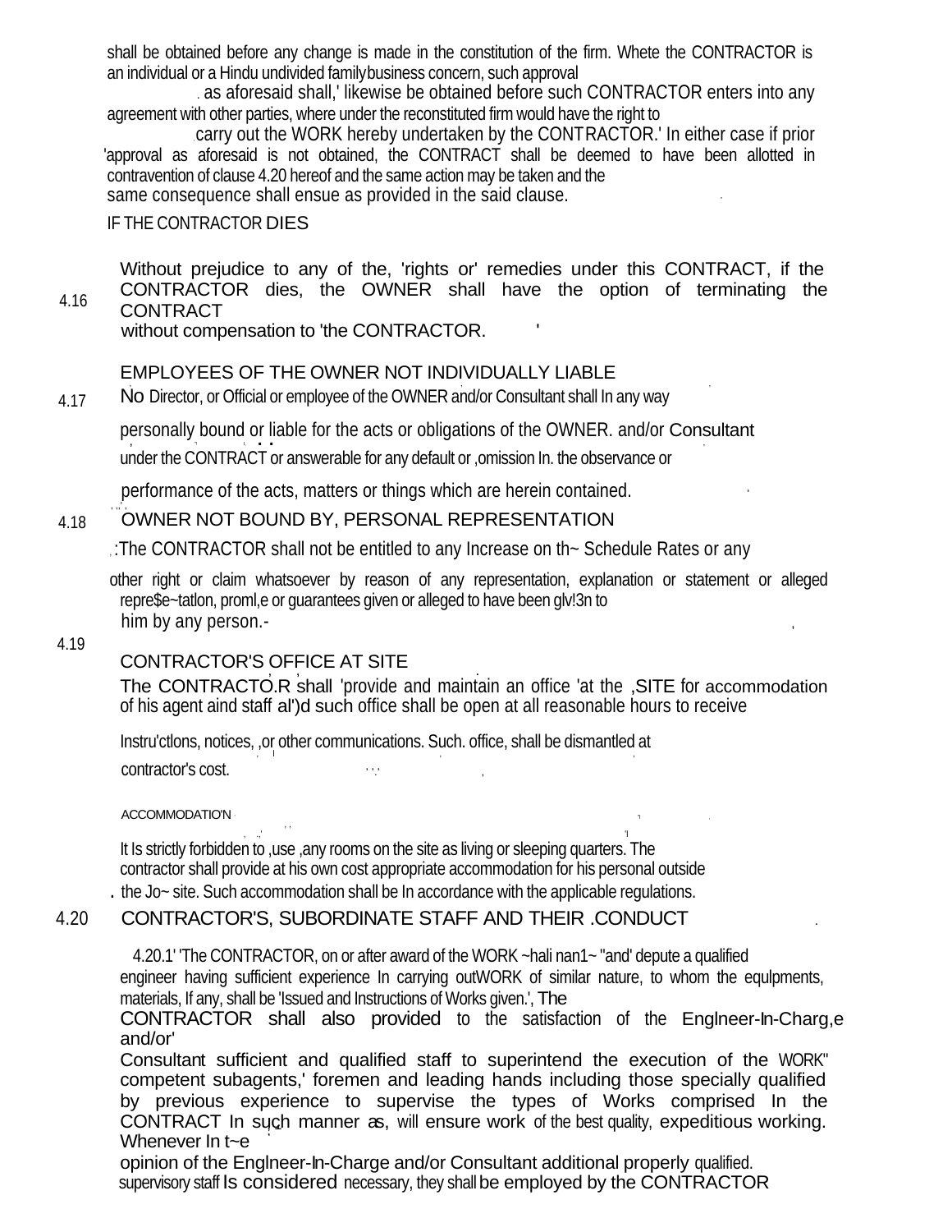shall be obtained before any change is made in the constitution of the firm. Whete the CONTRACTOR is an individual or a Hindu undivided family business concern, such approval as aforesaid shall,' likewise be obtained before such CONTRACTOR enters into any agreement with other parties, where under the reconstituted firm would have the right to carry out the WORK hereby undertaken by the CONTRACTOR.' In either case if prior 'approval as aforesaid is not obtained, the CONTRACT shall be deemed to have been allotted in contravention of clause 4.20 hereof and the same action may be taken and the same consequence shall ensue as provided in the said clause.

IF THE CONTRACTOR DIES

4.16 Without prejudice to any of the, 'rights or' remedies under this CONTRACT, if the CONTRACTOR dies, the OWNER shall have the option of terminating the CONTRACT without compensation to 'the CONTRACTOR.

4.17 EMPLOYEES OF THE OWNER NOT INDIVIDUALLY LIABLE

No Director, or Official or employee of the OWNER and/or Consultant shall In any way personally bound or liable for the acts or obligations of the OWNER. and/or Consultant under the CONTRACT or answerable for any default or ,omission In. the observance or performance of the acts, matters or things which are herein contained.

4.18 OWNER NOT BOUND BY, PERSONAL REPRESENTATION

:The CONTRACTOR shall not be entitled to any Increase on th~ Schedule Rates or any other right or claim whatsoever by reason of any representation, explanation or statement or alleged repre$e~tatlon, proml,e or guarantees given or alleged to have been glv!3n to him by any person.-

4.19 CONTRACTOR'S OFFICE AT SITE

The CONTRACTO.R shall 'provide and maintain an office 'at the ,SITE for accommodation of his agent aind staff al')d such office shall be open at all reasonable hours to receive Instru'ctlons, notices, ,or other communications. Such. office, shall be dismantled at contractor's cost.

ACCOMMODATIO'N

It Is strictly forbidden to ,use ,any rooms on the site as living or sleeping quarters. The contractor shall provide at his own cost appropriate accommodation for his personal outside the Jo~ site. Such accommodation shall be In accordance with the applicable regulations.

4.20 CONTRACTOR'S, SUBORDINATE STAFF AND THEIR .CONDUCT

4.20.1' 'The CONTRACTOR, on or after award of the WORK ~hali nan1~ "and' depute a qualified engineer having sufficient experience In carrying outWORK of similar nature, to whom the equlpments, materials, If any, shall be 'Issued and Instructions of Works given.', The CONTRACTOR shall also provided to the satisfaction of the Englneer-In-Charg,e and/or' Consultant sufficient and qualified staff to superintend the execution of the WORK" competent subagents,' foremen and leading hands including those specially qualified by previous experience to supervise the types of Works comprised In the CONTRACT In such manner as, will ensure work of the best quality, expeditious working. Whenever In t~e opinion of the Englneer-In-Charge and/or Consultant additional properly qualified. supervisory staff Is considered necessary, they shall be employed by the CONTRACTOR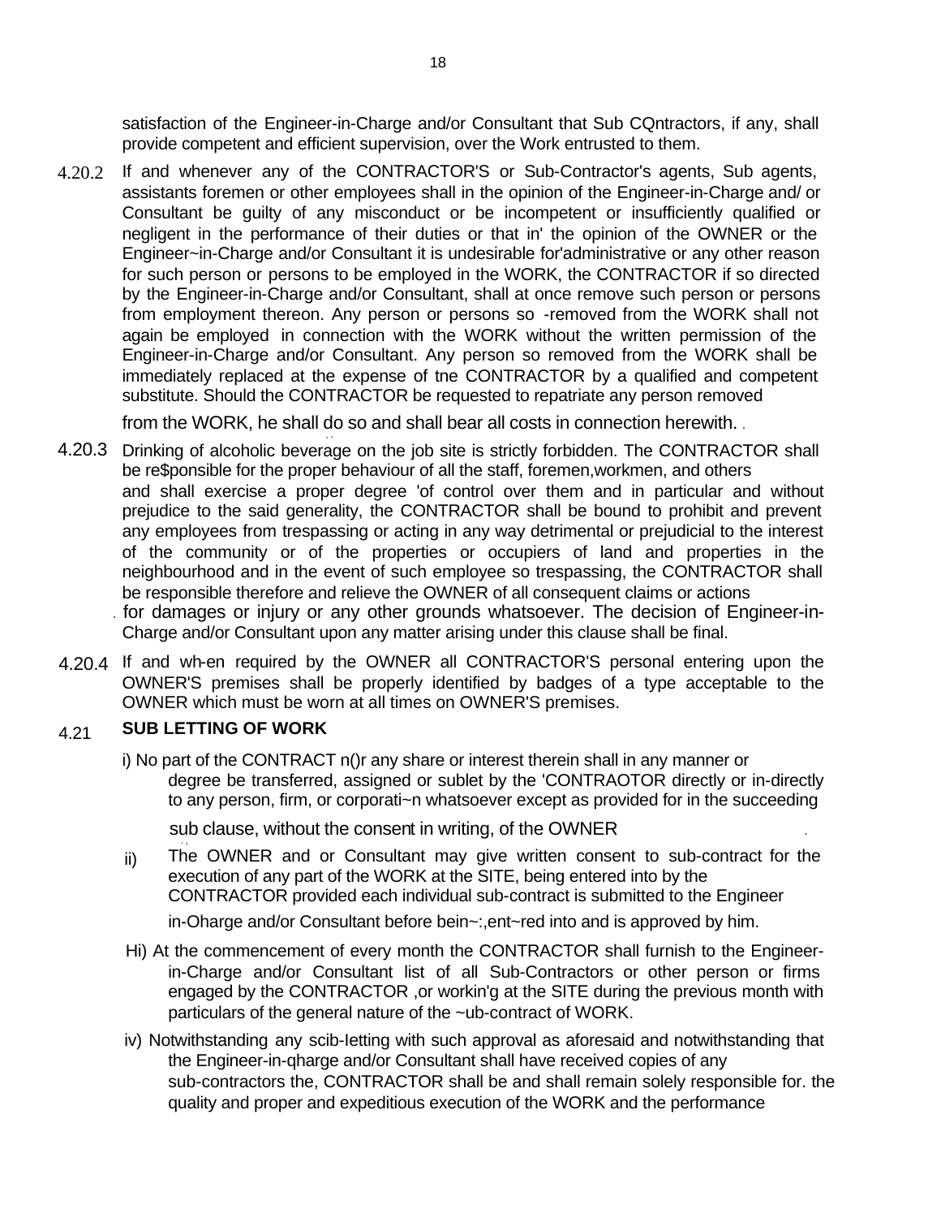satisfaction of the Engineer-in-Charge and/or Consultant that Sub CQntractors, if any, shall provide competent and efficient supervision, over the Work entrusted to them.

4.20.2 If and whenever any of the CONTRACTOR'S or Sub-Contractor's agents, Sub agents, assistants foremen or other employees shall in the opinion of the Engineer-in-Charge and/ or Consultant be guilty of any misconduct or be incompetent or insufficiently qualified or negligent in the performance of their duties or that in' the opinion of the OWNER or the Engineer~in-Charge and/or Consultant it is undesirable for'administrative or any other reason for such person or persons to be employed in the WORK, the CONTRACTOR if so directed by the Engineer-in-Charge and/or Consultant, shall at once remove such person or persons from employment thereon. Any person or persons so -removed from the WORK shall not again be employed in connection with the WORK without the written permission of the Engineer-in-Charge and/or Consultant. Any person so removed from the WORK shall be immediately replaced at the expense of tne CONTRACTOR by a qualified and competent substitute. Should the CONTRACTOR be requested to repatriate any person removed from the WORK, he shall do so and shall bear all costs in connection herewith.

4.20.3 Drinking of alcoholic beverage on the job site is strictly forbidden. The CONTRACTOR shall be re$ponsible for the proper behaviour of all the staff, foremen,workmen, and others and shall exercise a proper degree 'of control over them and in particular and without prejudice to the said generality, the CONTRACTOR shall be bound to prohibit and prevent any employees from trespassing or acting in any way detrimental or prejudicial to the interest of the community or of the properties or occupiers of land and properties in the neighbourhood and in the event of such employee so trespassing, the CONTRACTOR shall be responsible therefore and relieve the OWNER of all consequent claims or actions for damages or injury or any other grounds whatsoever. The decision of Engineer-in-Charge and/or Consultant upon any matter arising under this clause shall be final.

4.20.4 If and wh-en required by the OWNER all CONTRACTOR'S personal entering upon the OWNER'S premises shall be properly identified by badges of a type acceptable to the OWNER which must be worn at all times on OWNER'S premises.

## 4.21 SUB LETTING OF WORK

i) No part of the CONTRACT n()r any share or interest therein shall in any manner or degree be transferred, assigned or sublet by the 'CONTRAOTOR directly or in-directly to any person, firm, or corporati~n whatsoever except as provided for in the succeeding sub clause, without the consent in writing, of the OWNER

ii) The OWNER and or Consultant may give written consent to sub-contract for the execution of any part of the WORK at the SITE, being entered into by the CONTRACTOR provided each individual sub-contract is submitted to the Engineer in-Oharge and/or Consultant before bein~:,ent~red into and is approved by him.

Hi) At the commencement of every month the CONTRACTOR shall furnish to the Engineer-in-Charge and/or Consultant list of all Sub-Contractors or other person or firms engaged by the CONTRACTOR ,or workin'g at the SITE during the previous month with particulars of the general nature of the ~ub-contract of WORK.

iv) Notwithstanding any scib-Ietting with such approval as aforesaid and notwithstanding that the Engineer-in-qharge and/or Consultant shall have received copies of any sub-contractors the, CONTRACTOR shall be and shall remain solely responsible for. the quality and proper and expeditious execution of the WORK and the performance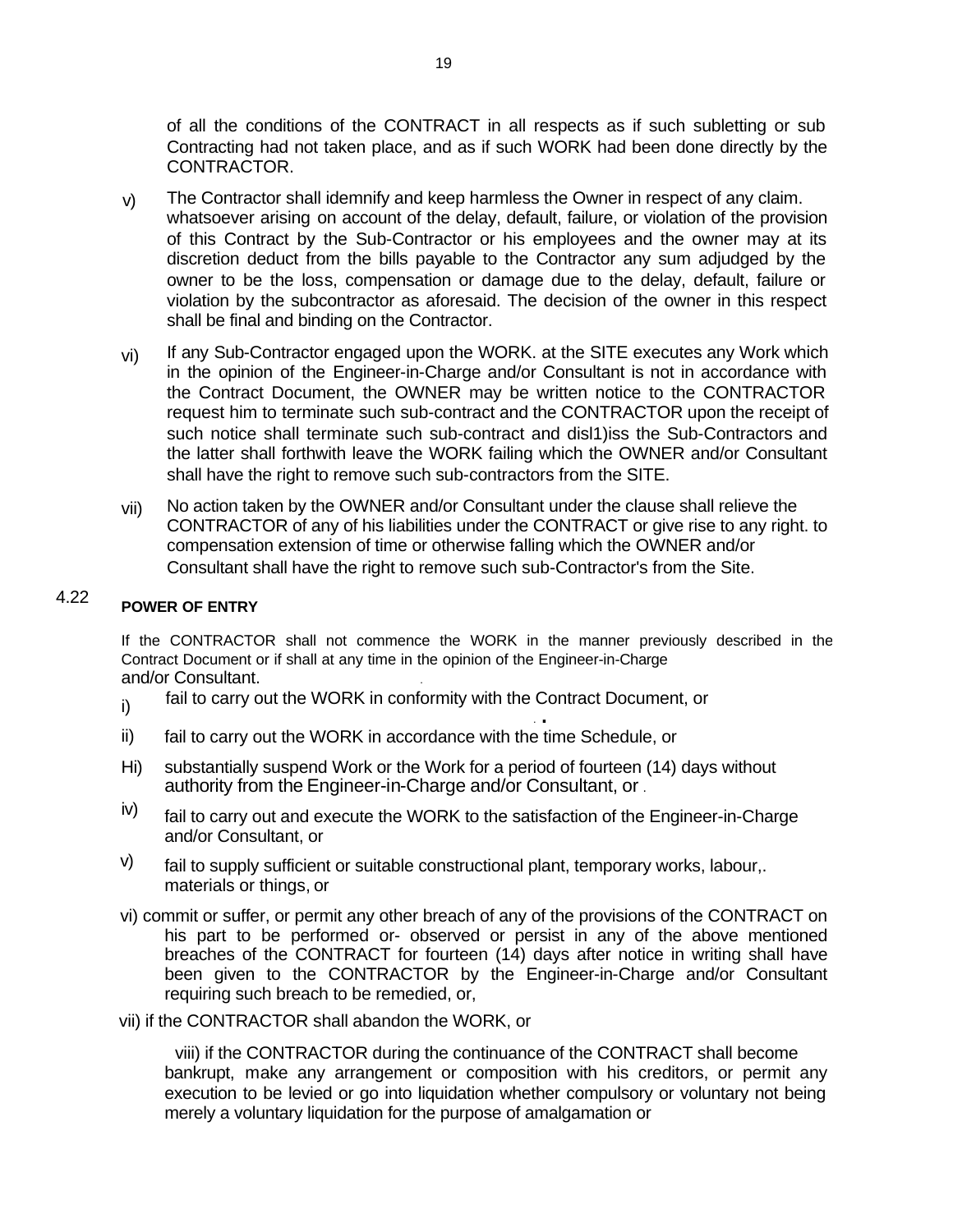of all the conditions of the CONTRACT in all respects as if such subletting or sub Contracting had not taken place, and as if such WORK had been done directly by the CONTRACTOR.

v) The Contractor shall idemnify and keep harmless the Owner in respect of any claim. whatsoever arising on account of the delay, default, failure, or violation of the provision of this Contract by the Sub-Contractor or his employees and the owner may at its discretion deduct from the bills payable to the Contractor any sum adjudged by the owner to be the loss, compensation or damage due to the delay, default, failure or violation by the subcontractor as aforesaid. The decision of the owner in this respect shall be final and binding on the Contractor.

vi) If any Sub-Contractor engaged upon the WORK. at the SITE executes any Work which in the opinion of the Engineer-in-Charge and/or Consultant is not in accordance with the Contract Document, the OWNER may be written notice to the CONTRACTOR request him to terminate such sub-contract and the CONTRACTOR upon the receipt of such notice shall terminate such sub-contract and disl1)iss the Sub-Contractors and the latter shall forthwith leave the WORK failing which the OWNER and/or Consultant shall have the right to remove such sub-contractors from the SITE.

vii) No action taken by the OWNER and/or Consultant under the clause shall relieve the CONTRACTOR of any of his liabilities under the CONTRACT or give rise to any right. to compensation extension of time or otherwise falling which the OWNER and/or Consultant shall have the right to remove such sub-Contractor's from the Site.

## 4.22 POWER OF ENTRY

If the CONTRACTOR shall not commence the WORK in the manner previously described in the Contract Document or if shall at any time in the opinion of the Engineer-in-Charge and/or Consultant.

i) fail to carry out the WORK in conformity with the Contract Document, or

ii) fail to carry out the WORK in accordance with the time Schedule, or

Hi) substantially suspend Work or the Work for a period of fourteen (14) days without authority from the Engineer-in-Charge and/or Consultant, or

iv) fail to carry out and execute the WORK to the satisfaction of the Engineer-in-Charge and/or Consultant, or

v) fail to supply sufficient or suitable constructional plant, temporary works, labour,. materials or things, or

vi) commit or suffer, or permit any other breach of any of the provisions of the CONTRACT on his part to be performed or- observed or persist in any of the above mentioned breaches of the CONTRACT for fourteen (14) days after notice in writing shall have been given to the CONTRACTOR by the Engineer-in-Charge and/or Consultant requiring such breach to be remedied, or,

vii) if the CONTRACTOR shall abandon the WORK, or

viii) if the CONTRACTOR during the continuance of the CONTRACT shall become bankrupt, make any arrangement or composition with his creditors, or permit any execution to be levied or go into liquidation whether compulsory or voluntary not being merely a voluntary liquidation for the purpose of amalgamation or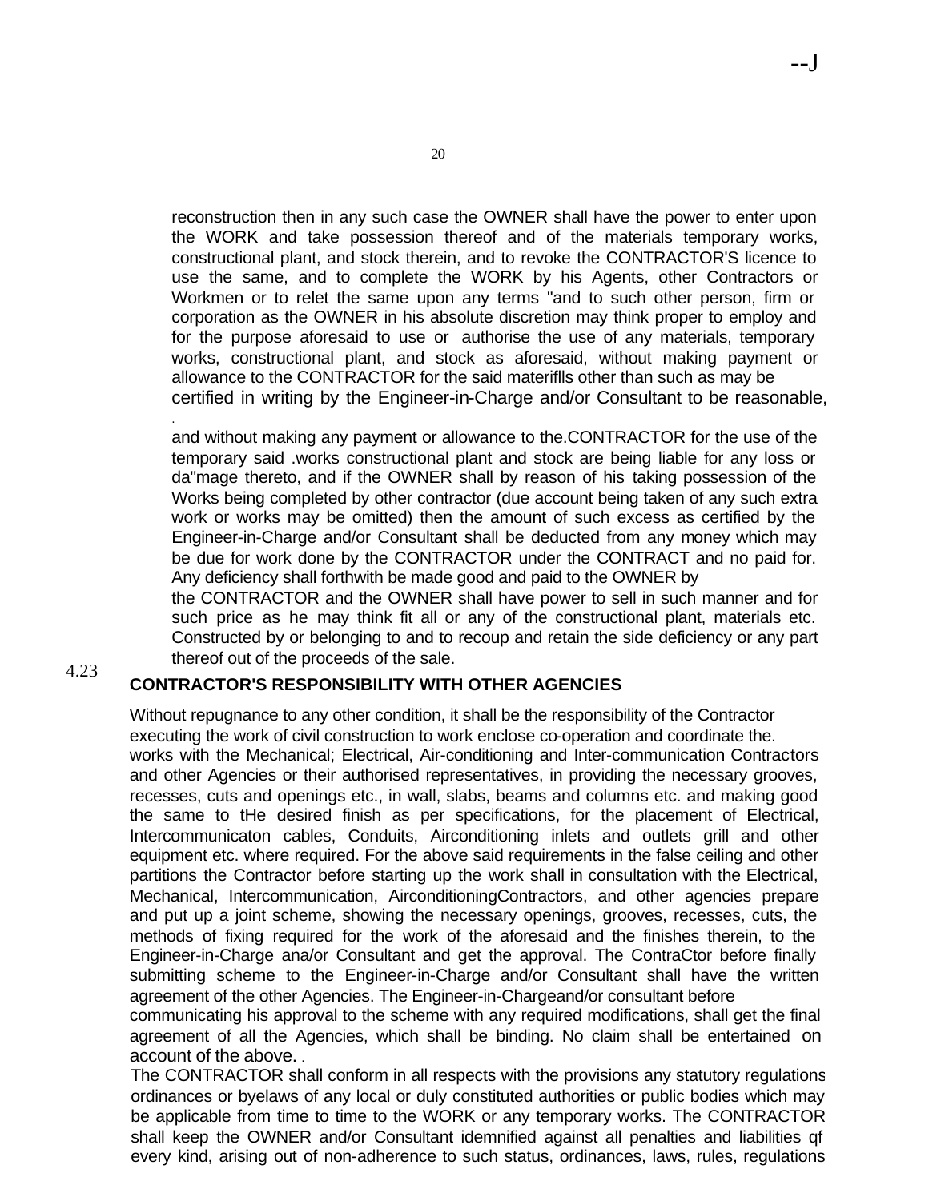reconstruction then in any such case the OWNER shall have the power to enter upon the WORK and take possession thereof and of the materials temporary works, constructional plant, and stock therein, and to revoke the CONTRACTOR'S licence to use the same, and to complete the WORK by his Agents, other Contractors or Workmen or to relet the same upon any terms "and to such other person, firm or corporation as the OWNER in his absolute discretion may think proper to employ and for the purpose aforesaid to use or authorise the use of any materials, temporary works, constructional plant, and stock as aforesaid, without making payment or allowance to the CONTRACTOR for the said materiflls other than such as may be certified in writing by the Engineer-in-Charge and/or Consultant to be reasonable,

and without making any payment or allowance to the.CONTRACTOR for the use of the temporary said .works constructional plant and stock are being liable for any loss or da"mage thereto, and if the OWNER shall by reason of his taking possession of the Works being completed by other contractor (due account being taken of any such extra work or works may be omitted) then the amount of such excess as certified by the Engineer-in-Charge and/or Consultant shall be deducted from any money which may be due for work done by the CONTRACTOR under the CONTRACT and no paid for. Any deficiency shall forthwith be made good and paid to the OWNER by the CONTRACTOR and the OWNER shall have power to sell in such manner and for such price as he may think fit all or any of the constructional plant, materials etc. Constructed by or belonging to and to recoup and retain the side deficiency or any part thereof out of the proceeds of the sale.

**4.23 CONTRACTOR'S RESPONSIBILITY WITH OTHER AGENCIES**

Without repugnance to any other condition, it shall be the responsibility of the Contractor executing the work of civil construction to work enclose co-operation and coordinate the. works with the Mechanical; Electrical, Air-conditioning and Inter-communication Contractors and other Agencies or their authorised representatives, in providing the necessary grooves, recesses, cuts and openings etc., in wall, slabs, beams and columns etc. and making good the same to tHe desired finish as per specifications, for the placement of Electrical, Intercommunicaton cables, Conduits, Airconditioning inlets and outlets grill and other equipment etc. where required. For the above said requirements in the false ceiling and other partitions the Contractor before starting up the work shall in consultation with the Electrical, Mechanical, Intercommunication, AirconditioningContractors, and other agencies prepare and put up a joint scheme, showing the necessary openings, grooves, recesses, cuts, the methods of fixing required for the work of the aforesaid and the finishes therein, to the Engineer-in-Charge ana/or Consultant and get the approval. The ContraCtor before finally submitting scheme to the Engineer-in-Charge and/or Consultant shall have the written agreement of the other Agencies. The Engineer-in-Chargeand/or consultant before communicating his approval to the scheme with any required modifications, shall get the final agreement of all the Agencies, which shall be binding. No claim shall be entertained on account of the above.

The CONTRACTOR shall conform in all respects with the provisions any statutory regulations ordinances or byelaws of any local or duly constituted authorities or public bodies which may be applicable from time to time to the WORK or any temporary works. The CONTRACTOR shall keep the OWNER and/or Consultant idemnified against all penalties and liabilities qf every kind, arising out of non-adherence to such status, ordinances, laws, rules, regulations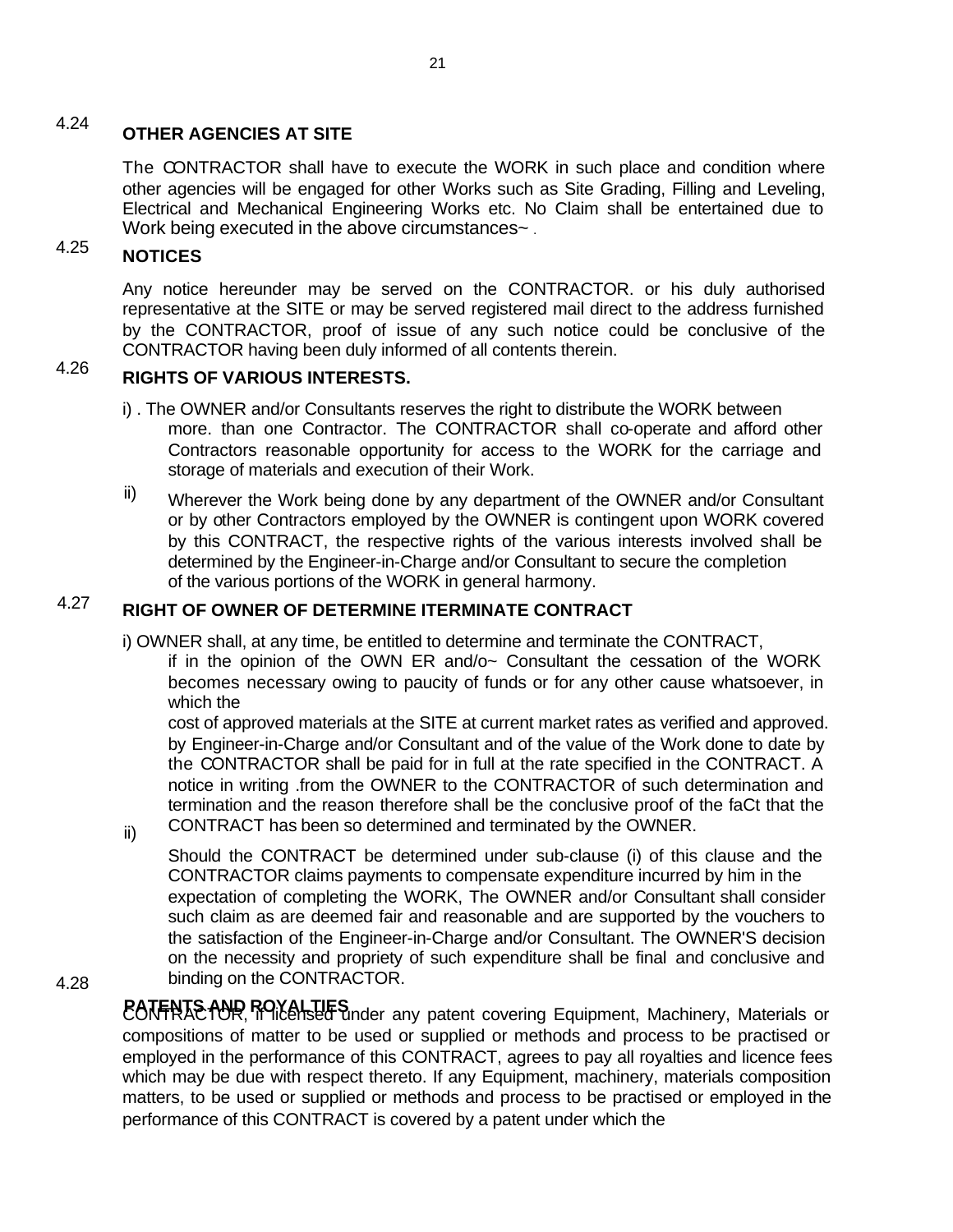## 4.24 OTHER AGENCIES AT SITE

The CONTRACTOR shall have to execute the WORK in such place and condition where other agencies will be engaged for other Works such as Site Grading, Filling and Leveling, Electrical and Mechanical Engineering Works etc. No Claim shall be entertained due to Work being executed in the above circumstances~ .

## 4.25 NOTICES

Any notice hereunder may be served on the CONTRACTOR. or his duly authorised representative at the SITE or may be served registered mail direct to the address furnished by the CONTRACTOR, proof of issue of any such notice could be conclusive of the CONTRACTOR having been duly informed of all contents therein.

## 4.26 RIGHTS OF VARIOUS INTERESTS.

i) . The OWNER and/or Consultants reserves the right to distribute the WORK between more. than one Contractor. The CONTRACTOR shall co-operate and afford other Contractors reasonable opportunity for access to the WORK for the carriage and storage of materials and execution of their Work.

ii) Wherever the Work being done by any department of the OWNER and/or Consultant or by other Contractors employed by the OWNER is contingent upon WORK covered by this CONTRACT, the respective rights of the various interests involved shall be determined by the Engineer-in-Charge and/or Consultant to secure the completion of the various portions of the WORK in general harmony.

## 4.27 RIGHT OF OWNER OF DETERMINE ITERMINATE CONTRACT

i) OWNER shall, at any time, be entitled to determine and terminate the CONTRACT, if in the opinion of the OWN ER and/o~ Consultant the cessation of the WORK becomes necessary owing to paucity of funds or for any other cause whatsoever, in which the cost of approved materials at the SITE at current market rates as verified and approved. by Engineer-in-Charge and/or Consultant and of the value of the Work done to date by the CONTRACTOR shall be paid for in full at the rate specified in the CONTRACT. A notice in writing .from the OWNER to the CONTRACTOR of such determination and termination and the reason therefore shall be the conclusive proof of the faCt that the CONTRACT has been so determined and terminated by the OWNER.

ii) Should the CONTRACT be determined under sub-clause (i) of this clause and the CONTRACTOR claims payments to compensate expenditure incurred by him in the expectation of completing the WORK, The OWNER and/or Consultant shall consider such claim as are deemed fair and reasonable and are supported by the vouchers to the satisfaction of the Engineer-in-Charge and/or Consultant. The OWNER'S decision on the necessity and propriety of such expenditure shall be final and conclusive and binding on the CONTRACTOR.

## 4.28 PATENTS AND ROYALTIES

CONTRACTOR, if licensed under any patent covering Equipment, Machinery, Materials or compositions of matter to be used or supplied or methods and process to be practised or employed in the performance of this CONTRACT, agrees to pay all royalties and licence fees which may be due with respect thereto. If any Equipment, machinery, materials composition matters, to be used or supplied or methods and process to be practised or employed in the performance of this CONTRACT is covered by a patent under which the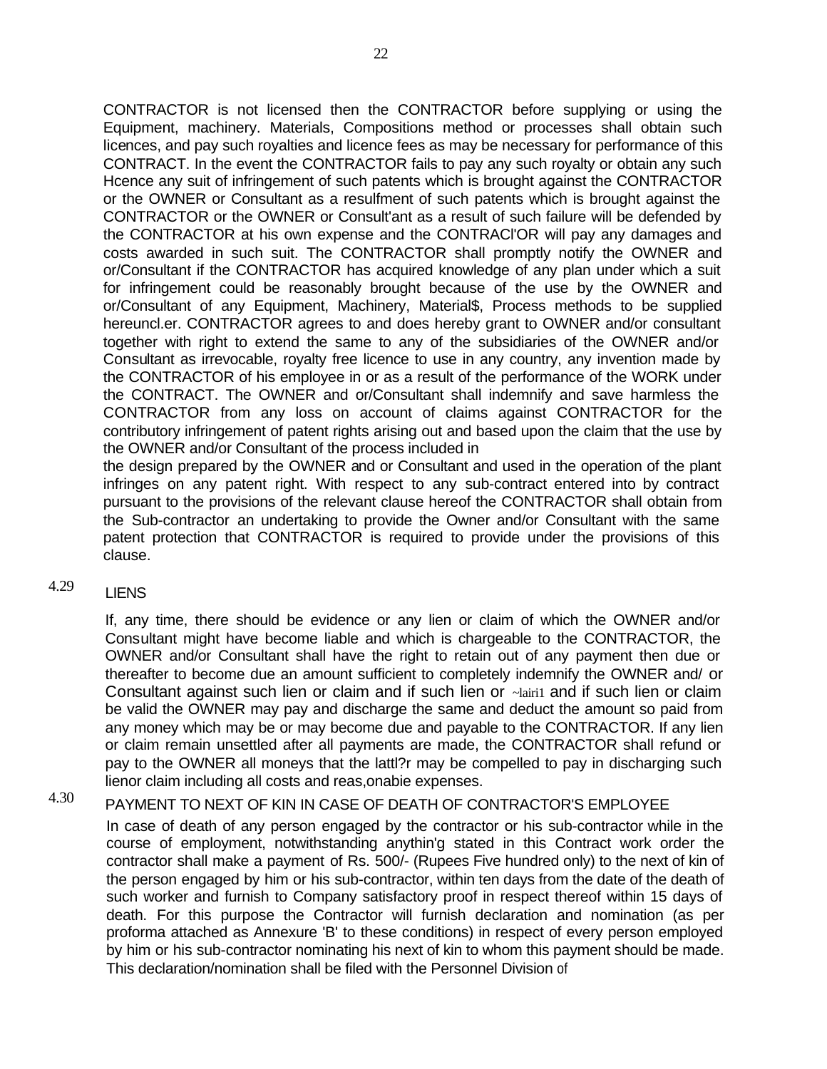CONTRACTOR is not licensed then the CONTRACTOR before supplying or using the Equipment, machinery. Materials, Compositions method or processes shall obtain such licences, and pay such royalties and licence fees as may be necessary for performance of this CONTRACT. In the event the CONTRACTOR fails to pay any such royalty or obtain any such Hcence any suit of infringement of such patents which is brought against the CONTRACTOR or the OWNER or Consultant as a resulfment of such patents which is brought against the CONTRACTOR or the OWNER or Consult'ant as a result of such failure will be defended by the CONTRACTOR at his own expense and the CONTRACl'OR will pay any damages and costs awarded in such suit. The CONTRACTOR shall promptly notify the OWNER and or/Consultant if the CONTRACTOR has acquired knowledge of any plan under which a suit for infringement could be reasonably brought because of the use by the OWNER and or/Consultant of any Equipment, Machinery, Material$, Process methods to be supplied hereuncl.er. CONTRACTOR agrees to and does hereby grant to OWNER and/or consultant together with right to extend the same to any of the subsidiaries of the OWNER and/or Consultant as irrevocable, royalty free licence to use in any country, any invention made by the CONTRACTOR of his employee in or as a result of the performance of the WORK under the CONTRACT. The OWNER and or/Consultant shall indemnify and save harmless the CONTRACTOR from any loss on account of claims against CONTRACTOR for the contributory infringement of patent rights arising out and based upon the claim that the use by the OWNER and/or Consultant of the process included in the design prepared by the OWNER and or Consultant and used in the operation of the plant infringes on any patent right. With respect to any sub-contract entered into by contract pursuant to the provisions of the relevant clause hereof the CONTRACTOR shall obtain from the Sub-contractor an undertaking to provide the Owner and/or Consultant with the same patent protection that CONTRACTOR is required to provide under the provisions of this clause.

## 4.29 LIENS

If, any time, there should be evidence or any lien or claim of which the OWNER and/or Consultant might have become liable and which is chargeable to the CONTRACTOR, the OWNER and/or Consultant shall have the right to retain out of any payment then due or thereafter to become due an amount sufficient to completely indemnify the OWNER and/ or Consultant against such lien or claim and if such lien or ~lairi1 and if such lien or claim be valid the OWNER may pay and discharge the same and deduct the amount so paid from any money which may be or may become due and payable to the CONTRACTOR. If any lien or claim remain unsettled after all payments are made, the CONTRACTOR shall refund or pay to the OWNER all moneys that the lattl?r may be compelled to pay in discharging such lienor claim including all costs and reas,onabie expenses.

## 4.30 PAYMENT TO NEXT OF KIN IN CASE OF DEATH OF CONTRACTOR'S EMPLOYEE

In case of death of any person engaged by the contractor or his sub-contractor while in the course of employment, notwithstanding anythin'g stated in this Contract work order the contractor shall make a payment of Rs. 500/- (Rupees Five hundred only) to the next of kin of the person engaged by him or his sub-contractor, within ten days from the date of the death of such worker and furnish to Company satisfactory proof in respect thereof within 15 days of death. For this purpose the Contractor will furnish declaration and nomination (as per proforma attached as Annexure 'B' to these conditions) in respect of every person employed by him or his sub-contractor nominating his next of kin to whom this payment should be made. This declaration/nomination shall be filed with the Personnel Division of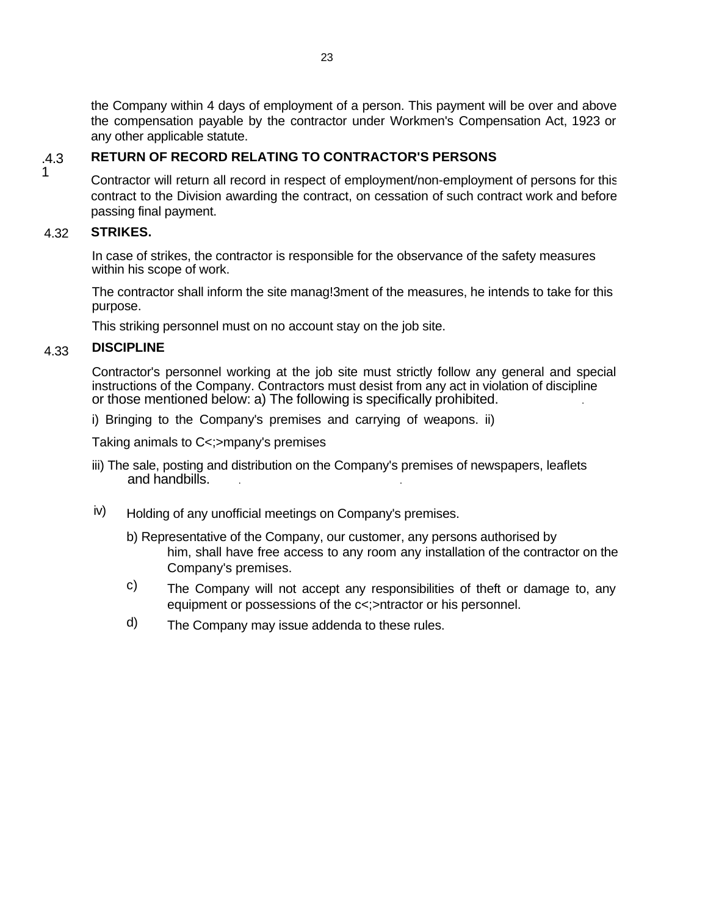the Company within 4 days of employment of a person. This payment will be over and above the compensation payable by the contractor under Workmen's Compensation Act, 1923 or any other applicable statute.

### 4.31 RETURN OF RECORD RELATING TO CONTRACTOR'S PERSONS

Contractor will return all record in respect of employment/non-employment of persons for this contract to the Division awarding the contract, on cessation of such contract work and before passing final payment.

### 4.32 STRIKES.

In case of strikes, the contractor is responsible for the observance of the safety measures within his scope of work.

The contractor shall inform the site manag!3ment of the measures, he intends to take for this purpose.

This striking personnel must on no account stay on the job site.

### 4.33 DISCIPLINE

Contractor's personnel working at the job site must strictly follow any general and special instructions of the Company. Contractors must desist from any act in violation of discipline or those mentioned below: a) The following is specifically prohibited.

i) Bringing to the Company's premises and carrying of weapons. ii)

Taking animals to C<;>mpany's premises

iii) The sale, posting and distribution on the Company's premises of newspapers, leaflets and handbills.

iv) Holding of any unofficial meetings on Company's premises.

b) Representative of the Company, our customer, any persons authorised by him, shall have free access to any room any installation of the contractor on the Company's premises.

c) The Company will not accept any responsibilities of theft or damage to, any equipment or possessions of the c<;>ntractor or his personnel.

d) The Company may issue addenda to these rules.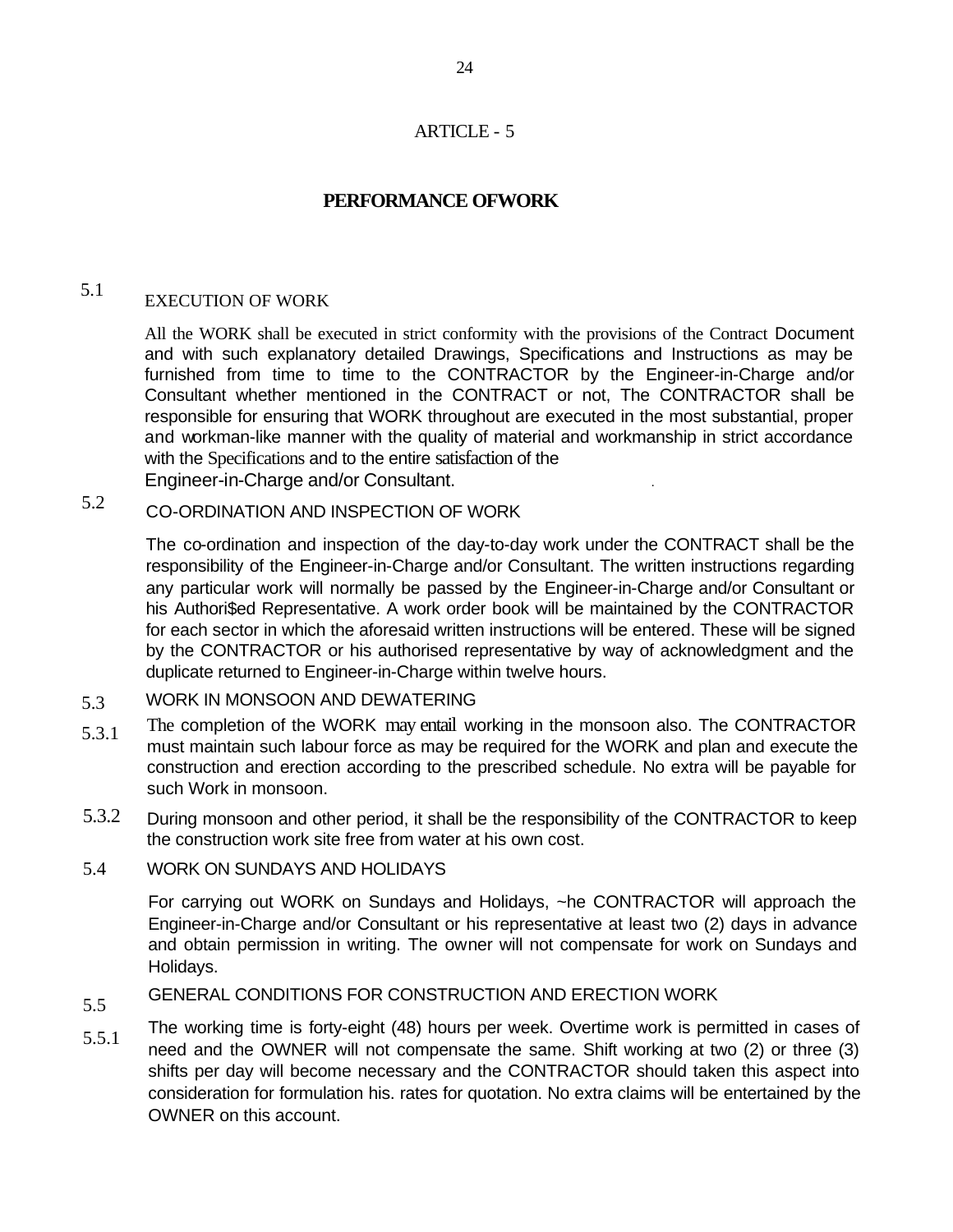# ARTICLE - 5

## PERFORMANCE OFWORK

### 5.1 EXECUTION OF WORK

All the WORK shall be executed in strict conformity with the provisions of the Contract Document and with such explanatory detailed Drawings, Specifications and Instructions as may be furnished from time to time to the CONTRACTOR by the Engineer-in-Charge and/or Consultant whether mentioned in the CONTRACT or not, The CONTRACTOR shall be responsible for ensuring that WORK throughout are executed in the most substantial, proper and workman-like manner with the quality of material and workmanship in strict accordance with the Specifications and to the entire satisfaction of the Engineer-in-Charge and/or Consultant.

### 5.2 CO-ORDINATION AND INSPECTION OF WORK

The co-ordination and inspection of the day-to-day work under the CONTRACT shall be the responsibility of the Engineer-in-Charge and/or Consultant. The written instructions regarding any particular work will normally be passed by the Engineer-in-Charge and/or Consultant or his Authori$ed Representative. A work order book will be maintained by the CONTRACTOR for each sector in which the aforesaid written instructions will be entered. These will be signed by the CONTRACTOR or his authorised representative by way of acknowledgment and the duplicate returned to Engineer-in-Charge within twelve hours.

### 5.3 WORK IN MONSOON AND DEWATERING

5.3.1 The completion of the WORK may entail working in the monsoon also. The CONTRACTOR must maintain such labour force as may be required for the WORK and plan and execute the construction and erection according to the prescribed schedule. No extra will be payable for such Work in monsoon.

5.3.2 During monsoon and other period, it shall be the responsibility of the CONTRACTOR to keep the construction work site free from water at his own cost.

### 5.4 WORK ON SUNDAYS AND HOLIDAYS

For carrying out WORK on Sundays and Holidays, ~he CONTRACTOR will approach the Engineer-in-Charge and/or Consultant or his representative at least two (2) days in advance and obtain permission in writing. The owner will not compensate for work on Sundays and Holidays.

### 5.5 GENERAL CONDITIONS FOR CONSTRUCTION AND ERECTION WORK

5.5.1 The working time is forty-eight (48) hours per week. Overtime work is permitted in cases of need and the OWNER will not compensate the same. Shift working at two (2) or three (3) shifts per day will become necessary and the CONTRACTOR should taken this aspect into consideration for formulation his. rates for quotation. No extra claims will be entertained by the OWNER on this account.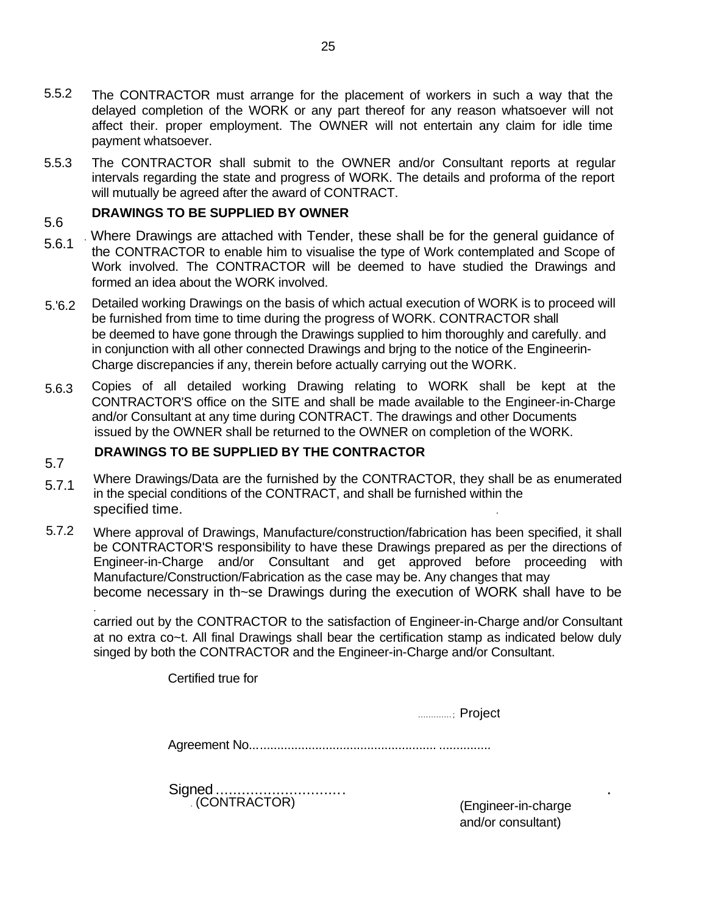5.5.2 The CONTRACTOR must arrange for the placement of workers in such a way that the delayed completion of the WORK or any part thereof for any reason whatsoever will not affect their. proper employment. The OWNER will not entertain any claim for idle time payment whatsoever.

5.5.3 The CONTRACTOR shall submit to the OWNER and/or Consultant reports at regular intervals regarding the state and progress of WORK. The details and proforma of the report will mutually be agreed after the award of CONTRACT.

## 5.6 DRAWINGS TO BE SUPPLIED BY OWNER

5.6.1 Where Drawings are attached with Tender, these shall be for the general guidance of the CONTRACTOR to enable him to visualise the type of Work contemplated and Scope of Work involved. The CONTRACTOR will be deemed to have studied the Drawings and formed an idea about the WORK involved.

5.'6.2 Detailed working Drawings on the basis of which actual execution of WORK is to proceed will be furnished from time to time during the progress of WORK. CONTRACTOR shall be deemed to have gone through the Drawings supplied to him thoroughly and carefully. and in conjunction with all other connected Drawings and brjng to the notice of the Engineerin-Charge discrepancies if any, therein before actually carrying out the WORK.

5.6.3 Copies of all detailed working Drawing relating to WORK shall be kept at the CONTRACTOR'S office on the SITE and shall be made available to the Engineer-in-Charge and/or Consultant at any time during CONTRACT. The drawings and other Documents issued by the OWNER shall be returned to the OWNER on completion of the WORK.

## 5.7 DRAWINGS TO BE SUPPLIED BY THE CONTRACTOR

5.7.1 Where Drawings/Data are the furnished by the CONTRACTOR, they shall be as enumerated in the special conditions of the CONTRACT, and shall be furnished within the specified time.

5.7.2 Where approval of Drawings, Manufacture/construction/fabrication has been specified, it shall be CONTRACTOR'S responsibility to have these Drawings prepared as per the directions of Engineer-in-Charge and/or Consultant and get approved before proceeding with Manufacture/Construction/Fabrication as the case may be. Any changes that may become necessary in th~se Drawings during the execution of WORK shall have to be carried out by the CONTRACTOR to the satisfaction of Engineer-in-Charge and/or Consultant at no extra co~t. All final Drawings shall bear the certification stamp as indicated below duly singed by both the CONTRACTOR and the Engineer-in-Charge and/or Consultant.

Certified true for

............; Project

Agreement No...................................................... ...............

Signed ..............................

(CONTRACTOR) (Engineer-in-charge and/or consultant)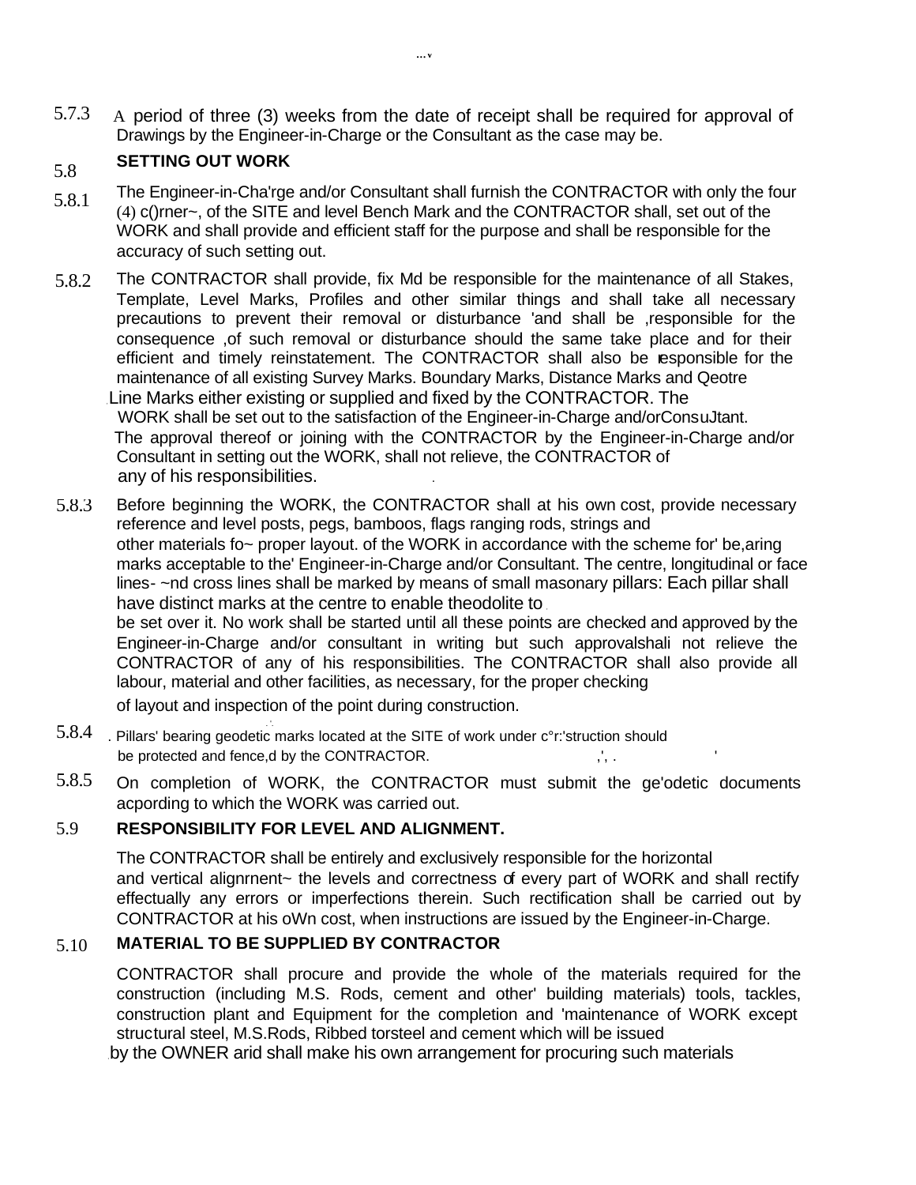5.7.3 A period of three (3) weeks from the date of receipt shall be required for approval of Drawings by the Engineer-in-Charge or the Consultant as the case may be.

## 5.8 SETTING OUT WORK

5.8.1 The Engineer-in-Cha'rge and/or Consultant shall furnish the CONTRACTOR with only the four (4) c()rner~, of the SITE and level Bench Mark and the CONTRACTOR shall, set out of the WORK and shall provide and efficient staff for the purpose and shall be responsible for the accuracy of such setting out.

5.8.2 The CONTRACTOR shall provide, fix Md be responsible for the maintenance of all Stakes, Template, Level Marks, Profiles and other similar things and shall take all necessary precautions to prevent their removal or disturbance 'and shall be ,responsible for the consequence ,of such removal or disturbance should the same take place and for their efficient and timely reinstatement. The CONTRACTOR shall also be responsible for the maintenance of all existing Survey Marks. Boundary Marks, Distance Marks and Qeotre Line Marks either existing or supplied and fixed by the CONTRACTOR. The WORK shall be set out to the satisfaction of the Engineer-in-Charge and/orConsuJtant. The approval thereof or joining with the CONTRACTOR by the Engineer-in-Charge and/or Consultant in setting out the WORK, shall not relieve, the CONTRACTOR of any of his responsibilities.

5.8.3 Before beginning the WORK, the CONTRACTOR shall at his own cost, provide necessary reference and level posts, pegs, bamboos, flags ranging rods, strings and other materials fo~ proper layout. of the WORK in accordance with the scheme for' be,aring marks acceptable to the' Engineer-in-Charge and/or Consultant. The centre, longitudinal or face lines- ~nd cross lines shall be marked by means of small masonary pillars: Each pillar shall have distinct marks at the centre to enable theodolite to be set over it. No work shall be started until all these points are checked and approved by the Engineer-in-Charge and/or consultant in writing but such approvalshali not relieve the CONTRACTOR of any of his responsibilities. The CONTRACTOR shall also provide all labour, material and other facilities, as necessary, for the proper checking of layout and inspection of the point during construction.

5.8.4 . Pillars' bearing geodetic marks located at the SITE of work under c°r:'struction should be protected and fence,d by the CONTRACTOR.

5.8.5 On completion of WORK, the CONTRACTOR must submit the ge'odetic documents acpording to which the WORK was carried out.

## 5.9 RESPONSIBILITY FOR LEVEL AND ALIGNMENT.

The CONTRACTOR shall be entirely and exclusively responsible for the horizontal and vertical alignrnent~ the levels and correctness of every part of WORK and shall rectify effectually any errors or imperfections therein. Such rectification shall be carried out by CONTRACTOR at his oWn cost, when instructions are issued by the Engineer-in-Charge.

## 5.10 MATERIAL TO BE SUPPLIED BY CONTRACTOR

CONTRACTOR shall procure and provide the whole of the materials required for the construction (including M.S. Rods, cement and other' building materials) tools, tackles, construction plant and Equipment for the completion and 'maintenance of WORK except structural steel, M.S.Rods, Ribbed torsteel and cement which will be issued by the OWNER arid shall make his own arrangement for procuring such materials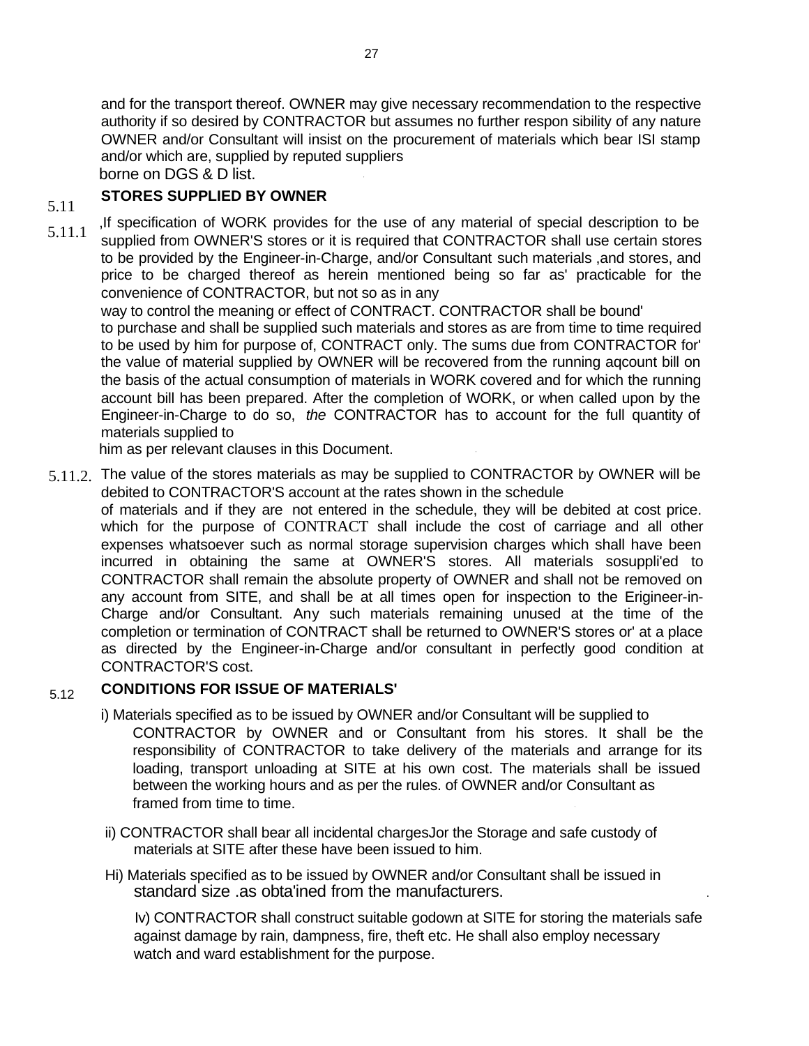and for the transport thereof. OWNER may give necessary recommendation to the respective authority if so desired by CONTRACTOR but assumes no further respon sibility of any nature OWNER and/or Consultant will insist on the procurement of materials which bear ISI stamp and/or which are, supplied by reputed suppliers borne on DGS & D list.

**5.11 STORES SUPPLIED BY OWNER**

5.11.1 ,If specification of WORK provides for the use of any material of special description to be supplied from OWNER'S stores or it is required that CONTRACTOR shall use certain stores to be provided by the Engineer-in-Charge, and/or Consultant such materials ,and stores, and price to be charged thereof as herein mentioned being so far as' practicable for the convenience of CONTRACTOR, but not so as in any way to control the meaning or effect of CONTRACT. CONTRACTOR shall be bound' to purchase and shall be supplied such materials and stores as are from time to time required to be used by him for purpose of, CONTRACT only. The sums due from CONTRACTOR for' the value of material supplied by OWNER will be recovered from the running aqcount bill on the basis of the actual consumption of materials in WORK covered and for which the running account bill has been prepared. After the completion of WORK, or when called upon by the Engineer-in-Charge to do so, *the* CONTRACTOR has to account for the full quantity of materials supplied to him as per relevant clauses in this Document.

5.11.2. The value of the stores materials as may be supplied to CONTRACTOR by OWNER will be debited to CONTRACTOR'S account at the rates shown in the schedule of materials and if they are not entered in the schedule, they will be debited at cost price. which for the purpose of CONTRACT shall include the cost of carriage and all other expenses whatsoever such as normal storage supervision charges which shall have been incurred in obtaining the same at OWNER'S stores. All materials sosuppli'ed to CONTRACTOR shall remain the absolute property of OWNER and shall not be removed on any account from SITE, and shall be at all times open for inspection to the Erigineer-in-Charge and/or Consultant. Any such materials remaining unused at the time of the completion or termination of CONTRACT shall be returned to OWNER'S stores or' at a place as directed by the Engineer-in-Charge and/or consultant in perfectly good condition at CONTRACTOR'S cost.

**5.12 CONDITIONS FOR ISSUE OF MATERIALS'**

i) Materials specified as to be issued by OWNER and/or Consultant will be supplied to CONTRACTOR by OWNER and or Consultant from his stores. It shall be the responsibility of CONTRACTOR to take delivery of the materials and arrange for its loading, transport unloading at SITE at his own cost. The materials shall be issued between the working hours and as per the rules. of OWNER and/or Consultant as framed from time to time.

ii) CONTRACTOR shall bear all incidental chargesJor the Storage and safe custody of materials at SITE after these have been issued to him.

Hi) Materials specified as to be issued by OWNER and/or Consultant shall be issued in standard size .as obta'ined from the manufacturers.

Iv) CONTRACTOR shall construct suitable godown at SITE for storing the materials safe against damage by rain, dampness, fire, theft etc. He shall also employ necessary watch and ward establishment for the purpose.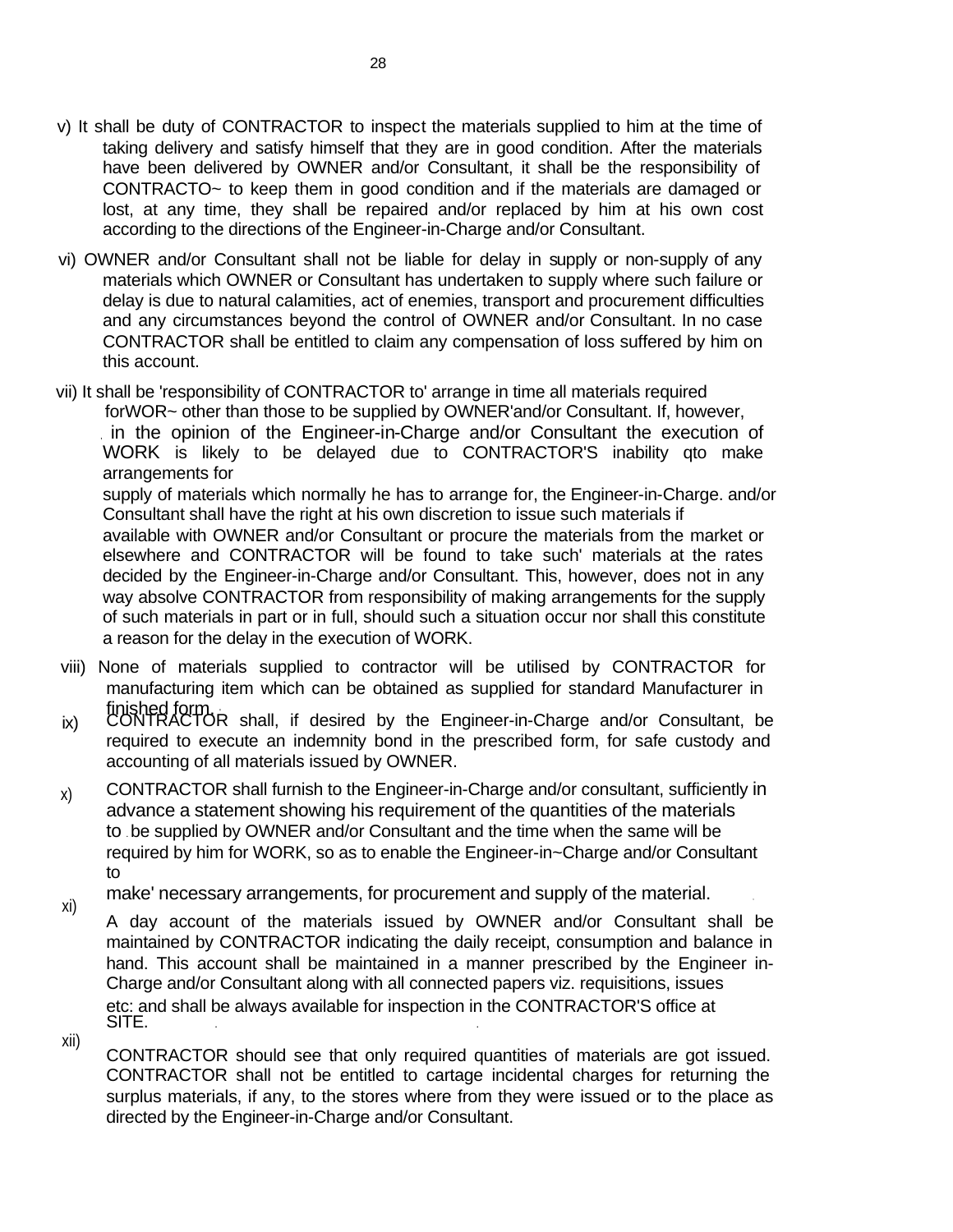v) It shall be duty of CONTRACTOR to inspect the materials supplied to him at the time of taking delivery and satisfy himself that they are in good condition. After the materials have been delivered by OWNER and/or Consultant, it shall be the responsibility of CONTRACTO~ to keep them in good condition and if the materials are damaged or lost, at any time, they shall be repaired and/or replaced by him at his own cost according to the directions of the Engineer-in-Charge and/or Consultant.

vi) OWNER and/or Consultant shall not be liable for delay in supply or non-supply of any materials which OWNER or Consultant has undertaken to supply where such failure or delay is due to natural calamities, act of enemies, transport and procurement difficulties and any circumstances beyond the control of OWNER and/or Consultant. In no case CONTRACTOR shall be entitled to claim any compensation of loss suffered by him on this account.

vii) It shall be 'responsibility of CONTRACTOR to' arrange in time all materials required forWOR~ other than those to be supplied by OWNER'and/or Consultant. If, however, in the opinion of the Engineer-in-Charge and/or Consultant the execution of WORK is likely to be delayed due to CONTRACTOR'S inability qto make arrangements for supply of materials which normally he has to arrange for, the Engineer-in-Charge. and/or Consultant shall have the right at his own discretion to issue such materials if available with OWNER and/or Consultant or procure the materials from the market or elsewhere and CONTRACTOR will be found to take such' materials at the rates decided by the Engineer-in-Charge and/or Consultant. This, however, does not in any way absolve CONTRACTOR from responsibility of making arrangements for the supply of such materials in part or in full, should such a situation occur nor shall this constitute a reason for the delay in the execution of WORK.

viii) None of materials supplied to contractor will be utilised by CONTRACTOR for manufacturing item which can be obtained as supplied for standard Manufacturer in finished form.

ix) CONTRACTOR shall, if desired by the Engineer-in-Charge and/or Consultant, be required to execute an indemnity bond in the prescribed form, for safe custody and accounting of all materials issued by OWNER.

x) CONTRACTOR shall furnish to the Engineer-in-Charge and/or consultant, sufficiently in advance a statement showing his requirement of the quantities of the materials to be supplied by OWNER and/or Consultant and the time when the same will be required by him for WORK, so as to enable the Engineer-in~Charge and/or Consultant to make' necessary arrangements, for procurement and supply of the material.

xi) A day account of the materials issued by OWNER and/or Consultant shall be maintained by CONTRACTOR indicating the daily receipt, consumption and balance in hand. This account shall be maintained in a manner prescribed by the Engineer in-Charge and/or Consultant along with all connected papers viz. requisitions, issues etc: and shall be always available for inspection in the CONTRACTOR'S office at SITE.

xii) CONTRACTOR should see that only required quantities of materials are got issued. CONTRACTOR shall not be entitled to cartage incidental charges for returning the surplus materials, if any, to the stores where from they were issued or to the place as directed by the Engineer-in-Charge and/or Consultant.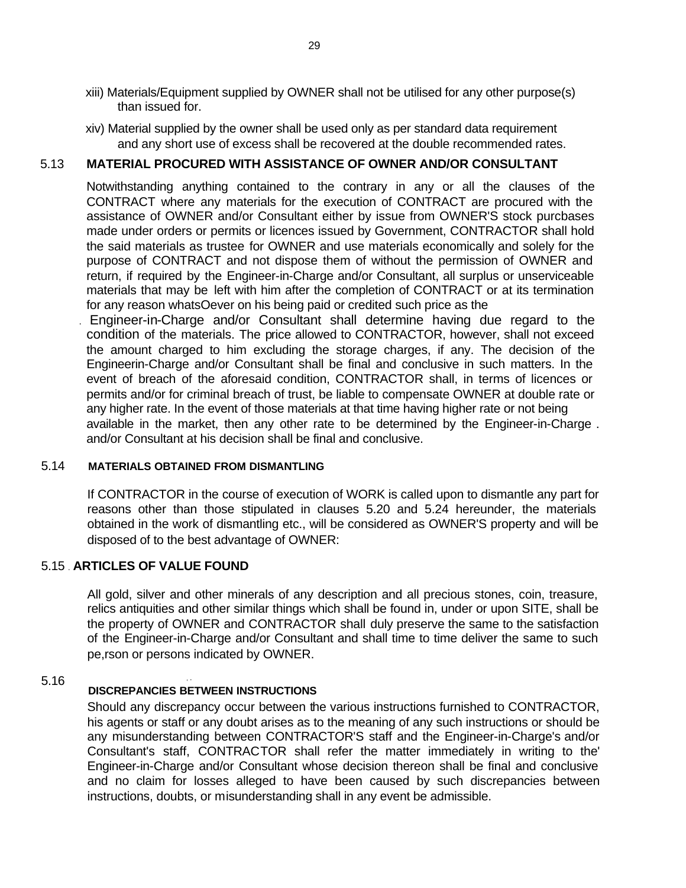xiii) Materials/Equipment supplied by OWNER shall not be utilised for any other purpose(s) than issued for.

xiv) Material supplied by the owner shall be used only as per standard data requirement and any short use of excess shall be recovered at the double recommended rates.

## 5.13 MATERIAL PROCURED WITH ASSISTANCE OF OWNER AND/OR CONSULTANT

Notwithstanding anything contained to the contrary in any or all the clauses of the CONTRACT where any materials for the execution of CONTRACT are procured with the assistance of OWNER and/or Consultant either by issue from OWNER'S stock purcbases made under orders or permits or licences issued by Government, CONTRACTOR shall hold the said materials as trustee for OWNER and use materials economically and solely for the purpose of CONTRACT and not dispose them of without the permission of OWNER and return, if required by the Engineer-in-Charge and/or Consultant, all surplus or unserviceable materials that may be left with him after the completion of CONTRACT or at its termination for any reason whatsOever on his being paid or credited such price as the Engineer-in-Charge and/or Consultant shall determine having due regard to the condition of the materials. The price allowed to CONTRACTOR, however, shall not exceed the amount charged to him excluding the storage charges, if any. The decision of the Engineerin-Charge and/or Consultant shall be final and conclusive in such matters. In the event of breach of the aforesaid condition, CONTRACTOR shall, in terms of licences or permits and/or for criminal breach of trust, be liable to compensate OWNER at double rate or any higher rate. In the event of those materials at that time having higher rate or not being available in the market, then any other rate to be determined by the Engineer-in-Charge . and/or Consultant at his decision shall be final and conclusive.

## 5.14 MATERIALS OBTAINED FROM DISMANTLING

If CONTRACTOR in the course of execution of WORK is called upon to dismantle any part for reasons other than those stipulated in clauses 5.20 and 5.24 hereunder, the materials obtained in the work of dismantling etc., will be considered as OWNER'S property and will be disposed of to the best advantage of OWNER:

## 5.15 ARTICLES OF VALUE FOUND

All gold, silver and other minerals of any description and all precious stones, coin, treasure, relics antiquities and other similar things which shall be found in, under or upon SITE, shall be the property of OWNER and CONTRACTOR shall duly preserve the same to the satisfaction of the Engineer-in-Charge and/or Consultant and shall time to time deliver the same to such pe,rson or persons indicated by OWNER.

## 5.16 DISCREPANCIES BETWEEN INSTRUCTIONS

Should any discrepancy occur between the various instructions furnished to CONTRACTOR, his agents or staff or any doubt arises as to the meaning of any such instructions or should be any misunderstanding between CONTRACTOR'S staff and the Engineer-in-Charge's and/or Consultant's staff, CONTRACTOR shall refer the matter immediately in writing to the' Engineer-in-Charge and/or Consultant whose decision thereon shall be final and conclusive and no claim for losses alleged to have been caused by such discrepancies between instructions, doubts, or misunderstanding shall in any event be admissible.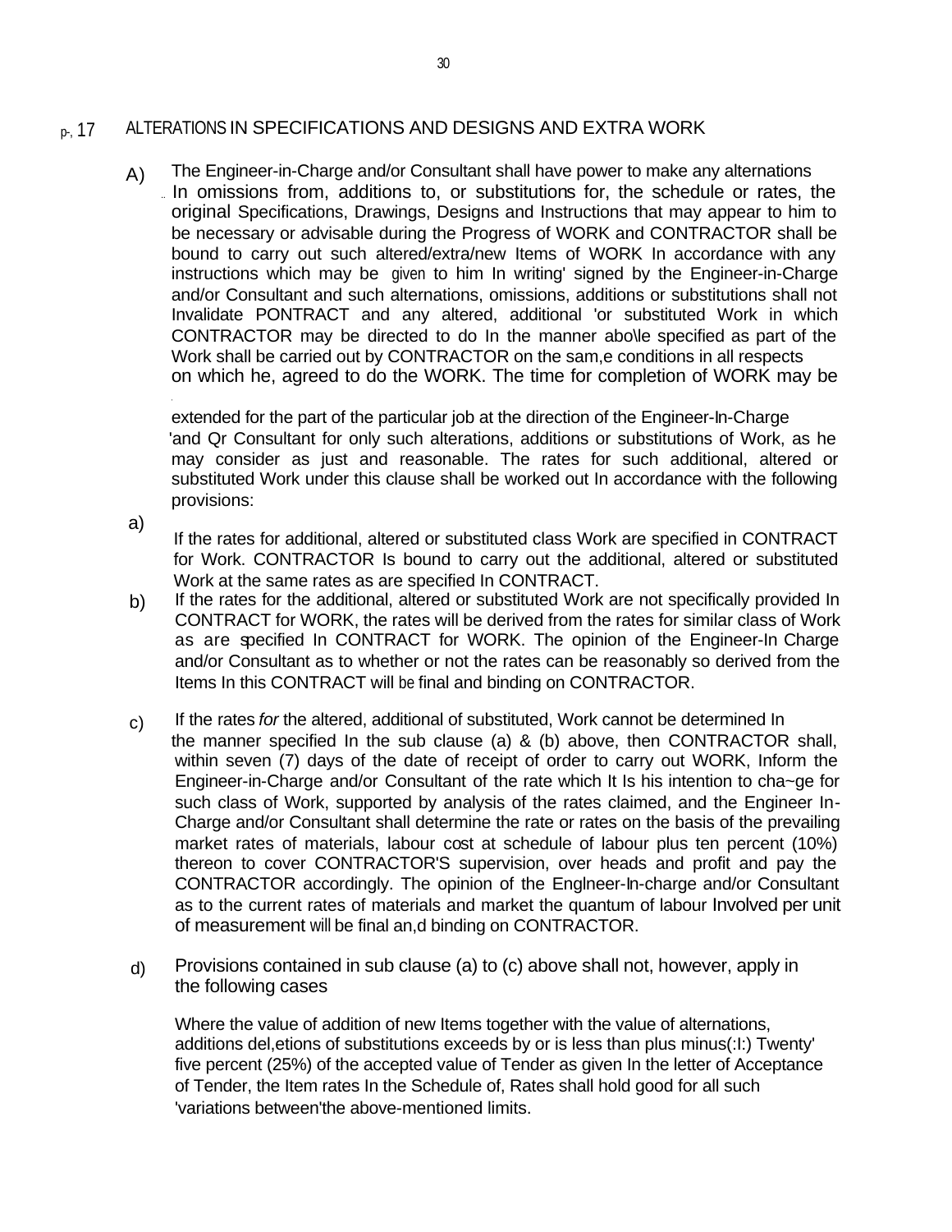## p-, 17 ALTERATIONS IN SPECIFICATIONS AND DESIGNS AND EXTRA WORK

A) The Engineer-in-Charge and/or Consultant shall have power to make any alternations In omissions from, additions to, or substitutions for, the schedule or rates, the original Specifications, Drawings, Designs and Instructions that may appear to him to be necessary or advisable during the Progress of WORK and CONTRACTOR shall be bound to carry out such altered/extra/new Items of WORK In accordance with any instructions which may be given to him In writing' signed by the Engineer-in-Charge and/or Consultant and such alternations, omissions, additions or substitutions shall not Invalidate PONTRACT and any altered, additional 'or substituted Work in which CONTRACTOR may be directed to do In the manner abo\le specified as part of the Work shall be carried out by CONTRACTOR on the sam,e conditions in all respects on which he, agreed to do the WORK. The time for completion of WORK may be extended for the part of the particular job at the direction of the Engineer-In-Charge 'and Qr Consultant for only such alterations, additions or substitutions of Work, as he may consider as just and reasonable. The rates for such additional, altered or substituted Work under this clause shall be worked out In accordance with the following provisions:

a) If the rates for additional, altered or substituted class Work are specified in CONTRACT for Work. CONTRACTOR Is bound to carry out the additional, altered or substituted Work at the same rates as are specified In CONTRACT.

b) If the rates for the additional, altered or substituted Work are not specifically provided In CONTRACT for WORK, the rates will be derived from the rates for similar class of Work as are specified In CONTRACT for WORK. The opinion of the Engineer-In Charge and/or Consultant as to whether or not the rates can be reasonably so derived from the Items In this CONTRACT will be final and binding on CONTRACTOR.

c) If the rates *for* the altered, additional of substituted, Work cannot be determined In the manner specified In the sub clause (a) & (b) above, then CONTRACTOR shall, within seven (7) days of the date of receipt of order to carry out WORK, Inform the Engineer-in-Charge and/or Consultant of the rate which It Is his intention to cha~ge for such class of Work, supported by analysis of the rates claimed, and the Engineer In-Charge and/or Consultant shall determine the rate or rates on the basis of the prevailing market rates of materials, labour cost at schedule of labour plus ten percent (10%) thereon to cover CONTRACTOR'S supervision, over heads and profit and pay the CONTRACTOR accordingly. The opinion of the Englneer-In-charge and/or Consultant as to the current rates of materials and market the quantum of labour Involved per unit of measurement will be final an,d binding on CONTRACTOR.

d) Provisions contained in sub clause (a) to (c) above shall not, however, apply in the following cases

Where the value of addition of new Items together with the value of alternations, additions del,etions of substitutions exceeds by or is less than plus minus(:I:) Twenty' five percent (25%) of the accepted value of Tender as given In the letter of Acceptance of Tender, the Item rates In the Schedule of, Rates shall hold good for all such 'variations between'the above-mentioned limits.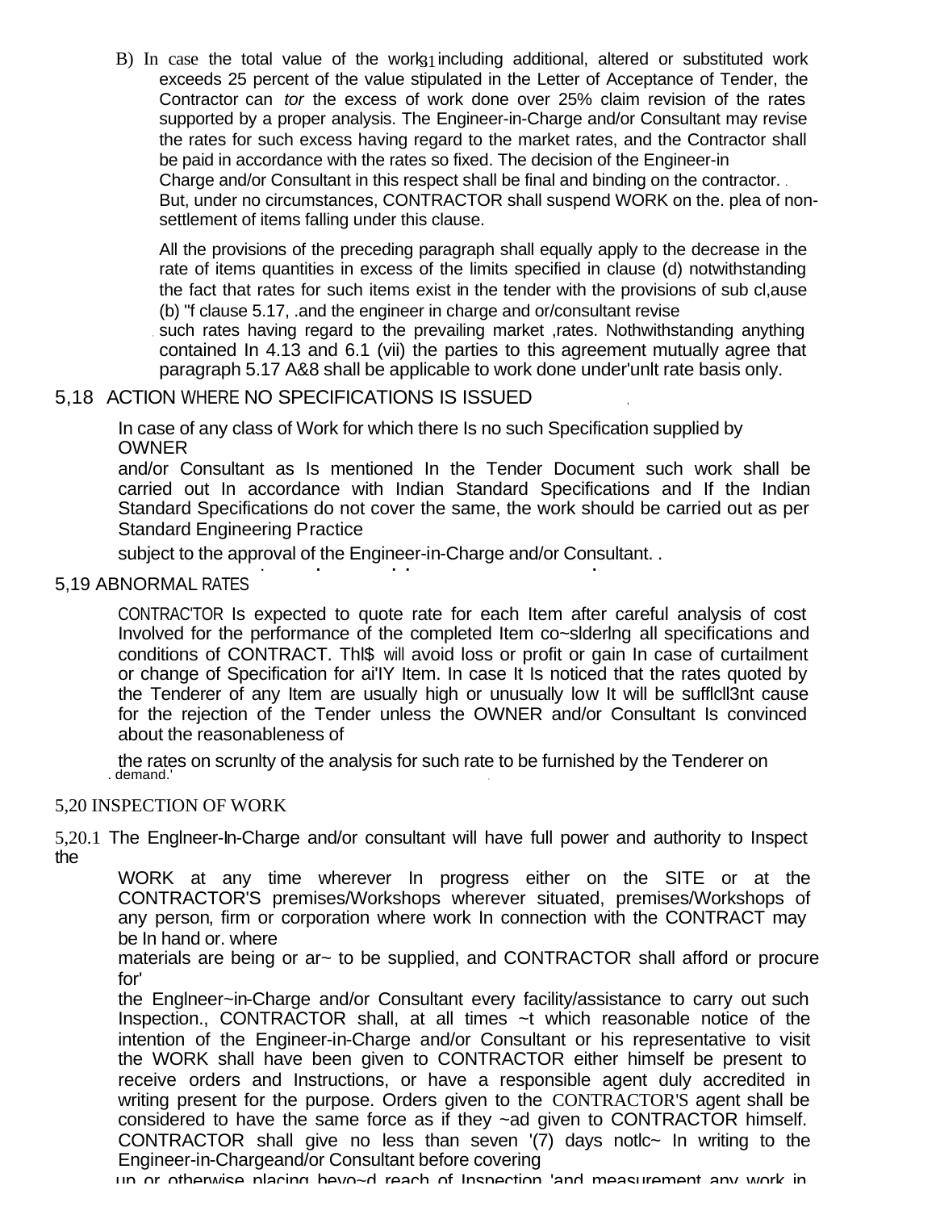B) In case the total value of the work including additional, altered or substituted work exceeds 25 percent of the value stipulated in the Letter of Acceptance of Tender, the Contractor can *tor* the excess of work done over 25% claim revision of the rates supported by a proper analysis. The Engineer-in-Charge and/or Consultant may revise the rates for such excess having regard to the market rates, and the Contractor shall be paid in accordance with the rates so fixed. The decision of the Engineer-in Charge and/or Consultant in this respect shall be final and binding on the contractor. . But, under no circumstances, CONTRACTOR shall suspend WORK on the. plea of non-settlement of items falling under this clause.

All the provisions of the preceding paragraph shall equally apply to the decrease in the rate of items quantities in excess of the limits specified in clause (d) notwithstanding the fact that rates for such items exist in the tender with the provisions of sub cl,ause (b) "f clause 5.17, .and the engineer in charge and or/consultant revise such rates having regard to the prevailing market ,rates. Nothwithstanding anything contained In 4.13 and 6.1 (vii) the parties to this agreement mutually agree that paragraph 5.17 A&8 shall be applicable to work done under'unlt rate basis only.

## 5,18 ACTION WHERE NO SPECIFICATIONS IS ISSUED

In case of any class of Work for which there Is no such Specification supplied by OWNER and/or Consultant as Is mentioned In the Tender Document such work shall be carried out In accordance with Indian Standard Specifications and If the Indian Standard Specifications do not cover the same, the work should be carried out as per Standard Engineering Practice subject to the approval of the Engineer-in-Charge and/or Consultant. .

## 5,19 ABNORMAL RATES

CONTRAC'TOR Is expected to quote rate for each Item after careful analysis of cost Involved for the performance of the completed Item co~slderlng all specifications and conditions of CONTRACT. Thl$ will avoid loss or profit or gain In case of curtailment or change of Specification for ai'IY Item. In case It Is noticed that the rates quoted by the Tenderer of any Item are usually high or unusually low It will be sufflcll3nt cause for the rejection of the Tender unless the OWNER and/or Consultant Is convinced about the reasonableness of the rates on scrunlty of the analysis for such rate to be furnished by the Tenderer on demand.'

## 5,20 INSPECTION OF WORK

5,20.1 The Englneer-In-Charge and/or consultant will have full power and authority to Inspect the WORK at any time wherever In progress either on the SITE or at the CONTRACTOR'S premises/Workshops wherever situated, premises/Workshops of any person, firm or corporation where work In connection with the CONTRACT may be In hand or. where materials are being or ar~ to be supplied, and CONTRACTOR shall afford or procure for' the Englneer~in-Charge and/or Consultant every facility/assistance to carry out such Inspection., CONTRACTOR shall, at all times ~t which reasonable notice of the intention of the Engineer-in-Charge and/or Consultant or his representative to visit the WORK shall have been given to CONTRACTOR either himself be present to receive orders and Instructions, or have a responsible agent duly accredited in writing present for the purpose. Orders given to the CONTRACTOR'S agent shall be considered to have the same force as if they ~ad given to CONTRACTOR himself. CONTRACTOR shall give no less than seven '(7) days notlc~ In writing to the Engineer-in-Chargeand/or Consultant before covering up or otherwise placing beyo~d reach of Inspection 'and measurement any work in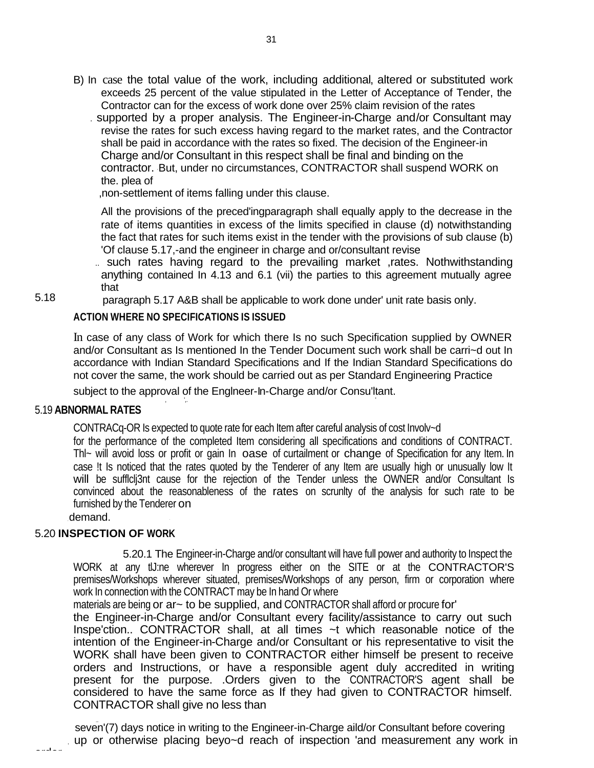B) In case the total value of the work, including additional, altered or substituted work exceeds 25 percent of the value stipulated in the Letter of Acceptance of Tender, the Contractor can for the excess of work done over 25% claim revision of the rates supported by a proper analysis. The Engineer-in-Charge and/or Consultant may revise the rates for such excess having regard to the market rates, and the Contractor shall be paid in accordance with the rates so fixed. The decision of the Engineer-in Charge and/or Consultant in this respect shall be final and binding on the contractor. But, under no circumstances, CONTRACTOR shall suspend WORK on the. plea of ,non-settlement of items falling under this clause.

All the provisions of the preced'ingparagraph shall equally apply to the decrease in the rate of items quantities in excess of the limits specified in clause (d) notwithstanding the fact that rates for such items exist in the tender with the provisions of sub clause (b) 'Of clause 5.17,-and the engineer in charge and or/consultant revise such rates having regard to the prevailing market ,rates. Nothwithstanding anything contained In 4.13 and 6.1 (vii) the parties to this agreement mutually agree that paragraph 5.17 A&B shall be applicable to work done under' unit rate basis only.

## 5.18 ACTION WHERE NO SPECIFICATIONS IS ISSUED

In case of any class of Work for which there Is no such Specification supplied by OWNER and/or Consultant as Is mentioned In the Tender Document such work shall be carri~d out In accordance with Indian Standard Specifications and If the Indian Standard Specifications do not cover the same, the work should be carried out as per Standard Engineering Practice subject to the approval of the Englneer-In-Charge and/or Consu'ltant.

## 5.19 ABNORMAL RATES

CONTRACq-OR Is expected to quote rate for each Item after careful analysis of cost Involv~d for the performance of the completed Item considering all specifications and conditions of CONTRACT. Thl~ will avoid loss or profit or gain In oase of curtailment or change of Specification for any Item. In case !t Is noticed that the rates quoted by the Tenderer of any Item are usually high or unusually low It will be sufflclj3nt cause for the rejection of the Tender unless the OWNER and/or Consultant Is convinced about the reasonableness of the rates on scrunlty of the analysis for such rate to be furnished by the Tenderer on demand.

## 5.20 INSPECTION OF WORK

5.20.1 The Engineer-in-Charge and/or consultant will have full power and authority to Inspect the WORK at any tlJ:ne wherever In progress either on the SITE or at the CONTRACTOR'S premises/Workshops wherever situated, premises/Workshops of any person, firm or corporation where work In connection with the CONTRACT may be In hand Or where materials are being or ar~ to be supplied, and CONTRACTOR shall afford or procure for' the Engineer-in-Charge and/or Consultant every facility/assistance to carry out such Inspe'ction.. CONTRACTOR shall, at all times ~t which reasonable notice of the intention of the Engineer-in-Charge and/or Consultant or his representative to visit the WORK shall have been given to CONTRACTOR either himself be present to receive orders and Instructions, or have a responsible agent duly accredited in writing present for the purpose. .Orders given to the CONTRACTOR'S agent shall be considered to have the same force as If they had given to CONTRACTOR himself. CONTRACTOR shall give no less than seven'(7) days notice in writing to the Engineer-in-Charge aild/or Consultant before covering up or otherwise placing beyo~d reach of inspection 'and measurement any work in order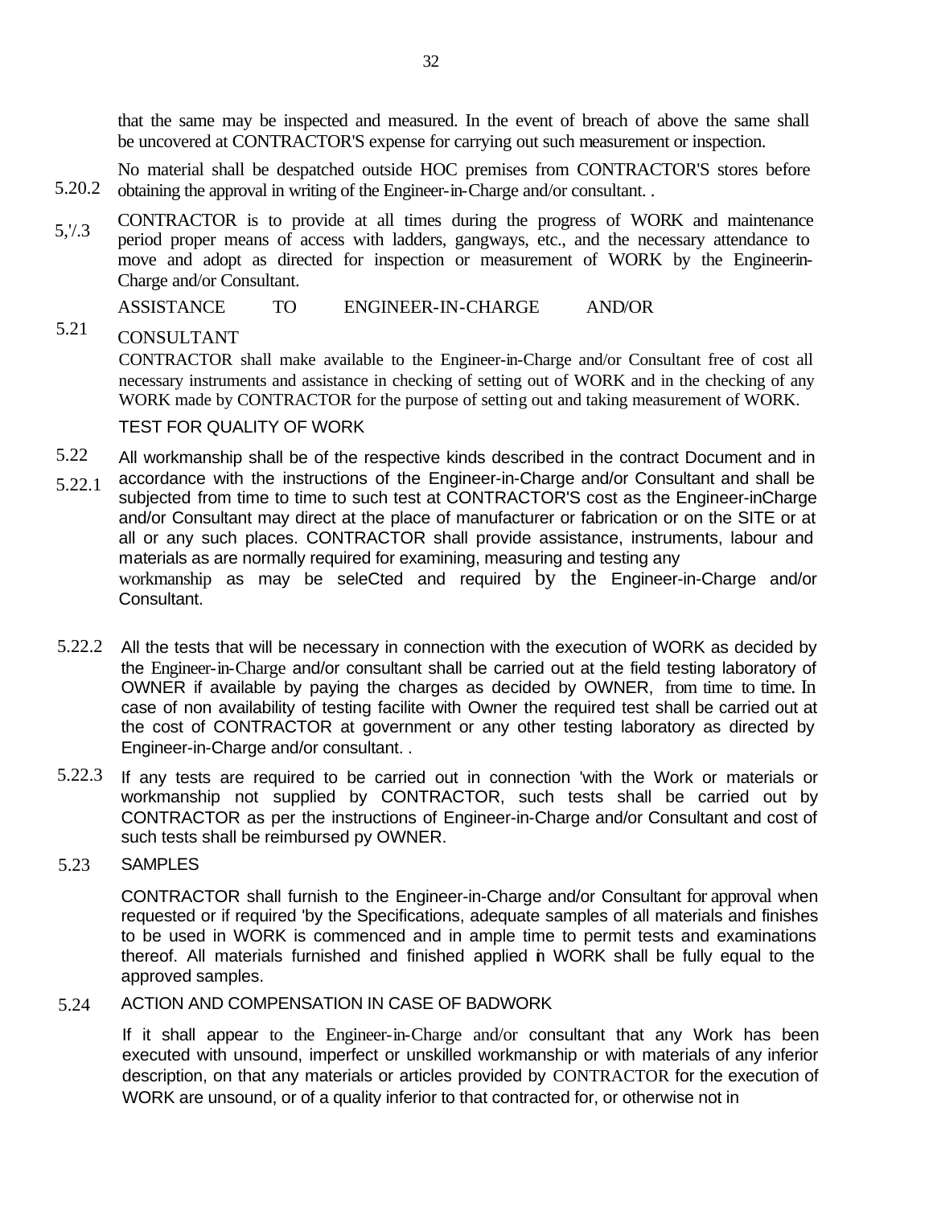that the same may be inspected and measured. In the event of breach of above the same shall be uncovered at CONTRACTOR'S expense for carrying out such measurement or inspection.

5.20.2 No material shall be despatched outside HOC premises from CONTRACTOR'S stores before obtaining the approval in writing of the Engineer-in-Charge and/or consultant. .

5,'/.3 CONTRACTOR is to provide at all times during the progress of WORK and maintenance period proper means of access with ladders, gangways, etc., and the necessary attendance to move and adopt as directed for inspection or measurement of WORK by the Engineerin-Charge and/or Consultant.

## 5.21 ASSISTANCE TO ENGINEER-IN-CHARGE AND/OR CONSULTANT

CONTRACTOR shall make available to the Engineer-in-Charge and/or Consultant free of cost all necessary instruments and assistance in checking of setting out of WORK and in the checking of any WORK made by CONTRACTOR for the purpose of setting out and taking measurement of WORK.

## 5.22 TEST FOR QUALITY OF WORK

5.22.1 All workmanship shall be of the respective kinds described in the contract Document and in accordance with the instructions of the Engineer-in-Charge and/or Consultant and shall be subjected from time to time to such test at CONTRACTOR'S cost as the Engineer-inCharge and/or Consultant may direct at the place of manufacturer or fabrication or on the SITE or at all or any such places. CONTRACTOR shall provide assistance, instruments, labour and materials as are normally required for examining, measuring and testing any workmanship as may be seleCted and required by the Engineer-in-Charge and/or Consultant.

5.22.2 All the tests that will be necessary in connection with the execution of WORK as decided by the Engineer-in-Charge and/or consultant shall be carried out at the field testing laboratory of OWNER if available by paying the charges as decided by OWNER, from time to time. In case of non availability of testing facilite with Owner the required test shall be carried out at the cost of CONTRACTOR at government or any other testing laboratory as directed by Engineer-in-Charge and/or consultant. .

5.22.3 If any tests are required to be carried out in connection 'with the Work or materials or workmanship not supplied by CONTRACTOR, such tests shall be carried out by CONTRACTOR as per the instructions of Engineer-in-Charge and/or Consultant and cost of such tests shall be reimbursed py OWNER.

## 5.23 SAMPLES

CONTRACTOR shall furnish to the Engineer-in-Charge and/or Consultant for approval when requested or if required 'by the Specifications, adequate samples of all materials and finishes to be used in WORK is commenced and in ample time to permit tests and examinations thereof. All materials furnished and finished applied in WORK shall be fully equal to the approved samples.

## 5.24 ACTION AND COMPENSATION IN CASE OF BADWORK

If it shall appear to the Engineer-in-Charge and/or consultant that any Work has been executed with unsound, imperfect or unskilled workmanship or with materials of any inferior description, on that any materials or articles provided by CONTRACTOR for the execution of WORK are unsound, or of a quality inferior to that contracted for, or otherwise not in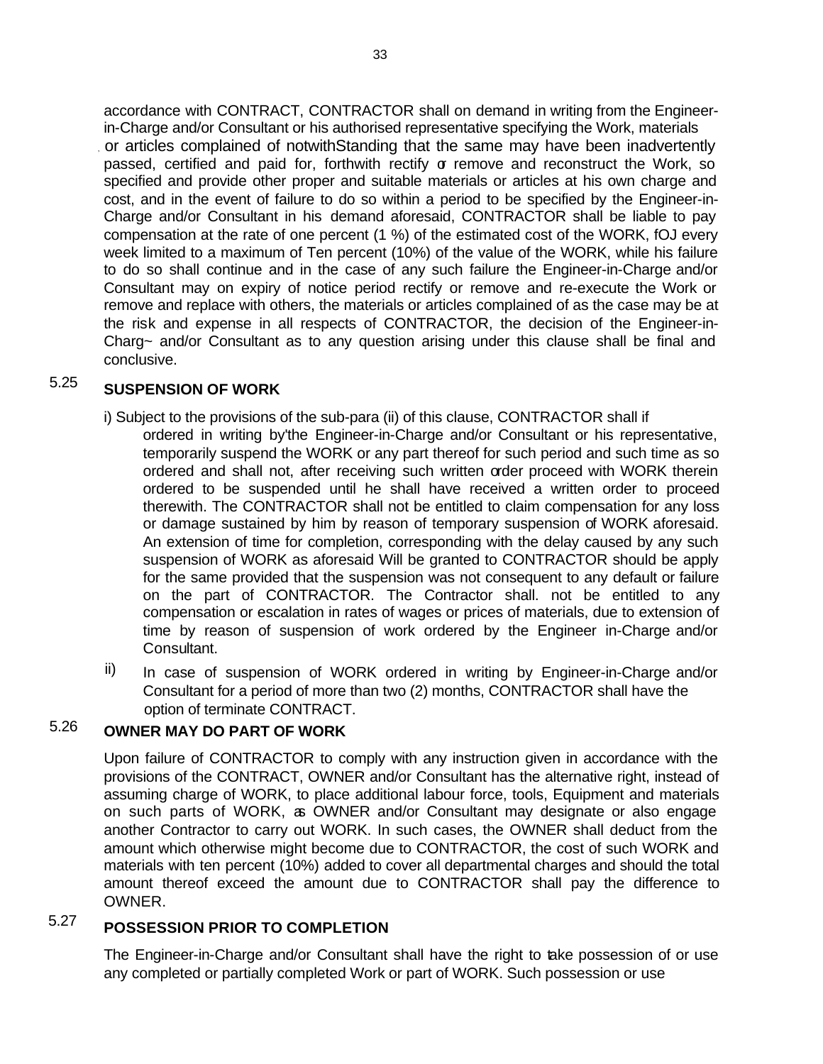accordance with CONTRACT, CONTRACTOR shall on demand in writing from the Engineer-in-Charge and/or Consultant or his authorised representative specifying the Work, materials or articles complained of notwithStanding that the same may have been inadvertently passed, certified and paid for, forthwith rectify or remove and reconstruct the Work, so specified and provide other proper and suitable materials or articles at his own charge and cost, and in the event of failure to do so within a period to be specified by the Engineer-in-Charge and/or Consultant in his demand aforesaid, CONTRACTOR shall be liable to pay compensation at the rate of one percent (1 %) of the estimated cost of the WORK, fOJ every week limited to a maximum of Ten percent (10%) of the value of the WORK, while his failure to do so shall continue and in the case of any such failure the Engineer-in-Charge and/or Consultant may on expiry of notice period rectify or remove and re-execute the Work or remove and replace with others, the materials or articles complained of as the case may be at the risk and expense in all respects of CONTRACTOR, the decision of the Engineer-in-Charg~ and/or Consultant as to any question arising under this clause shall be final and conclusive.

## 5.25 SUSPENSION OF WORK

i) Subject to the provisions of the sub-para (ii) of this clause, CONTRACTOR shall if ordered in writing by'the Engineer-in-Charge and/or Consultant or his representative, temporarily suspend the WORK or any part thereof for such period and such time as so ordered and shall not, after receiving such written order proceed with WORK therein ordered to be suspended until he shall have received a written order to proceed therewith. The CONTRACTOR shall not be entitled to claim compensation for any loss or damage sustained by him by reason of temporary suspension of WORK aforesaid. An extension of time for completion, corresponding with the delay caused by any such suspension of WORK as aforesaid Will be granted to CONTRACTOR should be apply for the same provided that the suspension was not consequent to any default or failure on the part of CONTRACTOR. The Contractor shall. not be entitled to any compensation or escalation in rates of wages or prices of materials, due to extension of time by reason of suspension of work ordered by the Engineer in-Charge and/or Consultant.

ii) In case of suspension of WORK ordered in writing by Engineer-in-Charge and/or Consultant for a period of more than two (2) months, CONTRACTOR shall have the option of terminate CONTRACT.

## 5.26 OWNER MAY DO PART OF WORK

Upon failure of CONTRACTOR to comply with any instruction given in accordance with the provisions of the CONTRACT, OWNER and/or Consultant has the alternative right, instead of assuming charge of WORK, to place additional labour force, tools, Equipment and materials on such parts of WORK, as OWNER and/or Consultant may designate or also engage another Contractor to carry out WORK. In such cases, the OWNER shall deduct from the amount which otherwise might become due to CONTRACTOR, the cost of such WORK and materials with ten percent (10%) added to cover all departmental charges and should the total amount thereof exceed the amount due to CONTRACTOR shall pay the difference to OWNER.

## 5.27 POSSESSION PRIOR TO COMPLETION

The Engineer-in-Charge and/or Consultant shall have the right to take possession of or use any completed or partially completed Work or part of WORK. Such possession or use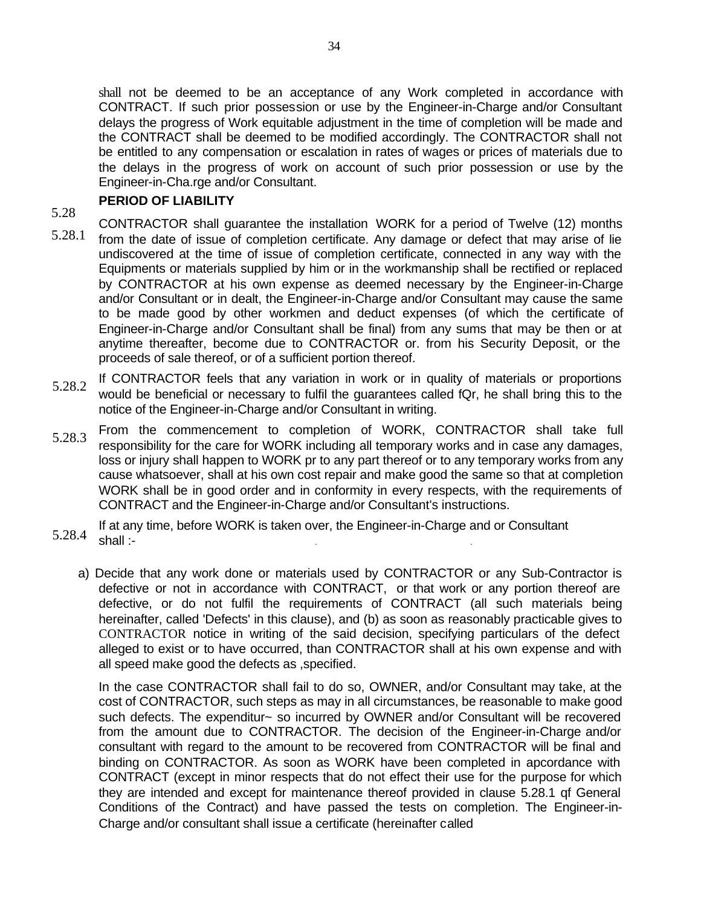shall not be deemed to be an acceptance of any Work completed in accordance with CONTRACT. If such prior possession or use by the Engineer-in-Charge and/or Consultant delays the progress of Work equitable adjustment in the time of completion will be made and the CONTRACT shall be deemed to be modified accordingly. The CONTRACTOR shall not be entitled to any compensation or escalation in rates of wages or prices of materials due to the delays in the progress of work on account of such prior possession or use by the Engineer-in-Cha.rge and/or Consultant.

## 5.28 PERIOD OF LIABILITY

5.28.1 CONTRACTOR shall guarantee the installation WORK for a period of Twelve (12) months from the date of issue of completion certificate. Any damage or defect that may arise of lie undiscovered at the time of issue of completion certificate, connected in any way with the Equipments or materials supplied by him or in the workmanship shall be rectified or replaced by CONTRACTOR at his own expense as deemed necessary by the Engineer-in-Charge and/or Consultant or in dealt, the Engineer-in-Charge and/or Consultant may cause the same to be made good by other workmen and deduct expenses (of which the certificate of Engineer-in-Charge and/or Consultant shall be final) from any sums that may be then or at anytime thereafter, become due to CONTRACTOR or. from his Security Deposit, or the proceeds of sale thereof, or of a sufficient portion thereof.

5.28.2 If CONTRACTOR feels that any variation in work or in quality of materials or proportions would be beneficial or necessary to fulfil the guarantees called fQr, he shall bring this to the notice of the Engineer-in-Charge and/or Consultant in writing.

5.28.3 From the commencement to completion of WORK, CONTRACTOR shall take full responsibility for the care for WORK including all temporary works and in case any damages, loss or injury shall happen to WORK pr to any part thereof or to any temporary works from any cause whatsoever, shall at his own cost repair and make good the same so that at completion WORK shall be in good order and in conformity in every respects, with the requirements of CONTRACT and the Engineer-in-Charge and/or Consultant's instructions.

5.28.4 If at any time, before WORK is taken over, the Engineer-in-Charge and or Consultant shall :-

a) Decide that any work done or materials used by CONTRACTOR or any Sub-Contractor is defective or not in accordance with CONTRACT, or that work or any portion thereof are defective, or do not fulfil the requirements of CONTRACT (all such materials being hereinafter, called 'Defects' in this clause), and (b) as soon as reasonably practicable gives to CONTRACTOR notice in writing of the said decision, specifying particulars of the defect alleged to exist or to have occurred, than CONTRACTOR shall at his own expense and with all speed make good the defects as ,specified.

In the case CONTRACTOR shall fail to do so, OWNER, and/or Consultant may take, at the cost of CONTRACTOR, such steps as may in all circumstances, be reasonable to make good such defects. The expenditur~ so incurred by OWNER and/or Consultant will be recovered from the amount due to CONTRACTOR. The decision of the Engineer-in-Charge and/or consultant with regard to the amount to be recovered from CONTRACTOR will be final and binding on CONTRACTOR. As soon as WORK have been completed in apcordance with CONTRACT (except in minor respects that do not effect their use for the purpose for which they are intended and except for maintenance thereof provided in clause 5.28.1 qf General Conditions of the Contract) and have passed the tests on completion. The Engineer-in-Charge and/or consultant shall issue a certificate (hereinafter called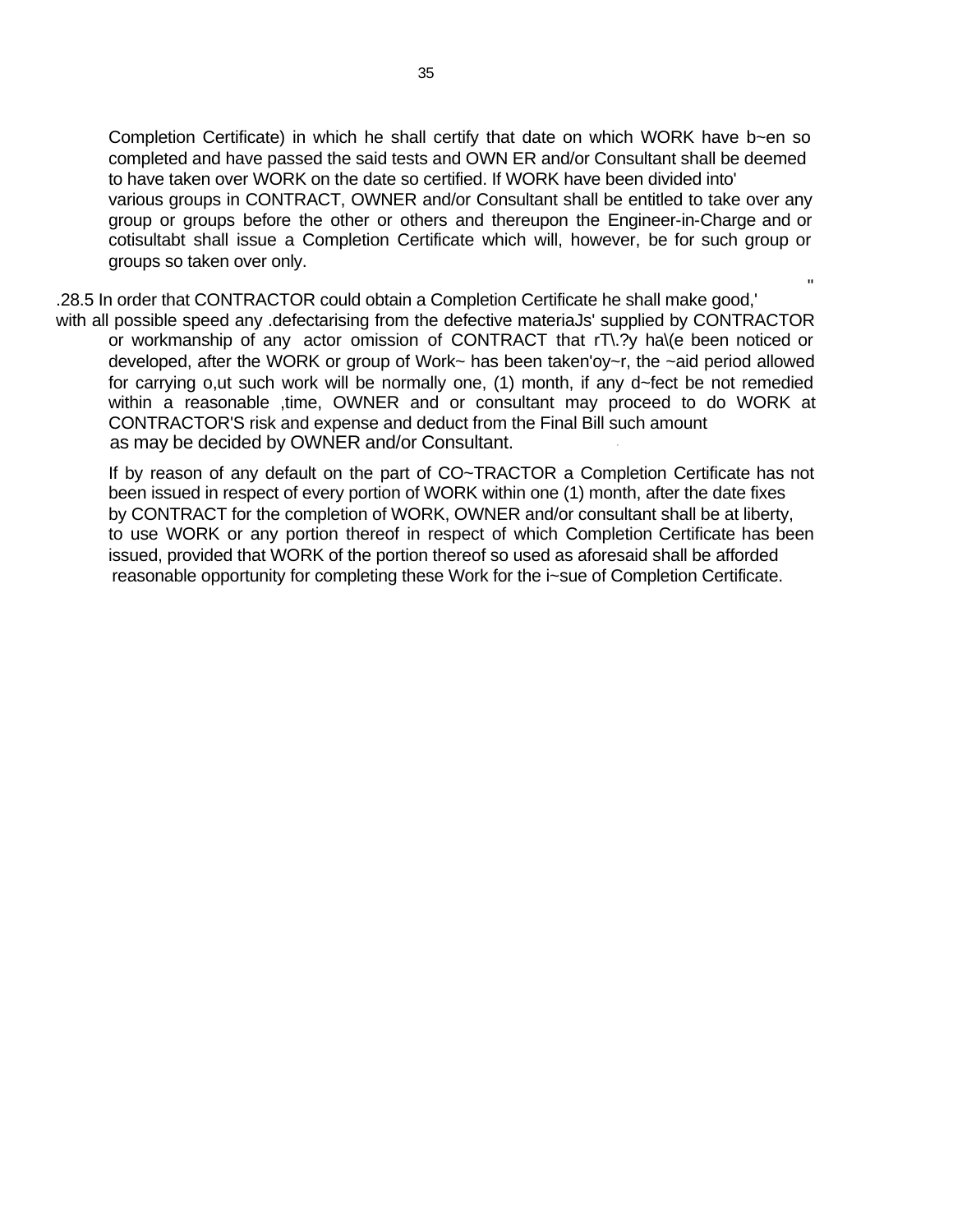Completion Certificate) in which he shall certify that date on which WORK have b~en so completed and have passed the said tests and OWN ER and/or Consultant shall be deemed to have taken over WORK on the date so certified. If WORK have been divided into' various groups in CONTRACT, OWNER and/or Consultant shall be entitled to take over any group or groups before the other or others and thereupon the Engineer-in-Charge and or cotisultabt shall issue a Completion Certificate which will, however, be for such group or groups so taken over only.

.28.5 In order that CONTRACTOR could obtain a Completion Certificate he shall make good,' with all possible speed any .defectarising from the defective materiaJs' supplied by CONTRACTOR or workmanship of any actor omission of CONTRACT that rT\.?y ha\(e been noticed or developed, after the WORK or group of Work~ has been taken'oy~r, the ~aid period allowed for carrying o,ut such work will be normally one, (1) month, if any d~fect be not remedied within a reasonable ,time, OWNER and or consultant may proceed to do WORK at CONTRACTOR'S risk and expense and deduct from the Final Bill such amount as may be decided by OWNER and/or Consultant.

If by reason of any default on the part of CO~TRACTOR a Completion Certificate has not been issued in respect of every portion of WORK within one (1) month, after the date fixes by CONTRACT for the completion of WORK, OWNER and/or consultant shall be at liberty, to use WORK or any portion thereof in respect of which Completion Certificate has been issued, provided that WORK of the portion thereof so used as aforesaid shall be afforded reasonable opportunity for completing these Work for the i~sue of Completion Certificate.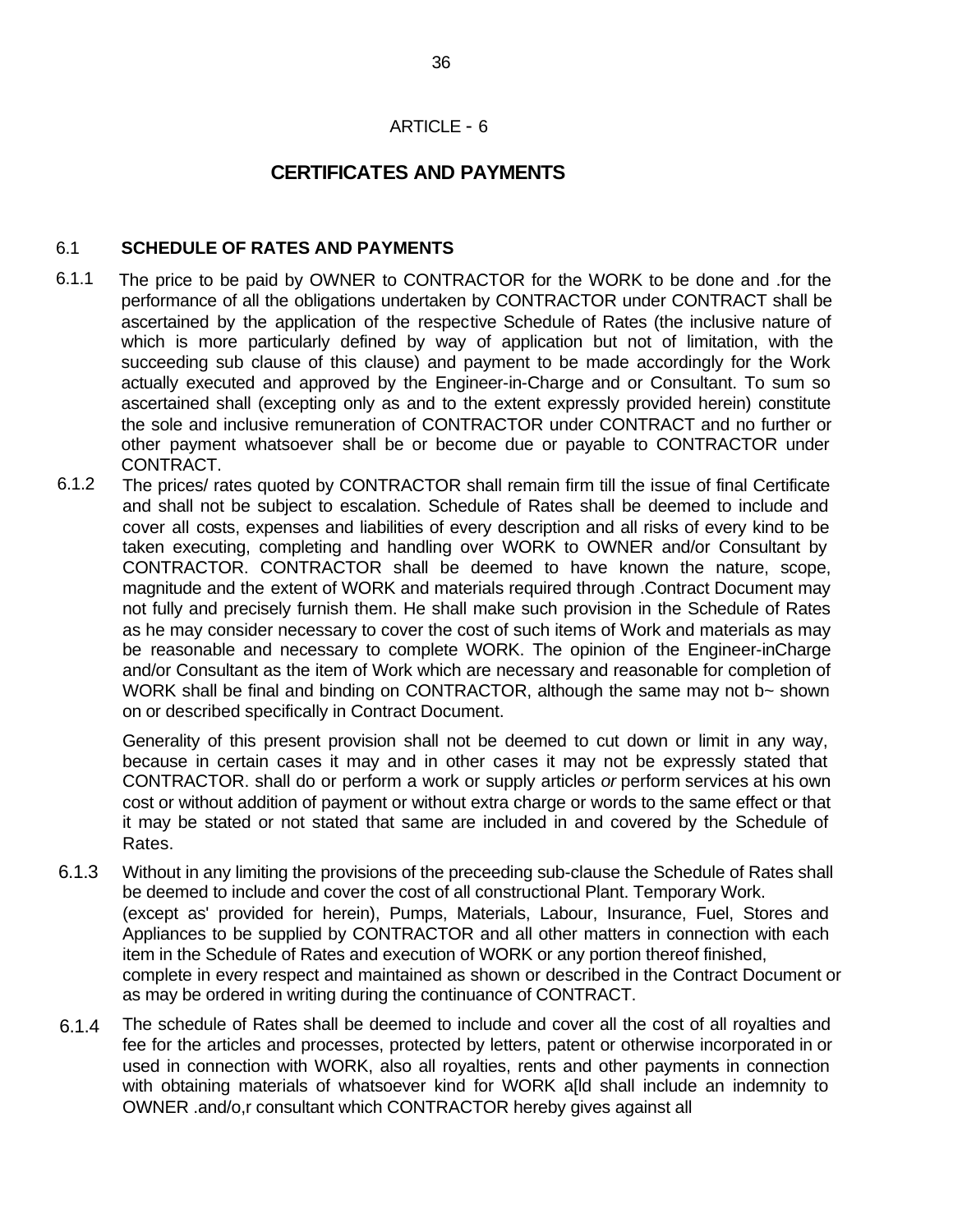# ARTICLE - 6

## CERTIFICATES AND PAYMENTS

### 6.1 SCHEDULE OF RATES AND PAYMENTS

6.1.1 The price to be paid by OWNER to CONTRACTOR for the WORK to be done and .for the performance of all the obligations undertaken by CONTRACTOR under CONTRACT shall be ascertained by the application of the respective Schedule of Rates (the inclusive nature of which is more particularly defined by way of application but not of limitation, with the succeeding sub clause of this clause) and payment to be made accordingly for the Work actually executed and approved by the Engineer-in-Charge and or Consultant. To sum so ascertained shall (excepting only as and to the extent expressly provided herein) constitute the sole and inclusive remuneration of CONTRACTOR under CONTRACT and no further or other payment whatsoever shall be or become due or payable to CONTRACTOR under CONTRACT.

6.1.2 The prices/ rates quoted by CONTRACTOR shall remain firm till the issue of final Certificate and shall not be subject to escalation. Schedule of Rates shall be deemed to include and cover all costs, expenses and liabilities of every description and all risks of every kind to be taken executing, completing and handling over WORK to OWNER and/or Consultant by CONTRACTOR. CONTRACTOR shall be deemed to have known the nature, scope, magnitude and the extent of WORK and materials required through .Contract Document may not fully and precisely furnish them. He shall make such provision in the Schedule of Rates as he may consider necessary to cover the cost of such items of Work and materials as may be reasonable and necessary to complete WORK. The opinion of the Engineer-inCharge and/or Consultant as the item of Work which are necessary and reasonable for completion of WORK shall be final and binding on CONTRACTOR, although the same may not b~ shown on or described specifically in Contract Document.

Generality of this present provision shall not be deemed to cut down or limit in any way, because in certain cases it may and in other cases it may not be expressly stated that CONTRACTOR. shall do or perform a work or supply articles *or* perform services at his own cost or without addition of payment or without extra charge or words to the same effect or that it may be stated or not stated that same are included in and covered by the Schedule of Rates.

6.1.3 Without in any limiting the provisions of the preceeding sub-clause the Schedule of Rates shall be deemed to include and cover the cost of all constructional Plant. Temporary Work. (except as' provided for herein), Pumps, Materials, Labour, Insurance, Fuel, Stores and Appliances to be supplied by CONTRACTOR and all other matters in connection with each item in the Schedule of Rates and execution of WORK or any portion thereof finished, complete in every respect and maintained as shown or described in the Contract Document or as may be ordered in writing during the continuance of CONTRACT.

6.1.4 The schedule of Rates shall be deemed to include and cover all the cost of all royalties and fee for the articles and processes, protected by letters, patent or otherwise incorporated in or used in connection with WORK, also all royalties, rents and other payments in connection with obtaining materials of whatsoever kind for WORK a[ld shall include an indemnity to OWNER .and/o,r consultant which CONTRACTOR hereby gives against all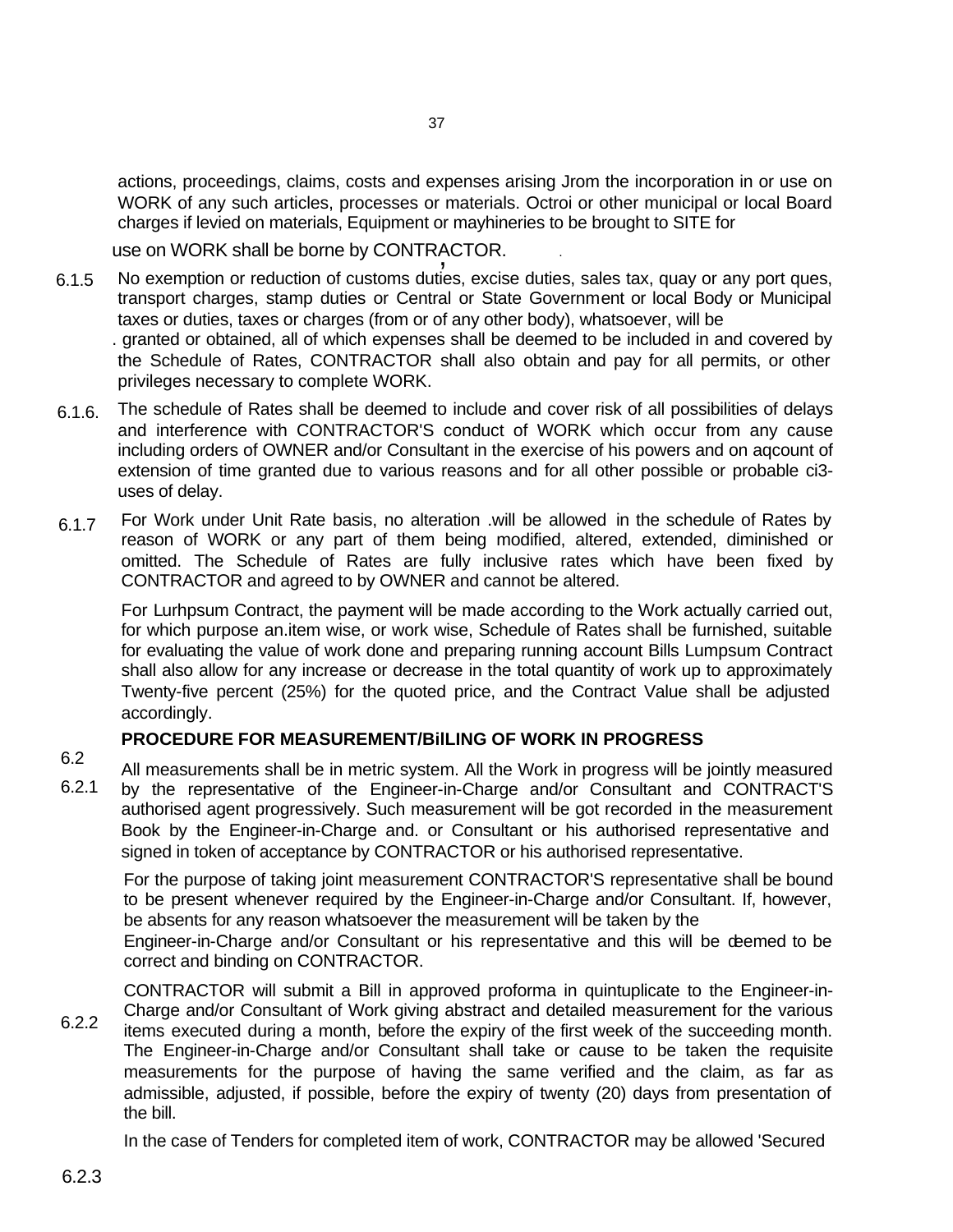actions, proceedings, claims, costs and expenses arising Jrom the incorporation in or use on WORK of any such articles, processes or materials. Octroi or other municipal or local Board charges if levied on materials, Equipment or mayhineries to be brought to SITE for use on WORK shall be borne by CONTRACTOR.

6.1.5 No exemption or reduction of customs duties, excise duties, sales tax, quay or any port ques, transport charges, stamp duties or Central or State Government or local Body or Municipal taxes or duties, taxes or charges (from or of any other body), whatsoever, will be granted or obtained, all of which expenses shall be deemed to be included in and covered by the Schedule of Rates, CONTRACTOR shall also obtain and pay for all permits, or other privileges necessary to complete WORK.

6.1.6. The schedule of Rates shall be deemed to include and cover risk of all possibilities of delays and interference with CONTRACTOR'S conduct of WORK which occur from any cause including orders of OWNER and/or Consultant in the exercise of his powers and on aqcount of extension of time granted due to various reasons and for all other possible or probable ci3-uses of delay.

6.1.7 For Work under Unit Rate basis, no alteration .will be allowed in the schedule of Rates by reason of WORK or any part of them being modified, altered, extended, diminished or omitted. The Schedule of Rates are fully inclusive rates which have been fixed by CONTRACTOR and agreed to by OWNER and cannot be altered.

For Lurhpsum Contract, the payment will be made according to the Work actually carried out, for which purpose an.item wise, or work wise, Schedule of Rates shall be furnished, suitable for evaluating the value of work done and preparing running account Bills Lumpsum Contract shall also allow for any increase or decrease in the total quantity of work up to approximately Twenty-five percent (25%) for the quoted price, and the Contract Value shall be adjusted accordingly.

**6.2 PROCEDURE FOR MEASUREMENT/BilLING OF WORK IN PROGRESS**

6.2.1 All measurements shall be in metric system. All the Work in progress will be jointly measured by the representative of the Engineer-in-Charge and/or Consultant and CONTRACT'S authorised agent progressively. Such measurement will be got recorded in the measurement Book by the Engineer-in-Charge and. or Consultant or his authorised representative and signed in token of acceptance by CONTRACTOR or his authorised representative.

For the purpose of taking joint measurement CONTRACTOR'S representative shall be bound to be present whenever required by the Engineer-in-Charge and/or Consultant. If, however, be absents for any reason whatsoever the measurement will be taken by the Engineer-in-Charge and/or Consultant or his representative and this will be deemed to be correct and binding on CONTRACTOR.

6.2.2 CONTRACTOR will submit a Bill in approved proforma in quintuplicate to the Engineer-in-Charge and/or Consultant of Work giving abstract and detailed measurement for the various items executed during a month, before the expiry of the first week of the succeeding month. The Engineer-in-Charge and/or Consultant shall take or cause to be taken the requisite measurements for the purpose of having the same verified and the claim, as far as admissible, adjusted, if possible, before the expiry of twenty (20) days from presentation of the bill.

6.2.3 In the case of Tenders for completed item of work, CONTRACTOR may be allowed 'Secured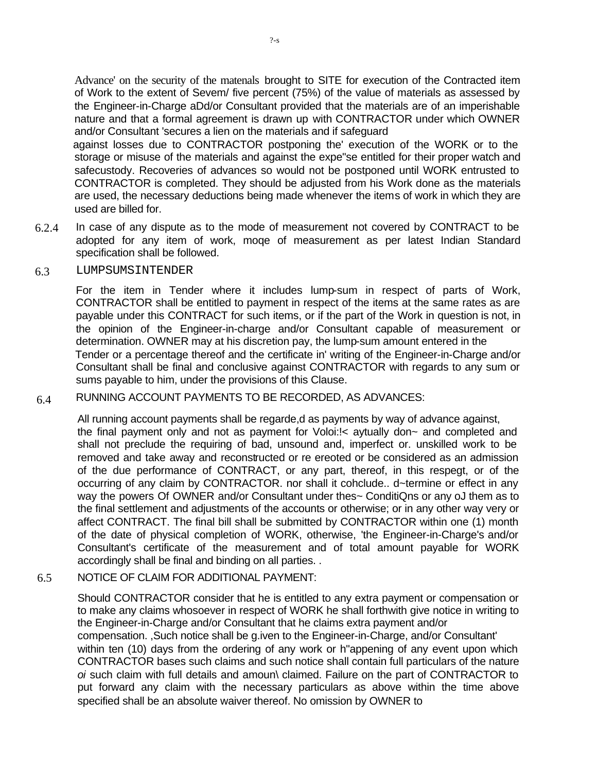Advance' on the security of the matenals brought to SITE for execution of the Contracted item of Work to the extent of Sevem/ five percent (75%) of the value of materials as assessed by the Engineer-in-Charge aDd/or Consultant provided that the materials are of an imperishable nature and that a formal agreement is drawn up with CONTRACTOR under which OWNER and/or Consultant 'secures a lien on the materials and if safeguard against losses due to CONTRACTOR postponing the' execution of the WORK or to the storage or misuse of the materials and against the expe"se entitled for their proper watch and safecustody. Recoveries of advances so would not be postponed until WORK entrusted to CONTRACTOR is completed. They should be adjusted from his Work done as the materials are used, the necessary deductions being made whenever the items of work in which they are used are billed for.

6.2.4 In case of any dispute as to the mode of measurement not covered by CONTRACT to be adopted for any item of work, moqe of measurement as per latest Indian Standard specification shall be followed.

## 6.3 LUMPSUMSINTENDER

For the item in Tender where it includes lump-sum in respect of parts of Work, CONTRACTOR shall be entitled to payment in respect of the items at the same rates as are payable under this CONTRACT for such items, or if the part of the Work in question is not, in the opinion of the Engineer-in-charge and/or Consultant capable of measurement or determination. OWNER may at his discretion pay, the lump-sum amount entered in the Tender or a percentage thereof and the certificate in' writing of the Engineer-in-Charge and/or Consultant shall be final and conclusive against CONTRACTOR with regards to any sum or sums payable to him, under the provisions of this Clause.

## 6.4 RUNNING ACCOUNT PAYMENTS TO BE RECORDED, AS ADVANCES:

All running account payments shall be regarde,d as payments by way of advance against, the final payment only and not as payment for Voloi:!< aytually don~ and completed and shall not preclude the requiring of bad, unsound and, imperfect or. unskilled work to be removed and take away and reconstructed or re ereoted or be considered as an admission of the due performance of CONTRACT, or any part, thereof, in this respegt, or of the occurring of any claim by CONTRACTOR. nor shall it cohclude.. d~termine or effect in any way the powers Of OWNER and/or Consultant under thes~ ConditiQns or any oJ them as to the final settlement and adjustments of the accounts or otherwise; or in any other way very or affect CONTRACT. The final bill shall be submitted by CONTRACTOR within one (1) month of the date of physical completion of WORK, otherwise, 'the Engineer-in-Charge's and/or Consultant's certificate of the measurement and of total amount payable for WORK accordingly shall be final and binding on all parties. .

## 6.5 NOTICE OF CLAIM FOR ADDITIONAL PAYMENT:

Should CONTRACTOR consider that he is entitled to any extra payment or compensation or to make any claims whosoever in respect of WORK he shall forthwith give notice in writing to the Engineer-in-Charge and/or Consultant that he claims extra payment and/or compensation. ,Such notice shall be g.iven to the Engineer-in-Charge, and/or Consultant' within ten (10) days from the ordering of any work or h"appening of any event upon which CONTRACTOR bases such claims and such notice shall contain full particulars of the nature *oi* such claim with full details and amoun\ claimed. Failure on the part of CONTRACTOR to put forward any claim with the necessary particulars as above within the time above specified shall be an absolute waiver thereof. No omission by OWNER to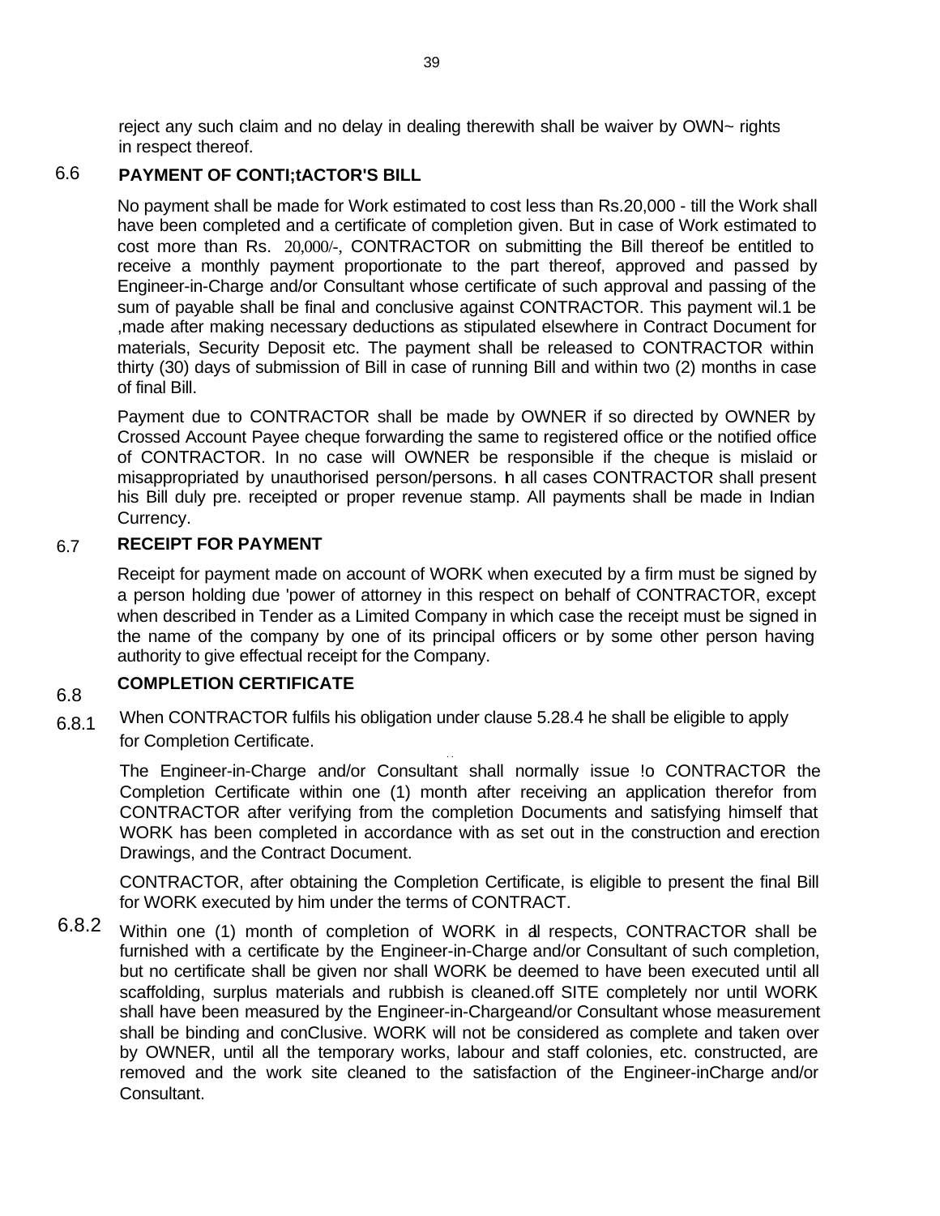reject any such claim and no delay in dealing therewith shall be waiver by OWN~ rights in respect thereof.

### 6.6 PAYMENT OF CONTI;tACTOR'S BILL

No payment shall be made for Work estimated to cost less than Rs.20,000 - till the Work shall have been completed and a certificate of completion given. But in case of Work estimated to cost more than Rs. 20,000/-, CONTRACTOR on submitting the Bill thereof be entitled to receive a monthly payment proportionate to the part thereof, approved and passed by Engineer-in-Charge and/or Consultant whose certificate of such approval and passing of the sum of payable shall be final and conclusive against CONTRACTOR. This payment wil.1 be ,made after making necessary deductions as stipulated elsewhere in Contract Document for materials, Security Deposit etc. The payment shall be released to CONTRACTOR within thirty (30) days of submission of Bill in case of running Bill and within two (2) months in case of final Bill.

Payment due to CONTRACTOR shall be made by OWNER if so directed by OWNER by Crossed Account Payee cheque forwarding the same to registered office or the notified office of CONTRACTOR. In no case will OWNER be responsible if the cheque is mislaid or misappropriated by unauthorised person/persons. In all cases CONTRACTOR shall present his Bill duly pre. receipted or proper revenue stamp. All payments shall be made in Indian Currency.

### 6.7 RECEIPT FOR PAYMENT

Receipt for payment made on account of WORK when executed by a firm must be signed by a person holding due 'power of attorney in this respect on behalf of CONTRACTOR, except when described in Tender as a Limited Company in which case the receipt must be signed in the name of the company by one of its principal officers or by some other person having authority to give effectual receipt for the Company.

### 6.8 COMPLETION CERTIFICATE

6.8.1 When CONTRACTOR fulfils his obligation under clause 5.28.4 he shall be eligible to apply for Completion Certificate.

The Engineer-in-Charge and/or Consultant shall normally issue !o CONTRACTOR the Completion Certificate within one (1) month after receiving an application therefor from CONTRACTOR after verifying from the completion Documents and satisfying himself that WORK has been completed in accordance with as set out in the construction and erection Drawings, and the Contract Document.

CONTRACTOR, after obtaining the Completion Certificate, is eligible to present the final Bill for WORK executed by him under the terms of CONTRACT.

6.8.2 Within one (1) month of completion of WORK in all respects, CONTRACTOR shall be furnished with a certificate by the Engineer-in-Charge and/or Consultant of such completion, but no certificate shall be given nor shall WORK be deemed to have been executed until all scaffolding, surplus materials and rubbish is cleaned.off SITE completely nor until WORK shall have been measured by the Engineer-in-Chargeand/or Consultant whose measurement shall be binding and conClusive. WORK will not be considered as complete and taken over by OWNER, until all the temporary works, labour and staff colonies, etc. constructed, are removed and the work site cleaned to the satisfaction of the Engineer-inCharge and/or Consultant.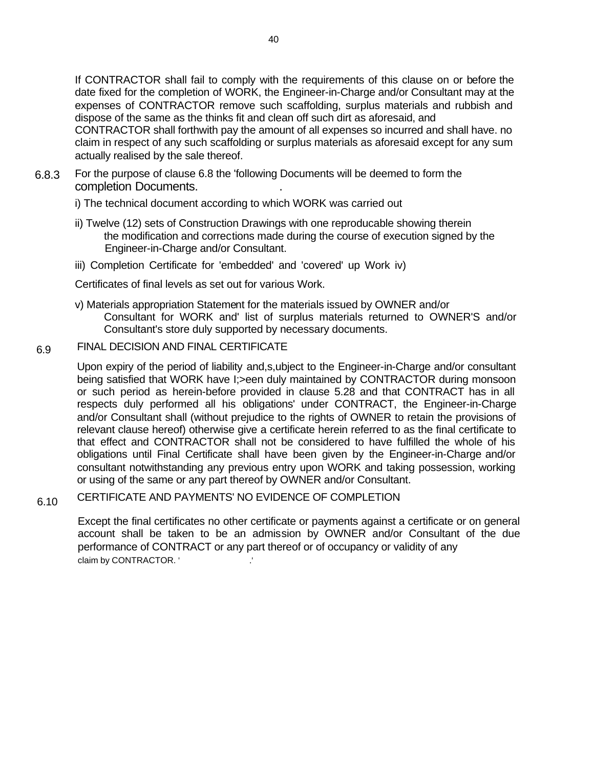If CONTRACTOR shall fail to comply with the requirements of this clause on or before the date fixed for the completion of WORK, the Engineer-in-Charge and/or Consultant may at the expenses of CONTRACTOR remove such scaffolding, surplus materials and rubbish and dispose of the same as the thinks fit and clean off such dirt as aforesaid, and CONTRACTOR shall forthwith pay the amount of all expenses so incurred and shall have. no claim in respect of any such scaffolding or surplus materials as aforesaid except for any sum actually realised by the sale thereof.

6.8.3 For the purpose of clause 6.8 the 'following Documents will be deemed to form the completion Documents. .

i) The technical document according to which WORK was carried out

ii) Twelve (12) sets of Construction Drawings with one reproducable showing therein the modification and corrections made during the course of execution signed by the Engineer-in-Charge and/or Consultant.

iii) Completion Certificate for 'embedded' and 'covered' up Work iv)

Certificates of final levels as set out for various Work.

v) Materials appropriation Statement for the materials issued by OWNER and/or Consultant for WORK and' list of surplus materials returned to OWNER'S and/or Consultant's store duly supported by necessary documents.

## 6.9 FINAL DECISION AND FINAL CERTIFICATE

Upon expiry of the period of liability and,s,ubject to the Engineer-in-Charge and/or consultant being satisfied that WORK have I;>een duly maintained by CONTRACTOR during monsoon or such period as herein-before provided in clause 5.28 and that CONTRACT has in all respects duly performed all his obligations' under CONTRACT, the Engineer-in-Charge and/or Consultant shall (without prejudice to the rights of OWNER to retain the provisions of relevant clause hereof) otherwise give a certificate herein referred to as the final certificate to that effect and CONTRACTOR shall not be considered to have fulfilled the whole of his obligations until Final Certificate shall have been given by the Engineer-in-Charge and/or consultant notwithstanding any previous entry upon WORK and taking possession, working or using of the same or any part thereof by OWNER and/or Consultant.

## 6.10 CERTIFICATE AND PAYMENTS' NO EVIDENCE OF COMPLETION

Except the final certificates no other certificate or payments against a certificate or on general account shall be taken to be an admission by OWNER and/or Consultant of the due performance of CONTRACT or any part thereof or of occupancy or validity of any claim by CONTRACTOR. ' .'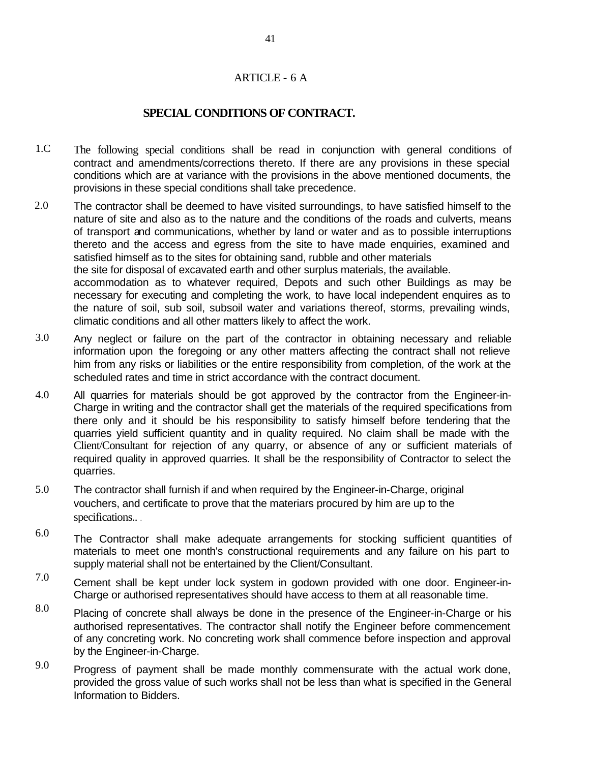ARTICLE - 6 A

## SPECIAL CONDITIONS OF CONTRACT.

1.C The following special conditions shall be read in conjunction with general conditions of contract and amendments/corrections thereto. If there are any provisions in these special conditions which are at variance with the provisions in the above mentioned documents, the provisions in these special conditions shall take precedence.

2.0 The contractor shall be deemed to have visited surroundings, to have satisfied himself to the nature of site and also as to the nature and the conditions of the roads and culverts, means of transport and communications, whether by land or water and as to possible interruptions thereto and the access and egress from the site to have made enquiries, examined and satisfied himself as to the sites for obtaining sand, rubble and other materials the site for disposal of excavated earth and other surplus materials, the available. accommodation as to whatever required, Depots and such other Buildings as may be necessary for executing and completing the work, to have local independent enquires as to the nature of soil, sub soil, subsoil water and variations thereof, storms, prevailing winds, climatic conditions and all other matters likely to affect the work.

3.0 Any neglect or failure on the part of the contractor in obtaining necessary and reliable information upon the foregoing or any other matters affecting the contract shall not relieve him from any risks or liabilities or the entire responsibility from completion, of the work at the scheduled rates and time in strict accordance with the contract document.

4.0 All quarries for materials should be got approved by the contractor from the Engineer-in-Charge in writing and the contractor shall get the materials of the required specifications from there only and it should be his responsibility to satisfy himself before tendering that the quarries yield sufficient quantity and in quality required. No claim shall be made with the Client/Consultant for rejection of any quarry, or absence of any or sufficient materials of required quality in approved quarries. It shall be the responsibility of Contractor to select the quarries.

5.0 The contractor shall furnish if and when required by the Engineer-in-Charge, original vouchers, and certificate to prove that the materiars procured by him are up to the specifications..

6.0 The Contractor shall make adequate arrangements for stocking sufficient quantities of materials to meet one month's constructional requirements and any failure on his part to supply material shall not be entertained by the Client/Consultant.

7.0 Cement shall be kept under lock system in godown provided with one door. Engineer-in-Charge or authorised representatives should have access to them at all reasonable time.

8.0 Placing of concrete shall always be done in the presence of the Engineer-in-Charge or his authorised representatives. The contractor shall notify the Engineer before commencement of any concreting work. No concreting work shall commence before inspection and approval by the Engineer-in-Charge.

9.0 Progress of payment shall be made monthly commensurate with the actual work done, provided the gross value of such works shall not be less than what is specified in the General Information to Bidders.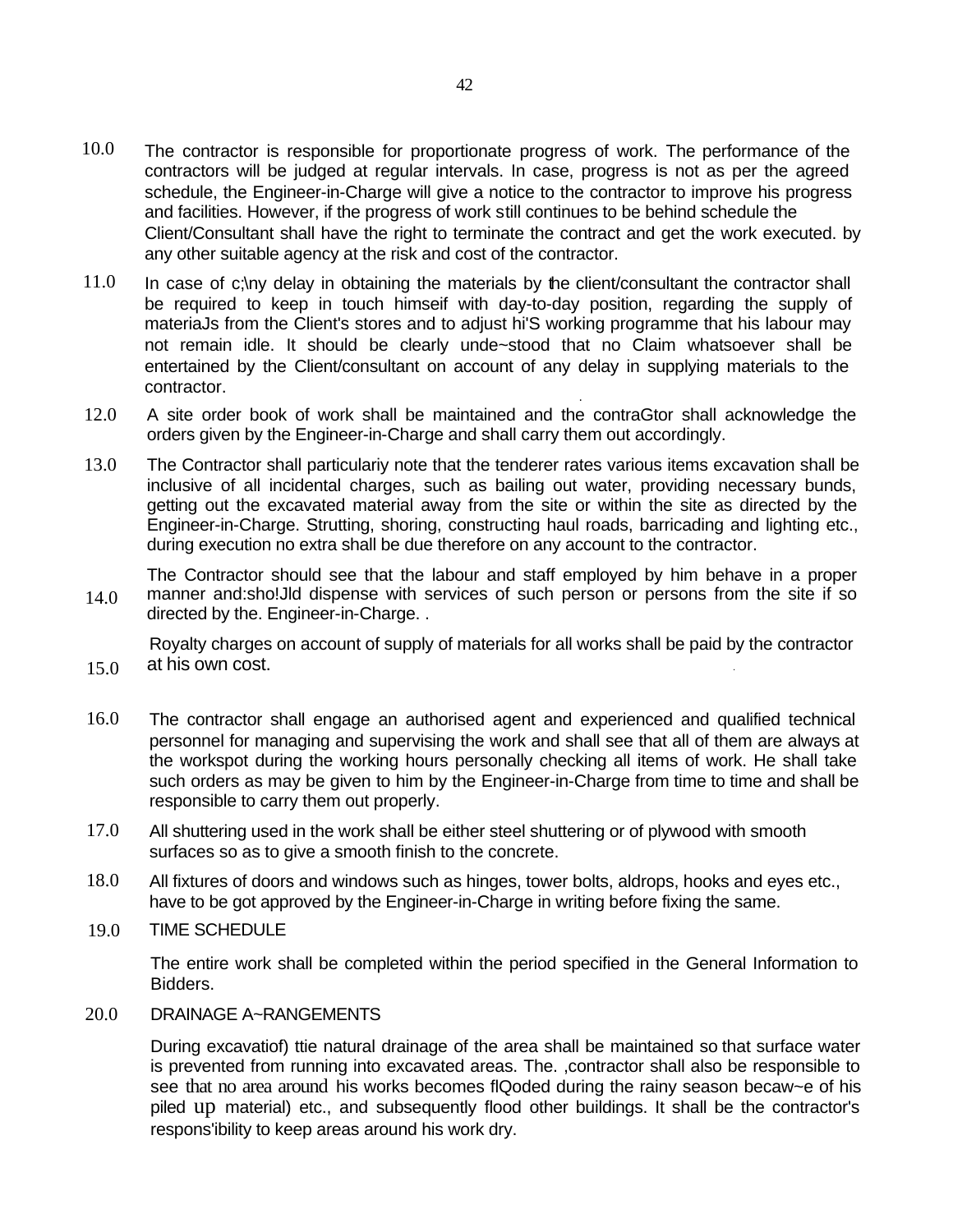10.0 The contractor is responsible for proportionate progress of work. The performance of the contractors will be judged at regular intervals. In case, progress is not as per the agreed schedule, the Engineer-in-Charge will give a notice to the contractor to improve his progress and facilities. However, if the progress of work still continues to be behind schedule the Client/Consultant shall have the right to terminate the contract and get the work executed. by any other suitable agency at the risk and cost of the contractor.

11.0 In case of c;\ny delay in obtaining the materials by the client/consultant the contractor shall be required to keep in touch himseif with day-to-day position, regarding the supply of materiaJs from the Client's stores and to adjust hi'S working programme that his labour may not remain idle. It should be clearly unde~stood that no Claim whatsoever shall be entertained by the Client/consultant on account of any delay in supplying materials to the contractor.

12.0 A site order book of work shall be maintained and the contraGtor shall acknowledge the orders given by the Engineer-in-Charge and shall carry them out accordingly.

13.0 The Contractor shall particulariy note that the tenderer rates various items excavation shall be inclusive of all incidental charges, such as bailing out water, providing necessary bunds, getting out the excavated material away from the site or within the site as directed by the Engineer-in-Charge. Strutting, shoring, constructing haul roads, barricading and lighting etc., during execution no extra shall be due therefore on any account to the contractor.

14.0 The Contractor should see that the labour and staff employed by him behave in a proper manner and:sho!Jld dispense with services of such person or persons from the site if so directed by the. Engineer-in-Charge. .

15.0 Royalty charges on account of supply of materials for all works shall be paid by the contractor at his own cost.

16.0 The contractor shall engage an authorised agent and experienced and qualified technical personnel for managing and supervising the work and shall see that all of them are always at the workspot during the working hours personally checking all items of work. He shall take such orders as may be given to him by the Engineer-in-Charge from time to time and shall be responsible to carry them out properly.

17.0 All shuttering used in the work shall be either steel shuttering or of plywood with smooth surfaces so as to give a smooth finish to the concrete.

18.0 All fixtures of doors and windows such as hinges, tower bolts, aldrops, hooks and eyes etc., have to be got approved by the Engineer-in-Charge in writing before fixing the same.

19.0 TIME SCHEDULE

The entire work shall be completed within the period specified in the General Information to Bidders.

20.0 DRAINAGE A~RANGEMENTS

During excavatiof) ttie natural drainage of the area shall be maintained so that surface water is prevented from running into excavated areas. The. ,contractor shall also be responsible to see that no area around his works becomes flQoded during the rainy season becaw~e of his piled up material) etc., and subsequently flood other buildings. It shall be the contractor's respons'ibility to keep areas around his work dry.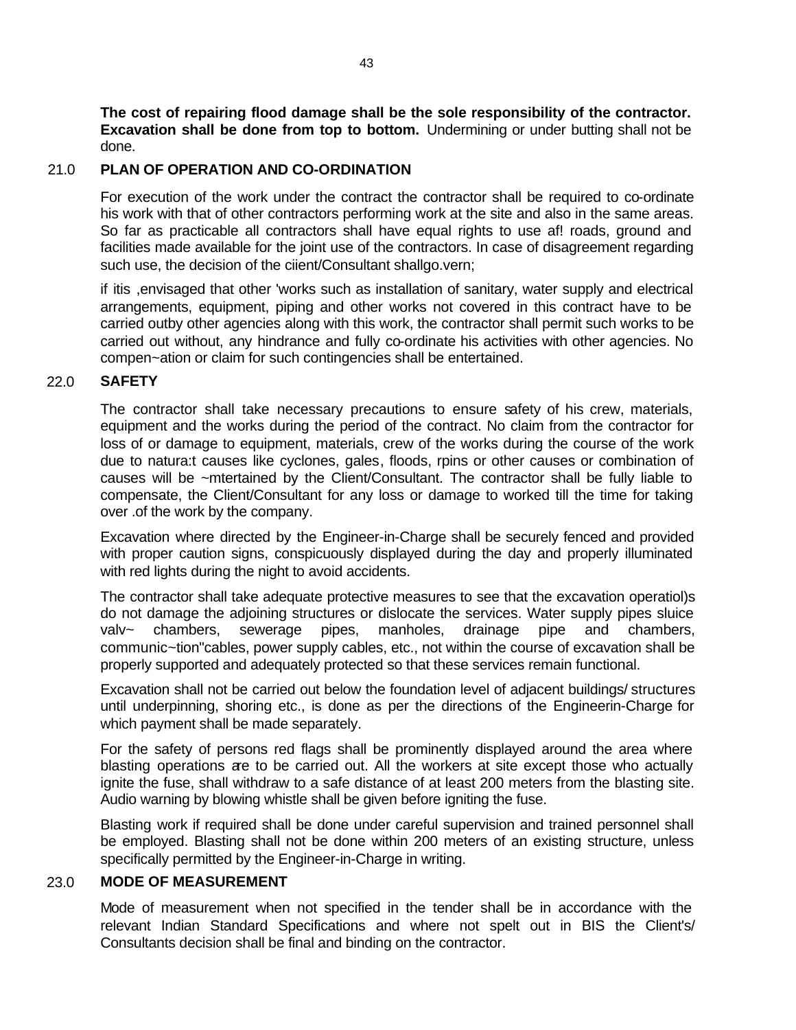**The cost of repairing flood damage shall be the sole responsibility of the contractor. Excavation shall be done from top to bottom.** Undermining or under butting shall not be done.

## 21.0 PLAN OF OPERATION AND CO-ORDINATION

For execution of the work under the contract the contractor shall be required to co-ordinate his work with that of other contractors performing work at the site and also in the same areas. So far as practicable all contractors shall have equal rights to use af! roads, ground and facilities made available for the joint use of the contractors. In case of disagreement regarding such use, the decision of the ciient/Consultant shallgo.vern;

if itis ,envisaged that other 'works such as installation of sanitary, water supply and electrical arrangements, equipment, piping and other works not covered in this contract have to be carried outby other agencies along with this work, the contractor shall permit such works to be carried out without, any hindrance and fully co-ordinate his activities with other agencies. No compen~ation or claim for such contingencies shall be entertained.

## 22.0 SAFETY

The contractor shall take necessary precautions to ensure safety of his crew, materials, equipment and the works during the period of the contract. No claim from the contractor for loss of or damage to equipment, materials, crew of the works during the course of the work due to natura:t causes like cyclones, gales, floods, rpins or other causes or combination of causes will be ~mtertained by the Client/Consultant. The contractor shall be fully liable to compensate, the Client/Consultant for any loss or damage to worked till the time for taking over .of the work by the company.

Excavation where directed by the Engineer-in-Charge shall be securely fenced and provided with proper caution signs, conspicuously displayed during the day and properly illuminated with red lights during the night to avoid accidents.

The contractor shall take adequate protective measures to see that the excavation operatiol)s do not damage the adjoining structures or dislocate the services. Water supply pipes sluice valv~ chambers, sewerage pipes, manholes, drainage pipe and chambers, communic~tion"cables, power supply cables, etc., not within the course of excavation shall be properly supported and adequately protected so that these services remain functional.

Excavation shall not be carried out below the foundation level of adjacent buildings/ structures until underpinning, shoring etc., is done as per the directions of the Engineerin-Charge for which payment shall be made separately.

For the safety of persons red flags shall be prominently displayed around the area where blasting operations are to be carried out. All the workers at site except those who actually ignite the fuse, shall withdraw to a safe distance of at least 200 meters from the blasting site. Audio warning by blowing whistle shall be given before igniting the fuse.

Blasting work if required shall be done under careful supervision and trained personnel shall be employed. Blasting shall not be done within 200 meters of an existing structure, unless specifically permitted by the Engineer-in-Charge in writing.

## 23.0 MODE OF MEASUREMENT

Mode of measurement when not specified in the tender shall be in accordance with the relevant Indian Standard Specifications and where not spelt out in BIS the Client's/ Consultants decision shall be final and binding on the contractor.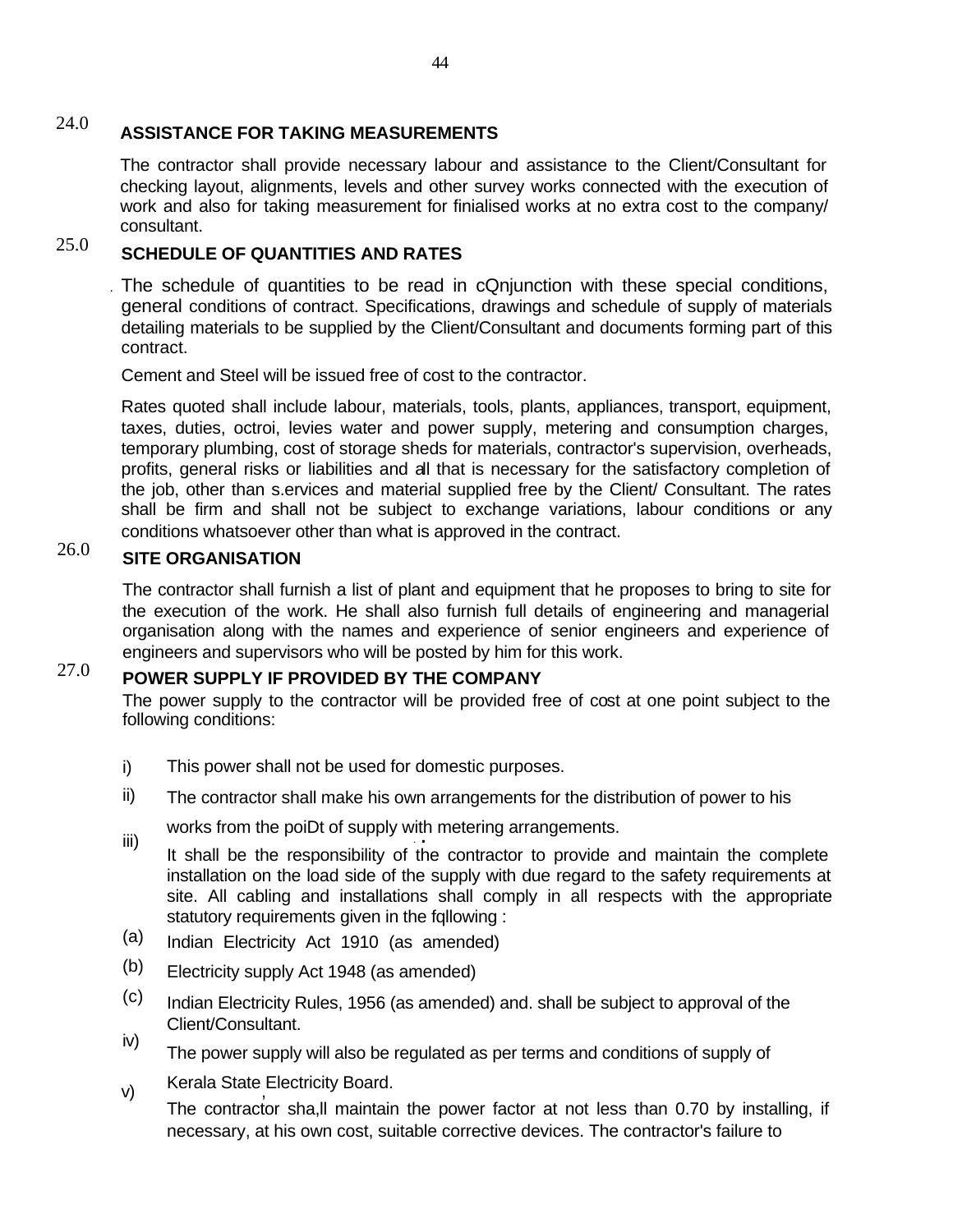## 24.0 ASSISTANCE FOR TAKING MEASUREMENTS

The contractor shall provide necessary labour and assistance to the Client/Consultant for checking layout, alignments, levels and other survey works connected with the execution of work and also for taking measurement for finialised works at no extra cost to the company/ consultant.

## 25.0 SCHEDULE OF QUANTITIES AND RATES

The schedule of quantities to be read in cQnjunction with these special conditions, general conditions of contract. Specifications, drawings and schedule of supply of materials detailing materials to be supplied by the Client/Consultant and documents forming part of this contract.

Cement and Steel will be issued free of cost to the contractor.

Rates quoted shall include labour, materials, tools, plants, appliances, transport, equipment, taxes, duties, octroi, levies water and power supply, metering and consumption charges, temporary plumbing, cost of storage sheds for materials, contractor's supervision, overheads, profits, general risks or liabilities and all that is necessary for the satisfactory completion of the job, other than s.ervices and material supplied free by the Client/ Consultant. The rates shall be firm and shall not be subject to exchange variations, labour conditions or any conditions whatsoever other than what is approved in the contract.

## 26.0 SITE ORGANISATION

The contractor shall furnish a list of plant and equipment that he proposes to bring to site for the execution of the work. He shall also furnish full details of engineering and managerial organisation along with the names and experience of senior engineers and experience of engineers and supervisors who will be posted by him for this work.

## 27.0 POWER SUPPLY IF PROVIDED BY THE COMPANY

The power supply to the contractor will be provided free of cost at one point subject to the following conditions:

i) This power shall not be used for domestic purposes.

ii) The contractor shall make his own arrangements for the distribution of power to his works from the poiDt of supply with metering arrangements.

iii) It shall be the responsibility of the contractor to provide and maintain the complete installation on the load side of the supply with due regard to the safety requirements at site. All cabling and installations shall comply in all respects with the appropriate statutory requirements given in the fqllowing :

(a) Indian Electricity Act 1910 (as amended)

(b) Electricity supply Act 1948 (as amended)

(c) Indian Electricity Rules, 1956 (as amended) and. shall be subject to approval of the Client/Consultant.

iv) The power supply will also be regulated as per terms and conditions of supply of Kerala State Electricity Board.

v) The contractor sha,ll maintain the power factor at not less than 0.70 by installing, if necessary, at his own cost, suitable corrective devices. The contractor's failure to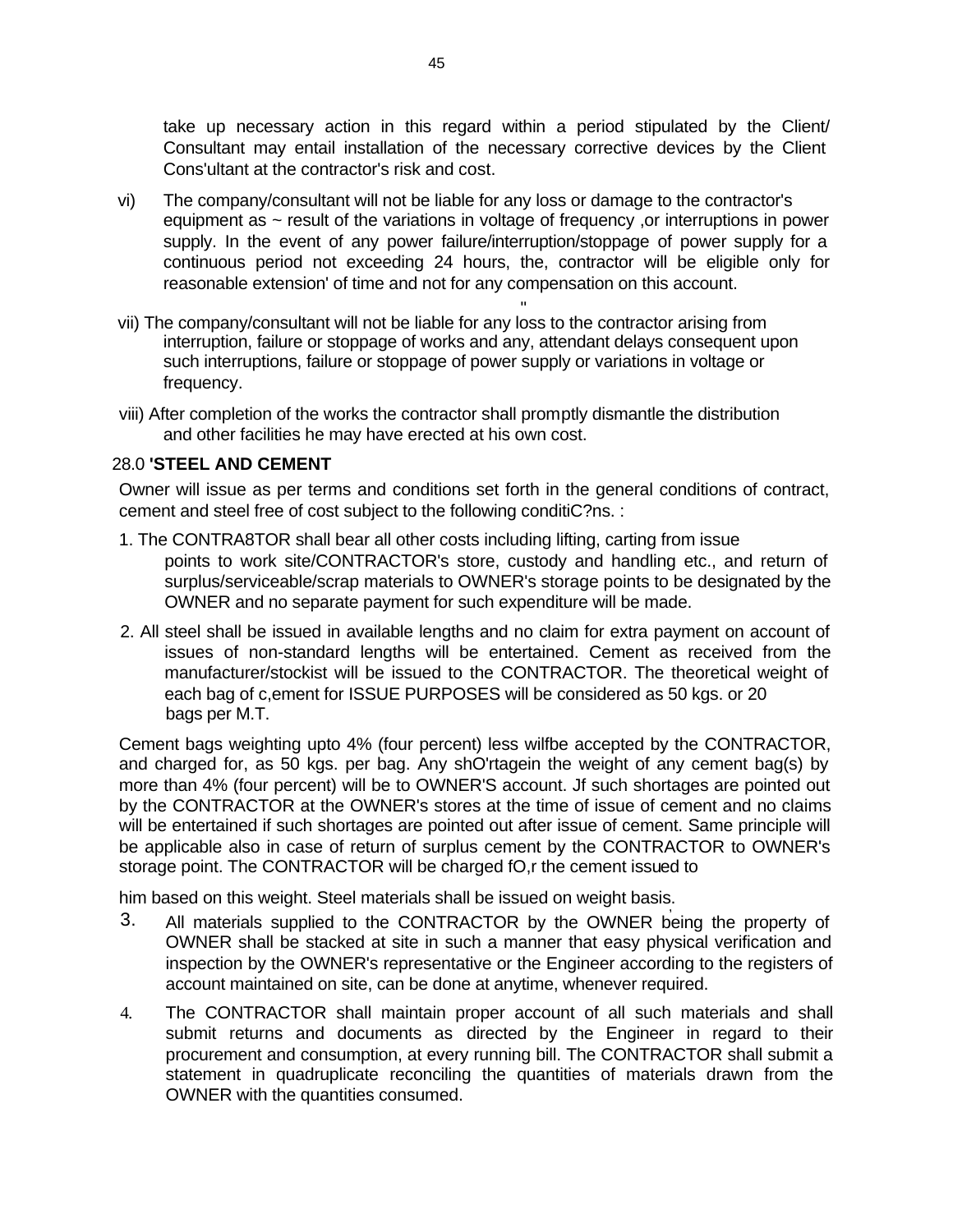take up necessary action in this regard within a period stipulated by the Client/ Consultant may entail installation of the necessary corrective devices by the Client Cons'ultant at the contractor's risk and cost.

vi) The company/consultant will not be liable for any loss or damage to the contractor's equipment as ~ result of the variations in voltage of frequency ,or interruptions in power supply. In the event of any power failure/interruption/stoppage of power supply for a continuous period not exceeding 24 hours, the, contractor will be eligible only for reasonable extension' of time and not for any compensation on this account.

vii) The company/consultant will not be liable for any loss to the contractor arising from interruption, failure or stoppage of works and any, attendant delays consequent upon such interruptions, failure or stoppage of power supply or variations in voltage or frequency.

viii) After completion of the works the contractor shall promptly dismantle the distribution and other facilities he may have erected at his own cost.

## 28.0 'STEEL AND CEMENT

Owner will issue as per terms and conditions set forth in the general conditions of contract, cement and steel free of cost subject to the following conditiC?ns. :

1. The CONTRA8TOR shall bear all other costs including lifting, carting from issue points to work site/CONTRACTOR's store, custody and handling etc., and return of surplus/serviceable/scrap materials to OWNER's storage points to be designated by the OWNER and no separate payment for such expenditure will be made.

2. All steel shall be issued in available lengths and no claim for extra payment on account of issues of non-standard lengths will be entertained. Cement as received from the manufacturer/stockist will be issued to the CONTRACTOR. The theoretical weight of each bag of c,ement for ISSUE PURPOSES will be considered as 50 kgs. or 20 bags per M.T.

Cement bags weighting upto 4% (four percent) less wilfbe accepted by the CONTRACTOR, and charged for, as 50 kgs. per bag. Any shO'rtagein the weight of any cement bag(s) by more than 4% (four percent) will be to OWNER'S account. Jf such shortages are pointed out by the CONTRACTOR at the OWNER's stores at the time of issue of cement and no claims will be entertained if such shortages are pointed out after issue of cement. Same principle will be applicable also in case of return of surplus cement by the CONTRACTOR to OWNER's storage point. The CONTRACTOR will be charged fO,r the cement issued to

him based on this weight. Steel materials shall be issued on weight basis.

3. All materials supplied to the CONTRACTOR by the OWNER being the property of OWNER shall be stacked at site in such a manner that easy physical verification and inspection by the OWNER's representative or the Engineer according to the registers of account maintained on site, can be done at anytime, whenever required.

4. The CONTRACTOR shall maintain proper account of all such materials and shall submit returns and documents as directed by the Engineer in regard to their procurement and consumption, at every running bill. The CONTRACTOR shall submit a statement in quadruplicate reconciling the quantities of materials drawn from the OWNER with the quantities consumed.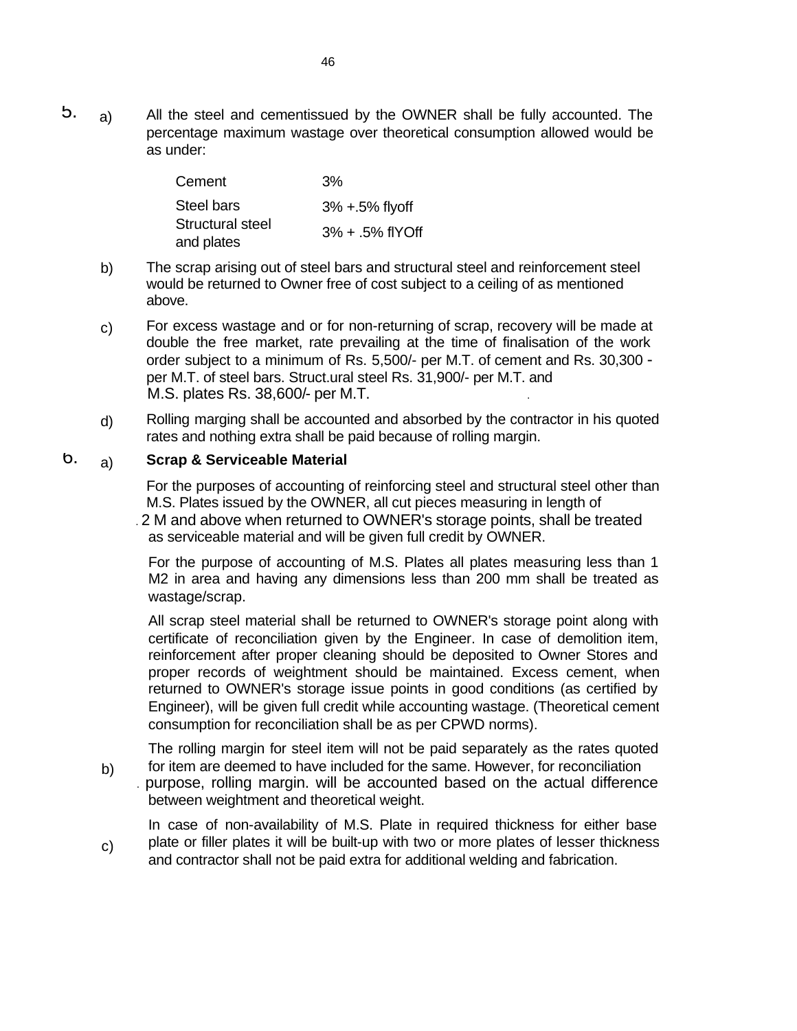5. a) All the steel and cementissued by the OWNER shall be fully accounted. The percentage maximum wastage over theoretical consumption allowed would be as under:

| | |
|---|---|
| Cement | 3% |
| Steel bars | 3% +.5% flyoff |
| Structural steel and plates | 3% + .5% flYOff |

b) The scrap arising out of steel bars and structural steel and reinforcement steel would be returned to Owner free of cost subject to a ceiling of as mentioned above.

c) For excess wastage and or for non-returning of scrap, recovery will be made at double the free market, rate prevailing at the time of finalisation of the work order subject to a minimum of Rs. 5,500/- per M.T. of cement and Rs. 30,300 - per M.T. of steel bars. Struct.ural steel Rs. 31,900/- per M.T. and M.S. plates Rs. 38,600/- per M.T.

d) Rolling marging shall be accounted and absorbed by the contractor in his quoted rates and nothing extra shall be paid because of rolling margin.

6. a) **Scrap & Serviceable Material**

For the purposes of accounting of reinforcing steel and structural steel other than M.S. Plates issued by the OWNER, all cut pieces measuring in length of 2 M and above when returned to OWNER's storage points, shall be treated as serviceable material and will be given full credit by OWNER.

For the purpose of accounting of M.S. Plates all plates measuring less than 1 M2 in area and having any dimensions less than 200 mm shall be treated as wastage/scrap.

All scrap steel material shall be returned to OWNER's storage point along with certificate of reconciliation given by the Engineer. In case of demolition item, reinforcement after proper cleaning should be deposited to Owner Stores and proper records of weightment should be maintained. Excess cement, when returned to OWNER's storage issue points in good conditions (as certified by Engineer), will be given full credit while accounting wastage. (Theoretical cement consumption for reconciliation shall be as per CPWD norms).

b) The rolling margin for steel item will not be paid separately as the rates quoted for item are deemed to have included for the same. However, for reconciliation purpose, rolling margin. will be accounted based on the actual difference between weightment and theoretical weight.

c) In case of non-availability of M.S. Plate in required thickness for either base plate or filler plates it will be built-up with two or more plates of lesser thickness and contractor shall not be paid extra for additional welding and fabrication.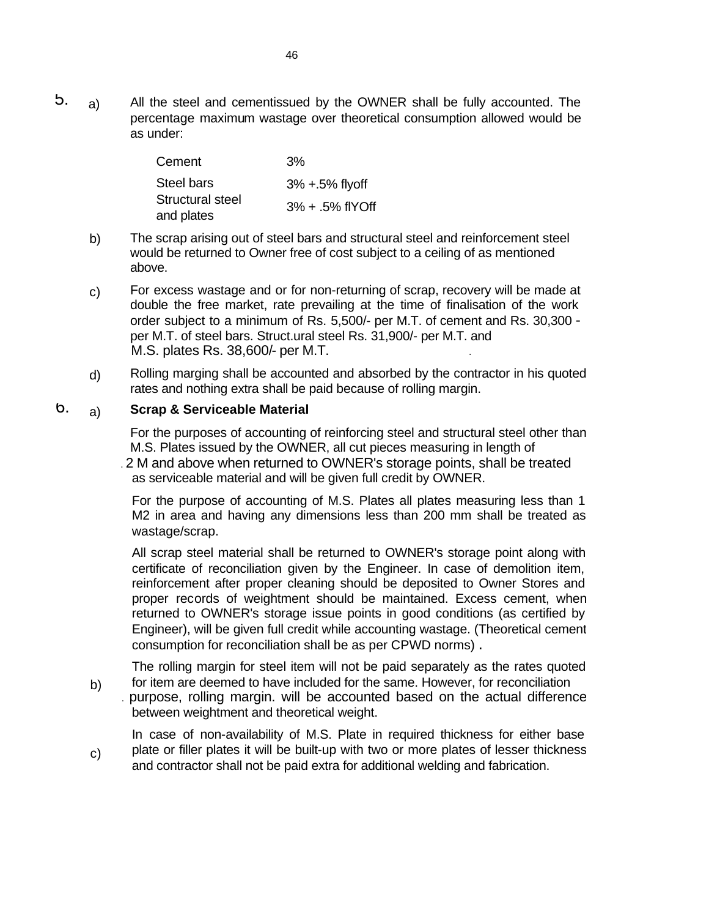5. a) All the steel and cementissued by the OWNER shall be fully accounted. The percentage maximum wastage over theoretical consumption allowed would be as under:

| | |
|---|---|
| Cement | 3% |
| Steel bars | 3% +.5% flyoff |
| Structural steel and plates | 3% + .5% flYOff |

b) The scrap arising out of steel bars and structural steel and reinforcement steel would be returned to Owner free of cost subject to a ceiling of as mentioned above.

c) For excess wastage and or for non-returning of scrap, recovery will be made at double the free market, rate prevailing at the time of finalisation of the work order subject to a minimum of Rs. 5,500/- per M.T. of cement and Rs. 30,300 - per M.T. of steel bars. Struct.ural steel Rs. 31,900/- per M.T. and M.S. plates Rs. 38,600/- per M.T.

d) Rolling marging shall be accounted and absorbed by the contractor in his quoted rates and nothing extra shall be paid because of rolling margin.

6. a) **Scrap & Serviceable Material**

For the purposes of accounting of reinforcing steel and structural steel other than M.S. Plates issued by the OWNER, all cut pieces measuring in length of 2 M and above when returned to OWNER's storage points, shall be treated as serviceable material and will be given full credit by OWNER.

For the purpose of accounting of M.S. Plates all plates measuring less than 1 M2 in area and having any dimensions less than 200 mm shall be treated as wastage/scrap.

All scrap steel material shall be returned to OWNER's storage point along with certificate of reconciliation given by the Engineer. In case of demolition item, reinforcement after proper cleaning should be deposited to Owner Stores and proper records of weightment should be maintained. Excess cement, when returned to OWNER's storage issue points in good conditions (as certified by Engineer), will be given full credit while accounting wastage. (Theoretical cement consumption for reconciliation shall be as per CPWD norms) .

b) The rolling margin for steel item will not be paid separately as the rates quoted for item are deemed to have included for the same. However, for reconciliation purpose, rolling margin. will be accounted based on the actual difference between weightment and theoretical weight.

c) In case of non-availability of M.S. Plate in required thickness for either base plate or filler plates it will be built-up with two or more plates of lesser thickness and contractor shall not be paid extra for additional welding and fabrication.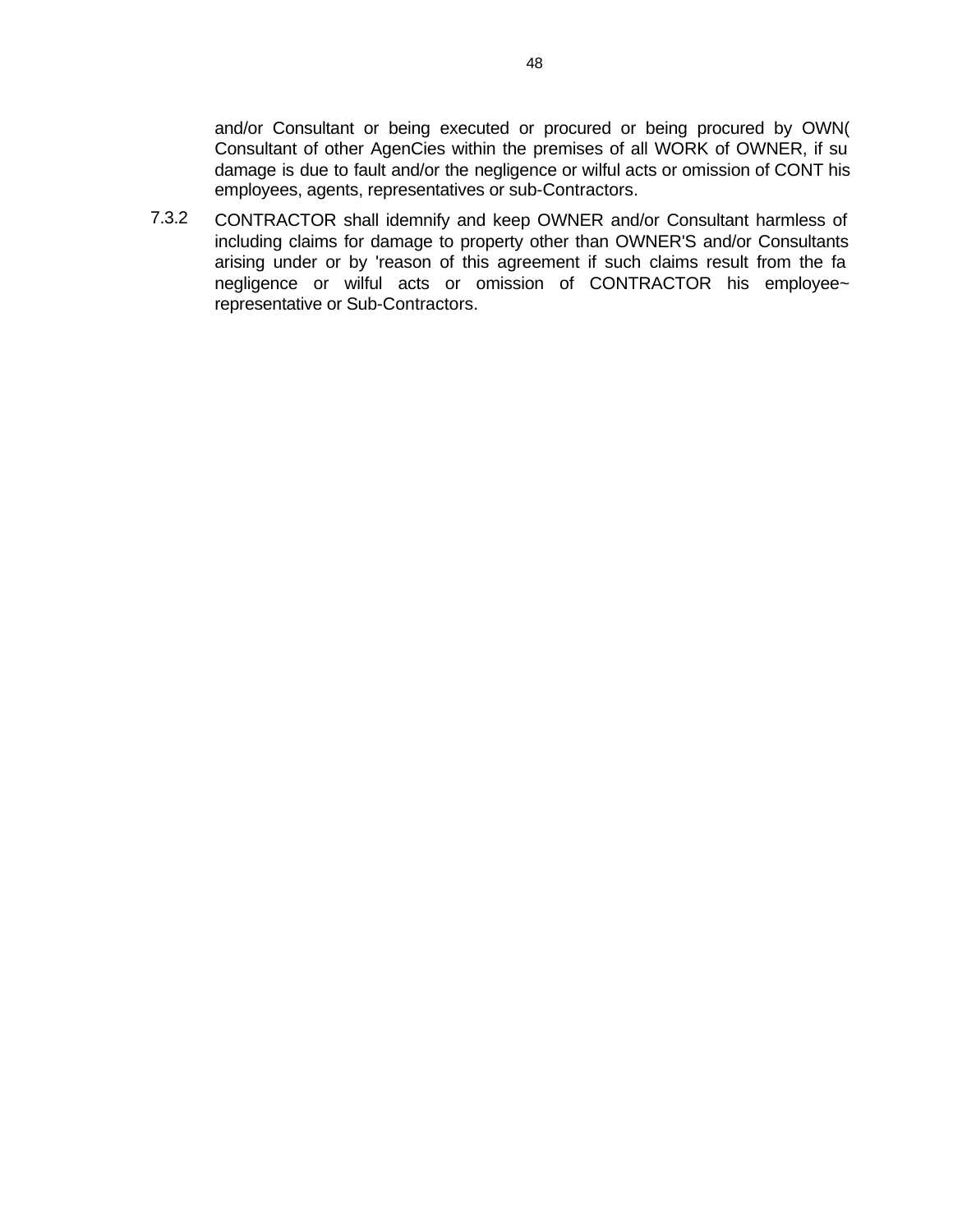and/or Consultant or being executed or procured or being procured by OWN( Consultant of other AgenCies within the premises of all WORK of OWNER, if su damage is due to fault and/or the negligence or wilful acts or omission of CONT his employees, agents, representatives or sub-Contractors.

7.3.2 CONTRACTOR shall idemnify and keep OWNER and/or Consultant harmless of including claims for damage to property other than OWNER'S and/or Consultants arising under or by 'reason of this agreement if such claims result from the fa negligence or wilful acts or omission of CONTRACTOR his employee~ representative or Sub-Contractors.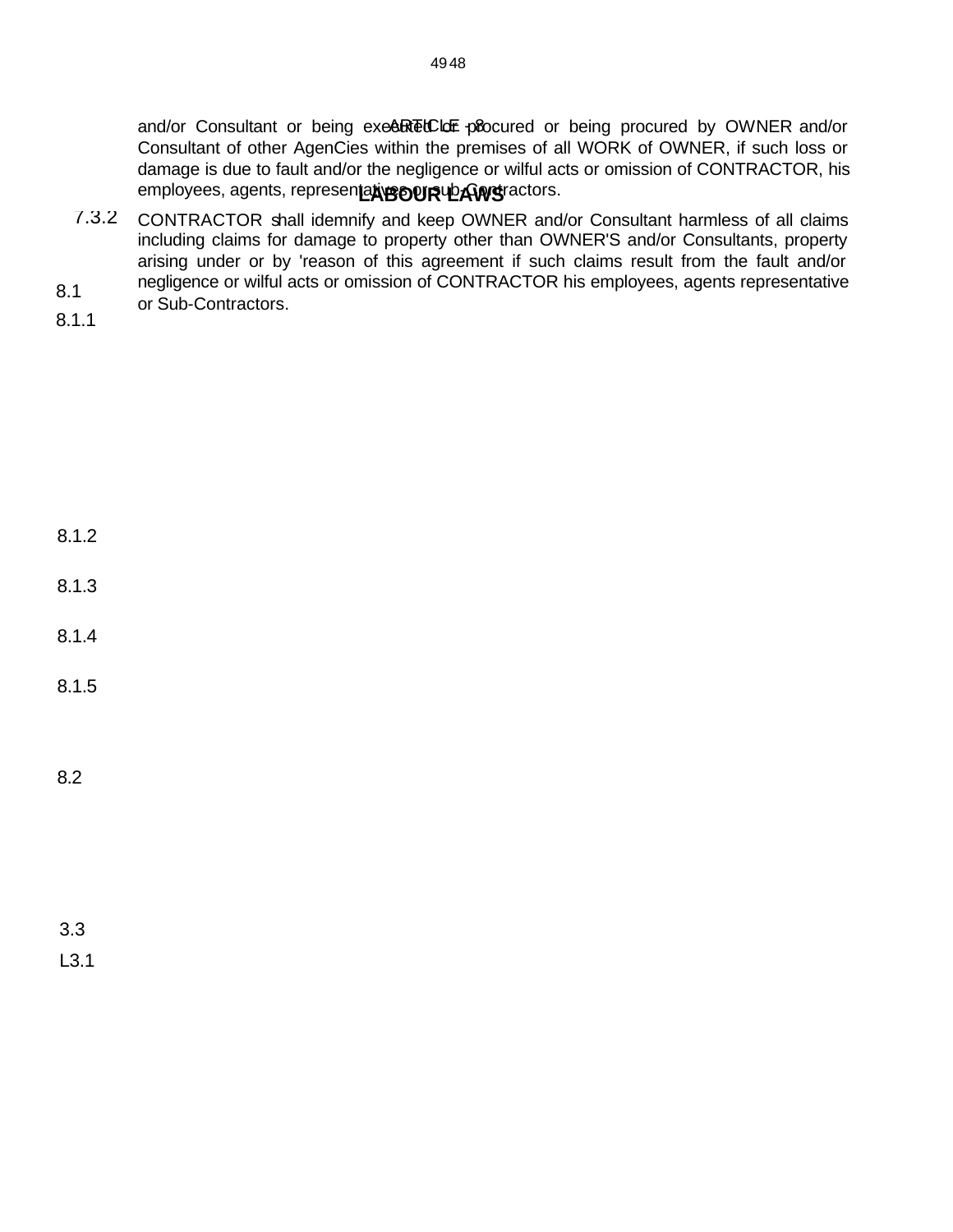and/or Consultant or being executed or procured or being procured by OWNER and/or Consultant of other AgenCies within the premises of all WORK of OWNER, if such loss or damage is due to fault and/or the negligence or wilful acts or omission of CONTRACTOR, his employees, agents, representatives or sub-Contractors.

7.3.2 CONTRACTOR shall idemnify and keep OWNER and/or Consultant harmless of all claims including claims for damage to property other than OWNER'S and/or Consultants, property arising under or by 'reason of this agreement if such claims result from the fault and/or negligence or wilful acts or omission of CONTRACTOR his employees, agents representative or Sub-Contractors.

## ARTICLE - 8

## LABOUR LAWS

8.1

8.1.1

8.1.2

8.1.3

8.1.4

8.1.5

8.2

3.3

L3.1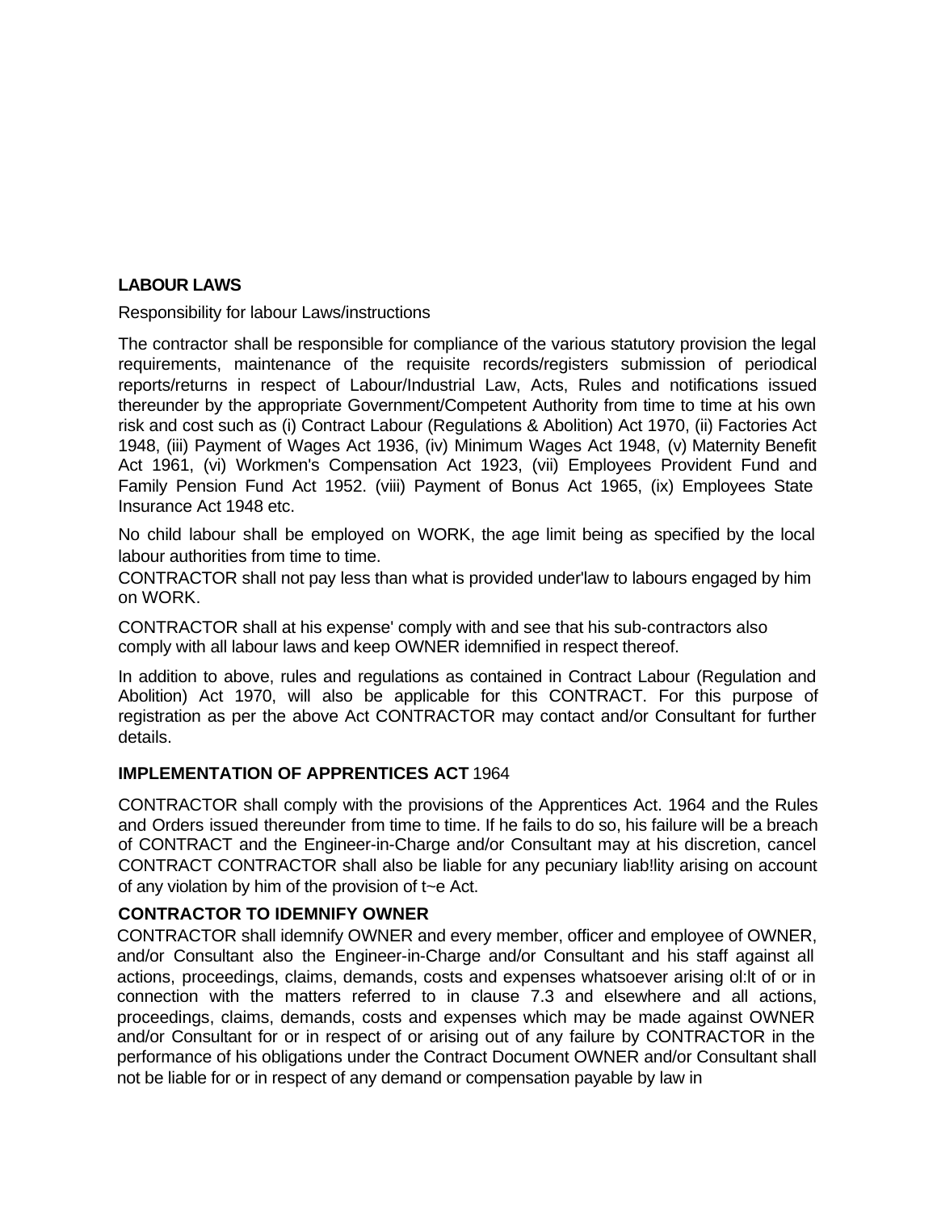**LABOUR LAWS**

Responsibility for labour Laws/instructions

The contractor shall be responsible for compliance of the various statutory provision the legal requirements, maintenance of the requisite records/registers submission of periodical reports/returns in respect of Labour/Industrial Law, Acts, Rules and notifications issued thereunder by the appropriate Government/Competent Authority from time to time at his own risk and cost such as (i) Contract Labour (Regulations & Abolition) Act 1970, (ii) Factories Act 1948, (iii) Payment of Wages Act 1936, (iv) Minimum Wages Act 1948, (v) Maternity Benefit Act 1961, (vi) Workmen's Compensation Act 1923, (vii) Employees Provident Fund and Family Pension Fund Act 1952. (viii) Payment of Bonus Act 1965, (ix) Employees State Insurance Act 1948 etc.

No child labour shall be employed on WORK, the age limit being as specified by the local labour authorities from time to time.

CONTRACTOR shall not pay less than what is provided under'law to labours engaged by him on WORK.

CONTRACTOR shall at his expense' comply with and see that his sub-contractors also comply with all labour laws and keep OWNER idemnified in respect thereof.

In addition to above, rules and regulations as contained in Contract Labour (Regulation and Abolition) Act 1970, will also be applicable for this CONTRACT. For this purpose of registration as per the above Act CONTRACTOR may contact and/or Consultant for further details.

**IMPLEMENTATION OF APPRENTICES ACT** 1964

CONTRACTOR shall comply with the provisions of the Apprentices Act. 1964 and the Rules and Orders issued thereunder from time to time. If he fails to do so, his failure will be a breach of CONTRACT and the Engineer-in-Charge and/or Consultant may at his discretion, cancel CONTRACT CONTRACTOR shall also be liable for any pecuniary liab!lity arising on account of any violation by him of the provision of t~e Act.

**CONTRACTOR TO IDEMNIFY OWNER**

CONTRACTOR shall idemnify OWNER and every member, officer and employee of OWNER, and/or Consultant also the Engineer-in-Charge and/or Consultant and his staff against all actions, proceedings, claims, demands, costs and expenses whatsoever arising ol:lt of or in connection with the matters referred to in clause 7.3 and elsewhere and all actions, proceedings, claims, demands, costs and expenses which may be made against OWNER and/or Consultant for or in respect of or arising out of any failure by CONTRACTOR in the performance of his obligations under the Contract Document OWNER and/or Consultant shall not be liable for or in respect of any demand or compensation payable by law in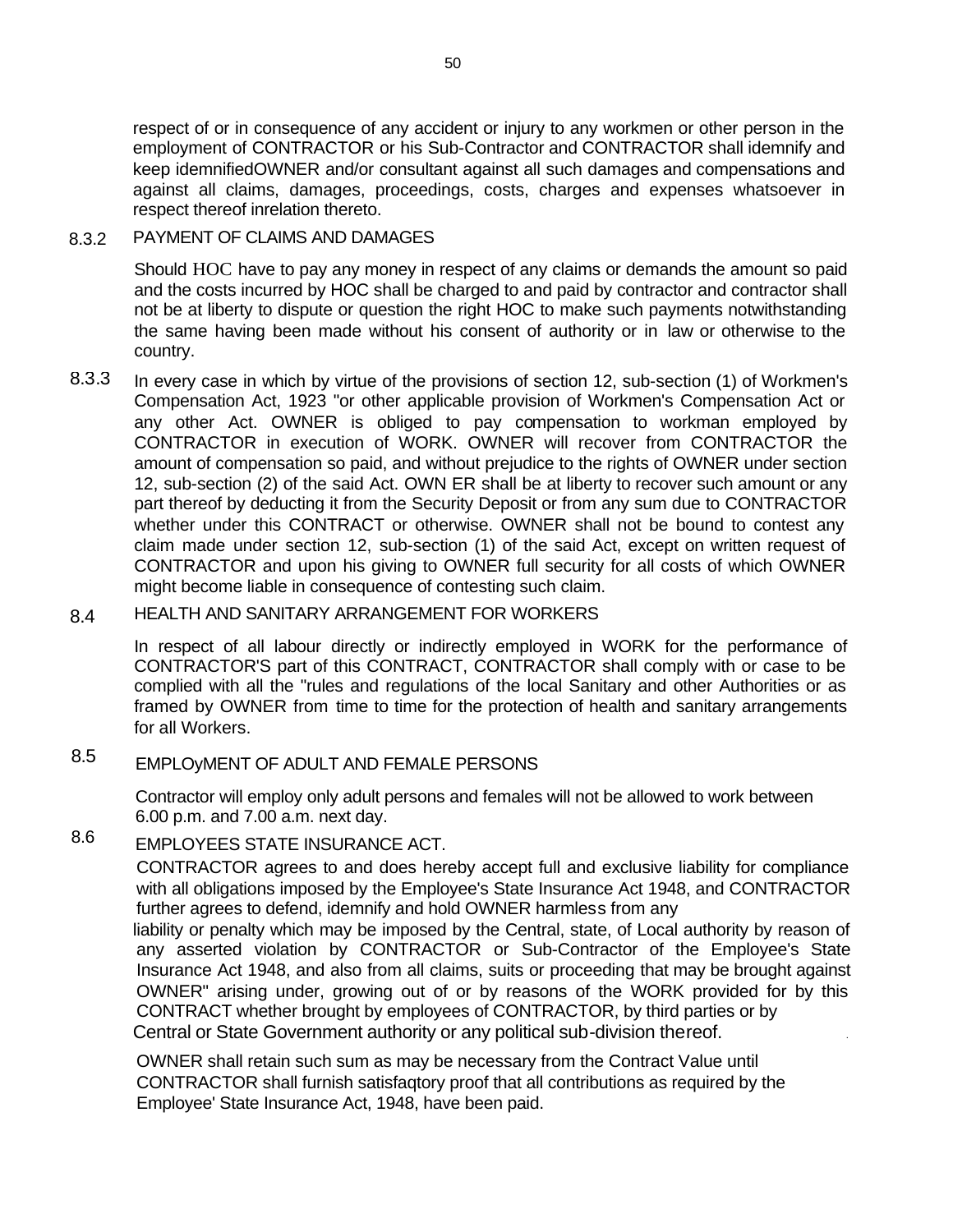respect of or in consequence of any accident or injury to any workmen or other person in the employment of CONTRACTOR or his Sub-Contractor and CONTRACTOR shall idemnify and keep idemnifiedOWNER and/or consultant against all such damages and compensations and against all claims, damages, proceedings, costs, charges and expenses whatsoever in respect thereof inrelation thereto.

8.3.2 PAYMENT OF CLAIMS AND DAMAGES

Should HOC have to pay any money in respect of any claims or demands the amount so paid and the costs incurred by HOC shall be charged to and paid by contractor and contractor shall not be at liberty to dispute or question the right HOC to make such payments notwithstanding the same having been made without his consent of authority or in law or otherwise to the country.

8.3.3 In every case in which by virtue of the provisions of section 12, sub-section (1) of Workmen's Compensation Act, 1923 "or other applicable provision of Workmen's Compensation Act or any other Act. OWNER is obliged to pay compensation to workman employed by CONTRACTOR in execution of WORK. OWNER will recover from CONTRACTOR the amount of compensation so paid, and without prejudice to the rights of OWNER under section 12, sub-section (2) of the said Act. OWN ER shall be at liberty to recover such amount or any part thereof by deducting it from the Security Deposit or from any sum due to CONTRACTOR whether under this CONTRACT or otherwise. OWNER shall not be bound to contest any claim made under section 12, sub-section (1) of the said Act, except on written request of CONTRACTOR and upon his giving to OWNER full security for all costs of which OWNER might become liable in consequence of contesting such claim.

8.4 HEALTH AND SANITARY ARRANGEMENT FOR WORKERS

In respect of all labour directly or indirectly employed in WORK for the performance of CONTRACTOR'S part of this CONTRACT, CONTRACTOR shall comply with or case to be complied with all the "rules and regulations of the local Sanitary and other Authorities or as framed by OWNER from time to time for the protection of health and sanitary arrangements for all Workers.

8.5 EMPLOyMENT OF ADULT AND FEMALE PERSONS

Contractor will employ only adult persons and females will not be allowed to work between 6.00 p.m. and 7.00 a.m. next day.

8.6 EMPLOYEES STATE INSURANCE ACT.

CONTRACTOR agrees to and does hereby accept full and exclusive liability for compliance with all obligations imposed by the Employee's State Insurance Act 1948, and CONTRACTOR further agrees to defend, idemnify and hold OWNER harmless from any liability or penalty which may be imposed by the Central, state, of Local authority by reason of any asserted violation by CONTRACTOR or Sub-Contractor of the Employee's State Insurance Act 1948, and also from all claims, suits or proceeding that may be brought against OWNER" arising under, growing out of or by reasons of the WORK provided for by this CONTRACT whether brought by employees of CONTRACTOR, by third parties or by Central or State Government authority or any political sub-division thereof.

OWNER shall retain such sum as may be necessary from the Contract Value until CONTRACTOR shall furnish satisfaqtory proof that all contributions as required by the Employee' State Insurance Act, 1948, have been paid.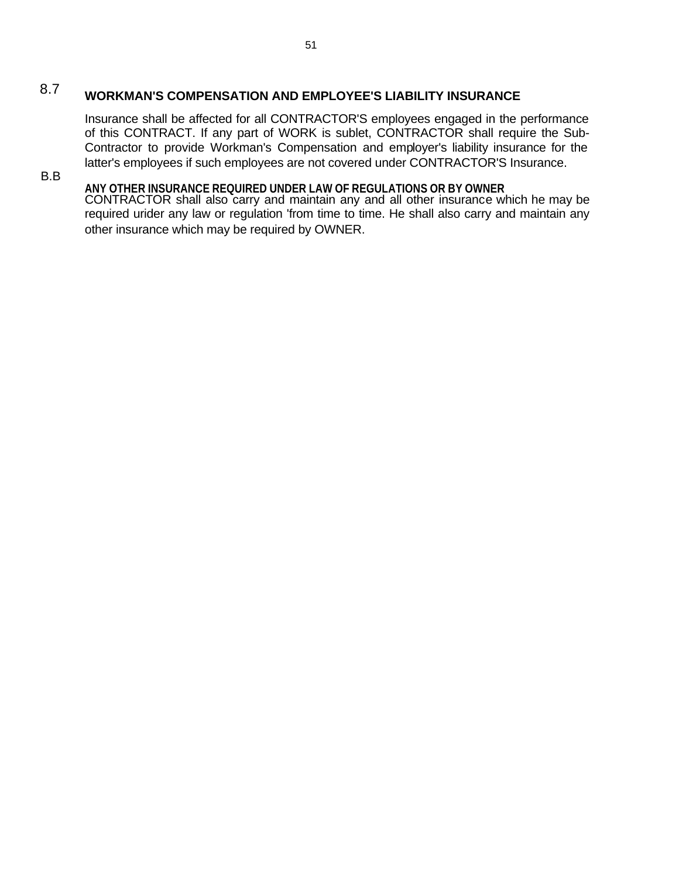## 8.7 WORKMAN'S COMPENSATION AND EMPLOYEE'S LIABILITY INSURANCE

Insurance shall be affected for all CONTRACTOR'S employees engaged in the performance of this CONTRACT. If any part of WORK is sublet, CONTRACTOR shall require the Sub-Contractor to provide Workman's Compensation and employer's liability insurance for the latter's employees if such employees are not covered under CONTRACTOR'S Insurance.

## B.B ANY OTHER INSURANCE REQUIRED UNDER LAW OF REGULATIONS OR BY OWNER

CONTRACTOR shall also carry and maintain any and all other insurance which he may be required urider any law or regulation 'from time to time. He shall also carry and maintain any other insurance which may be required by OWNER.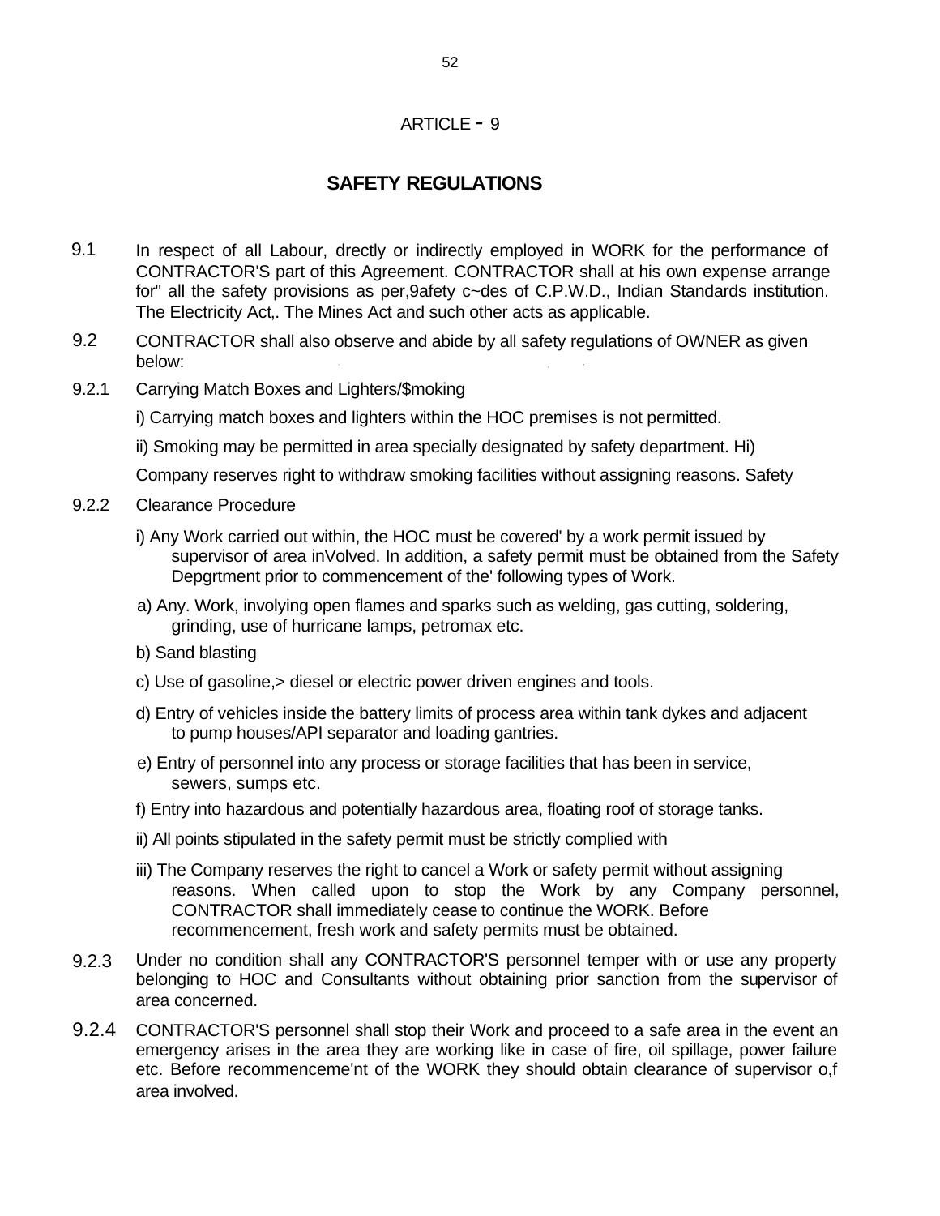ARTICLE - 9

## SAFETY REGULATIONS

9.1 In respect of all Labour, drectly or indirectly employed in WORK for the performance of CONTRACTOR'S part of this Agreement. CONTRACTOR shall at his own expense arrange for" all the safety provisions as per,9afety c~des of C.P.W.D., Indian Standards institution. The Electricity Act,. The Mines Act and such other acts as applicable.

9.2 CONTRACTOR shall also observe and abide by all safety regulations of OWNER as given below:

9.2.1 Carrying Match Boxes and Lighters/$moking

i) Carrying match boxes and lighters within the HOC premises is not permitted.

ii) Smoking may be permitted in area specially designated by safety department. Hi)

Company reserves right to withdraw smoking facilities without assigning reasons. Safety

9.2.2 Clearance Procedure

i) Any Work carried out within, the HOC must be covered' by a work permit issued by supervisor of area inVolved. In addition, a safety permit must be obtained from the Safety Depgrtment prior to commencement of the' following types of Work.

a) Any. Work, involying open flames and sparks such as welding, gas cutting, soldering, grinding, use of hurricane lamps, petromax etc.

b) Sand blasting

c) Use of gasoline,> diesel or electric power driven engines and tools.

d) Entry of vehicles inside the battery limits of process area within tank dykes and adjacent to pump houses/API separator and loading gantries.

e) Entry of personnel into any process or storage facilities that has been in service, sewers, sumps etc.

f) Entry into hazardous and potentially hazardous area, floating roof of storage tanks.

ii) All points stipulated in the safety permit must be strictly complied with

iii) The Company reserves the right to cancel a Work or safety permit without assigning reasons. When called upon to stop the Work by any Company personnel, CONTRACTOR shall immediately cease to continue the WORK. Before recommencement, fresh work and safety permits must be obtained.

9.2.3 Under no condition shall any CONTRACTOR'S personnel temper with or use any property belonging to HOC and Consultants without obtaining prior sanction from the supervisor of area concerned.

9.2.4 CONTRACTOR'S personnel shall stop their Work and proceed to a safe area in the event an emergency arises in the area they are working like in case of fire, oil spillage, power failure etc. Before recommenceme'nt of the WORK they should obtain clearance of supervisor o,f area involved.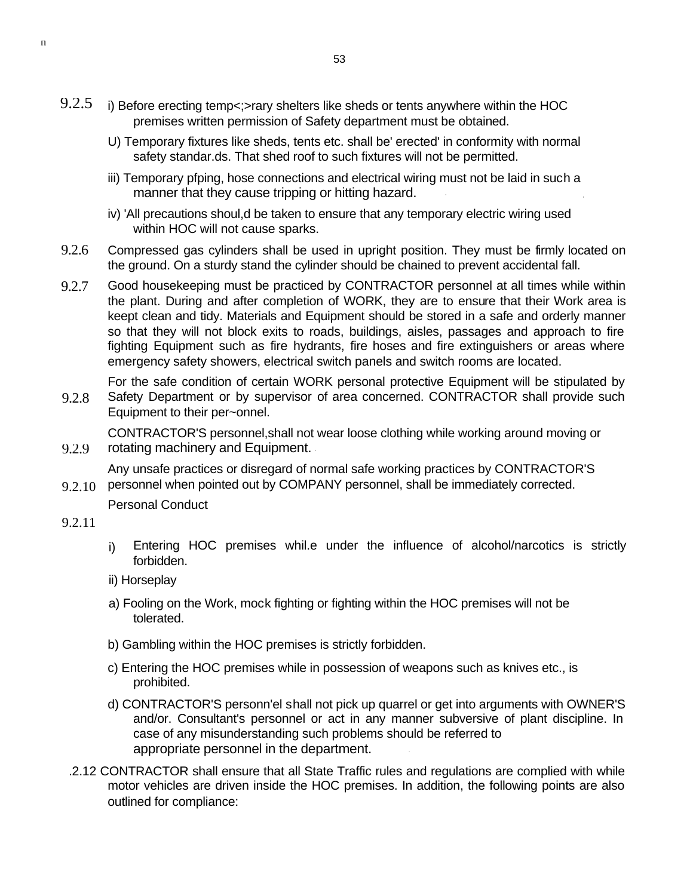9.2.5 i) Before erecting temp<;>rary shelters like sheds or tents anywhere within the HOC premises written permission of Safety department must be obtained.

U) Temporary fixtures like sheds, tents etc. shall be' erected' in conformity with normal safety standar.ds. That shed roof to such fixtures will not be permitted.

iii) Temporary pfping, hose connections and electrical wiring must not be laid in such a manner that they cause tripping or hitting hazard.

iv) 'All precautions shoul,d be taken to ensure that any temporary electric wiring used within HOC will not cause sparks.

9.2.6 Compressed gas cylinders shall be used in upright position. They must be firmly located on the ground. On a sturdy stand the cylinder should be chained to prevent accidental fall.

9.2.7 Good housekeeping must be practiced by CONTRACTOR personnel at all times while within the plant. During and after completion of WORK, they are to ensure that their Work area is keept clean and tidy. Materials and Equipment should be stored in a safe and orderly manner so that they will not block exits to roads, buildings, aisles, passages and approach to fire fighting Equipment such as fire hydrants, fire hoses and fire extinguishers or areas where emergency safety showers, electrical switch panels and switch rooms are located.

9.2.8 For the safe condition of certain WORK personal protective Equipment will be stipulated by Safety Department or by supervisor of area concerned. CONTRACTOR shall provide such Equipment to their per~onnel.

9.2.9 CONTRACTOR'S personnel,shall not wear loose clothing while working around moving or rotating machinery and Equipment.

9.2.10 Any unsafe practices or disregard of normal safe working practices by CONTRACTOR'S personnel when pointed out by COMPANY personnel, shall be immediately corrected.

9.2.11 Personal Conduct

i) Entering HOC premises whil.e under the influence of alcohol/narcotics is strictly forbidden.

ii) Horseplay

a) Fooling on the Work, mock fighting or fighting within the HOC premises will not be tolerated.

b) Gambling within the HOC premises is strictly forbidden.

c) Entering the HOC premises while in possession of weapons such as knives etc., is prohibited.

d) CONTRACTOR'S personn'el shall not pick up quarrel or get into arguments with OWNER'S and/or. Consultant's personnel or act in any manner subversive of plant discipline. In case of any misunderstanding such problems should be referred to appropriate personnel in the department.

.2.12 CONTRACTOR shall ensure that all State Traffic rules and regulations are complied with while motor vehicles are driven inside the HOC premises. In addition, the following points are also outlined for compliance: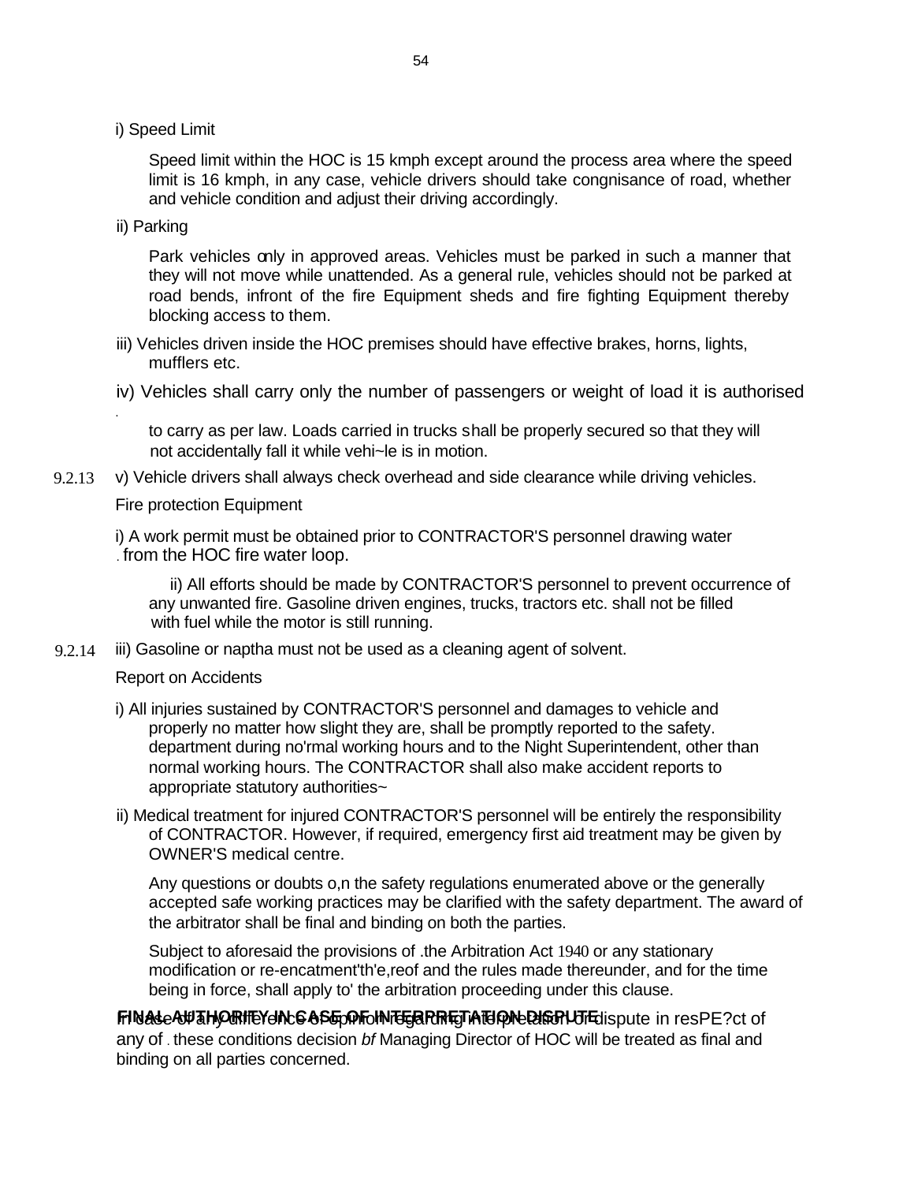i) Speed Limit

Speed limit within the HOC is 15 kmph except around the process area where the speed limit is 16 kmph, in any case, vehicle drivers should take congnisance of road, whether and vehicle condition and adjust their driving accordingly.

ii) Parking

Park vehicles only in approved areas. Vehicles must be parked in such a manner that they will not move while unattended. As a general rule, vehicles should not be parked at road bends, infront of the fire Equipment sheds and fire fighting Equipment thereby blocking access to them.

iii) Vehicles driven inside the HOC premises should have effective brakes, horns, lights, mufflers etc.

iv) Vehicles shall carry only the number of passengers or weight of load it is authorised to carry as per law. Loads carried in trucks shall be properly secured so that they will not accidentally fall it while vehi~le is in motion.

v) Vehicle drivers shall always check overhead and side clearance while driving vehicles.

9.2.13 Fire protection Equipment

i) A work permit must be obtained prior to CONTRACTOR'S personnel drawing water from the HOC fire water loop.

ii) All efforts should be made by CONTRACTOR'S personnel to prevent occurrence of any unwanted fire. Gasoline driven engines, trucks, tractors etc. shall not be filled with fuel while the motor is still running.

iii) Gasoline or naptha must not be used as a cleaning agent of solvent.

9.2.14 Report on Accidents

i) All injuries sustained by CONTRACTOR'S personnel and damages to vehicle and properly no matter how slight they are, shall be promptly reported to the safety. department during no'rmal working hours and to the Night Superintendent, other than normal working hours. The CONTRACTOR shall also make accident reports to appropriate statutory authorities~

ii) Medical treatment for injured CONTRACTOR'S personnel will be entirely the responsibility of CONTRACTOR. However, if required, emergency first aid treatment may be given by OWNER'S medical centre.

Any questions or doubts o,n the safety regulations enumerated above or the generally accepted safe working practices may be clarified with the safety department. The award of the arbitrator shall be final and binding on both the parties.

Subject to aforesaid the provisions of .the Arbitration Act 1940 or any stationary modification or re-encatment'th'e,reof and the rules made thereunder, and for the time being in force, shall apply to' the arbitration proceeding under this clause.

**FINAL AUTHORITY IN CASE OF INTERPRETATION DISPUTE**

In case of any difference of opinion regarding interpretation or dispute in resPE?ct of any of these conditions decision *bf* Managing Director of HOC will be treated as final and binding on all parties concerned.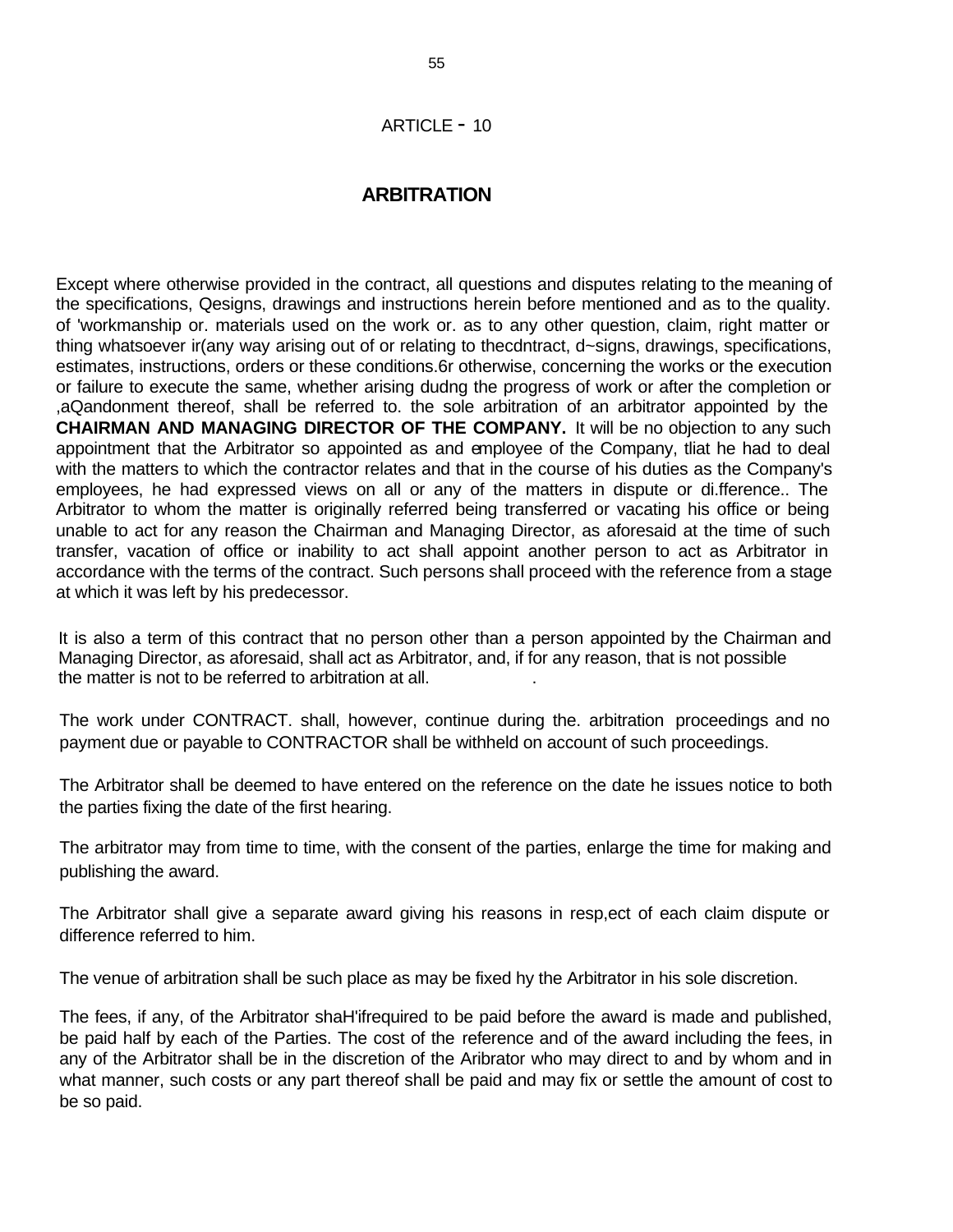# ARTICLE - 10

## ARBITRATION

Except where otherwise provided in the contract, all questions and disputes relating to the meaning of the specifications, Qesigns, drawings and instructions herein before mentioned and as to the quality. of 'workmanship or. materials used on the work or. as to any other question, claim, right matter or thing whatsoever ir(any way arising out of or relating to thecdntract, d~signs, drawings, specifications, estimates, instructions, orders or these conditions.6r otherwise, concerning the works or the execution or failure to execute the same, whether arising dudng the progress of work or after the completion or ,aQandonment thereof, shall be referred to. the sole arbitration of an arbitrator appointed by the **CHAIRMAN AND MANAGING DIRECTOR OF THE COMPANY.** It will be no objection to any such appointment that the Arbitrator so appointed as and employee of the Company, tliat he had to deal with the matters to which the contractor relates and that in the course of his duties as the Company's employees, he had expressed views on all or any of the matters in dispute or di.fference.. The Arbitrator to whom the matter is originally referred being transferred or vacating his office or being unable to act for any reason the Chairman and Managing Director, as aforesaid at the time of such transfer, vacation of office or inability to act shall appoint another person to act as Arbitrator in accordance with the terms of the contract. Such persons shall proceed with the reference from a stage at which it was left by his predecessor.

It is also a term of this contract that no person other than a person appointed by the Chairman and Managing Director, as aforesaid, shall act as Arbitrator, and, if for any reason, that is not possible the matter is not to be referred to arbitration at all.

The work under CONTRACT. shall, however, continue during the. arbitration proceedings and no payment due or payable to CONTRACTOR shall be withheld on account of such proceedings.

The Arbitrator shall be deemed to have entered on the reference on the date he issues notice to both the parties fixing the date of the first hearing.

The arbitrator may from time to time, with the consent of the parties, enlarge the time for making and publishing the award.

The Arbitrator shall give a separate award giving his reasons in resp,ect of each claim dispute or difference referred to him.

The venue of arbitration shall be such place as may be fixed hy the Arbitrator in his sole discretion.

The fees, if any, of the Arbitrator shaH'ifrequired to be paid before the award is made and published, be paid half by each of the Parties. The cost of the reference and of the award including the fees, in any of the Arbitrator shall be in the discretion of the Aribrator who may direct to and by whom and in what manner, such costs or any part thereof shall be paid and may fix or settle the amount of cost to be so paid.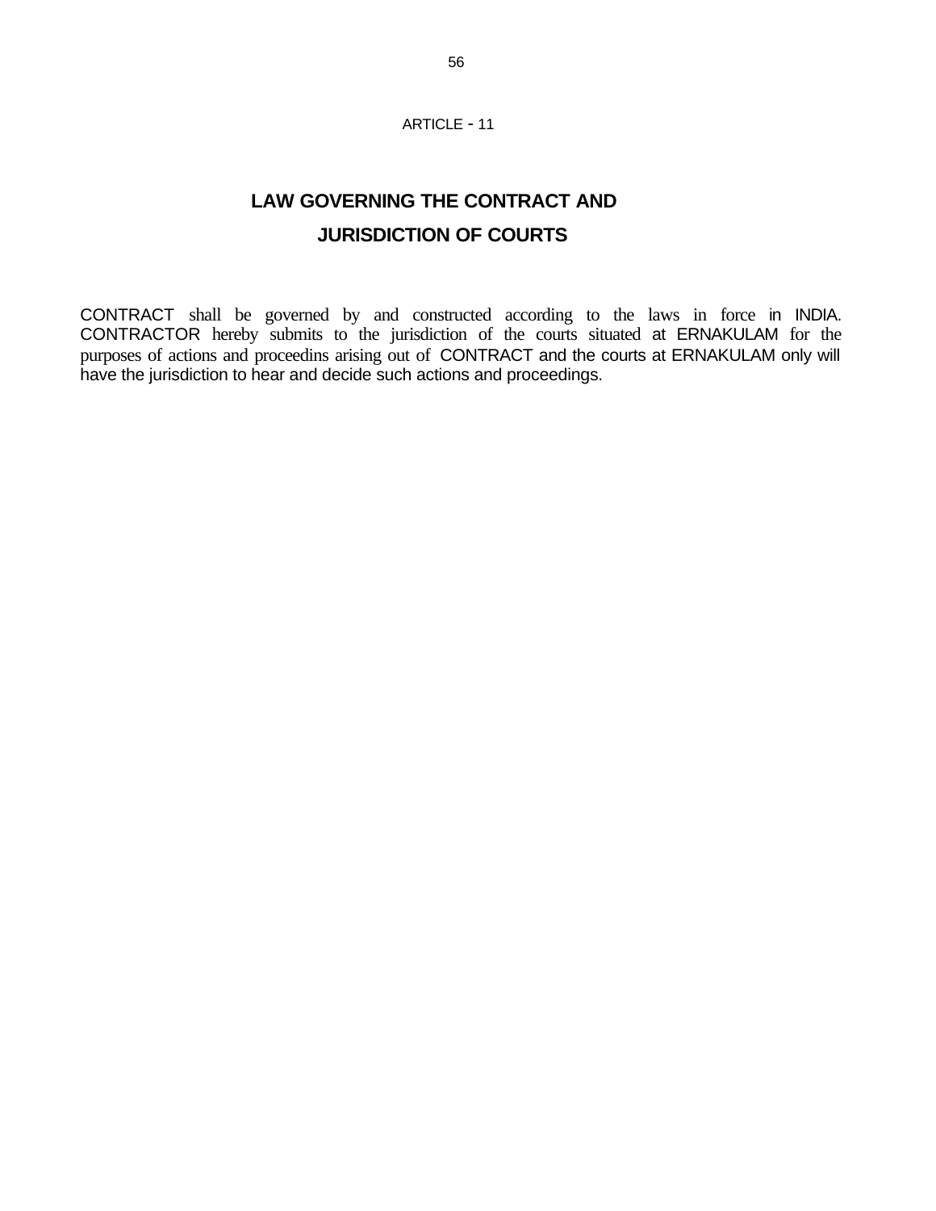ARTICLE - 11

## LAW GOVERNING THE CONTRACT AND

## JURISDICTION OF COURTS

CONTRACT shall be governed by and constructed according to the laws in force in INDIA. CONTRACTOR hereby submits to the jurisdiction of the courts situated at ERNAKULAM for the purposes of actions and proceedins arising out of CONTRACT and the courts at ERNAKULAM only will have the jurisdiction to hear and decide such actions and proceedings.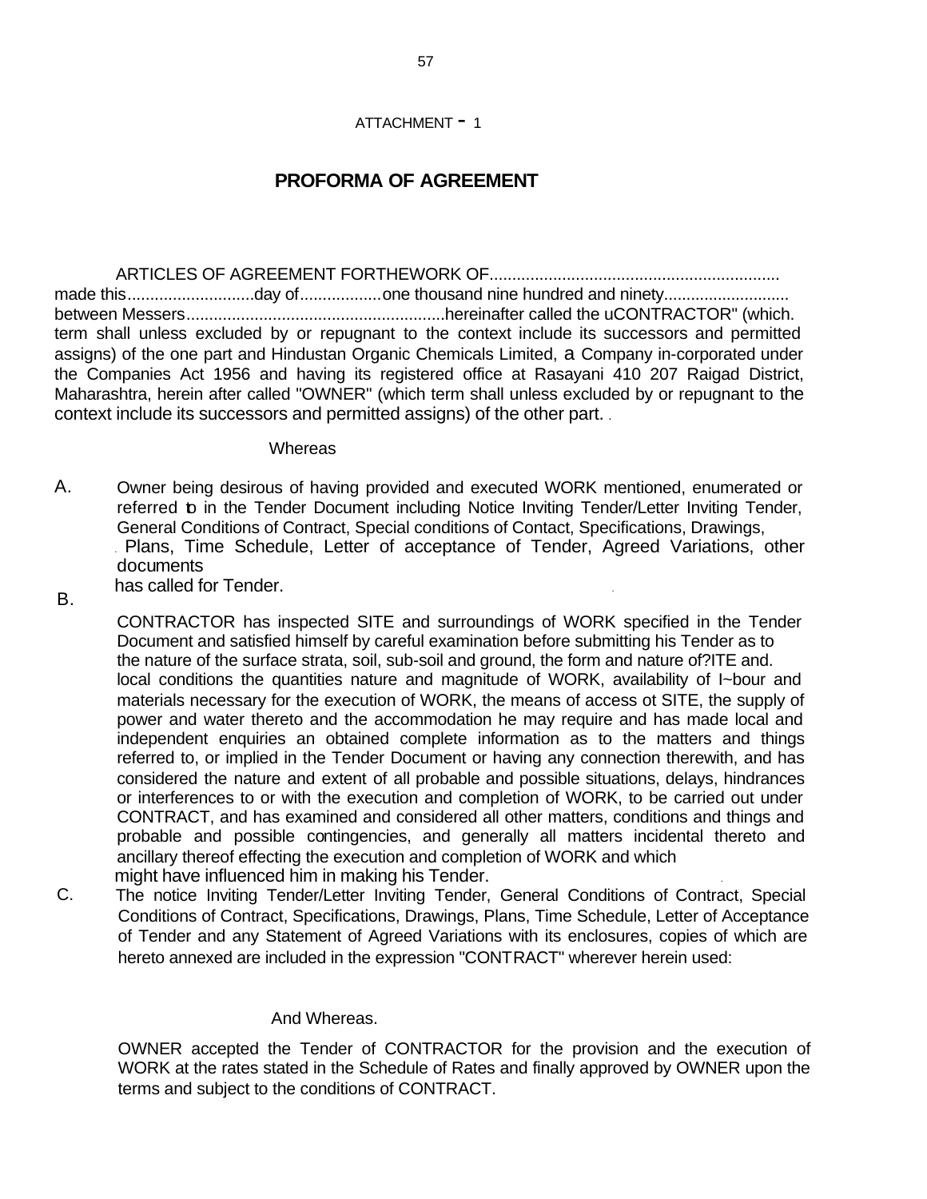ATTACHMENT - 1

# PROFORMA OF AGREEMENT

ARTICLES OF AGREEMENT FORTHEWORK OF................................................................ made this............................day of..................one thousand nine hundred and ninety............................ between Messers.........................................................hereinafter called the uCONTRACTOR" (which. term shall unless excluded by or repugnant to the context include its successors and permitted assigns) of the one part and Hindustan Organic Chemicals Limited, a Company in-corporated under the Companies Act 1956 and having its registered office at Rasayani 410 207 Raigad District, Maharashtra, herein after called "OWNER" (which term shall unless excluded by or repugnant to the context include its successors and permitted assigns) of the other part.

Whereas

A. Owner being desirous of having provided and executed WORK mentioned, enumerated or referred to in the Tender Document including Notice Inviting Tender/Letter Inviting Tender, General Conditions of Contract, Special conditions of Contact, Specifications, Drawings, Plans, Time Schedule, Letter of acceptance of Tender, Agreed Variations, other documents has called for Tender.

B. CONTRACTOR has inspected SITE and surroundings of WORK specified in the Tender Document and satisfied himself by careful examination before submitting his Tender as to the nature of the surface strata, soil, sub-soil and ground, the form and nature of?ITE and. local conditions the quantities nature and magnitude of WORK, availability of I~bour and materials necessary for the execution of WORK, the means of access ot SITE, the supply of power and water thereto and the accommodation he may require and has made local and independent enquiries an obtained complete information as to the matters and things referred to, or implied in the Tender Document or having any connection therewith, and has considered the nature and extent of all probable and possible situations, delays, hindrances or interferences to or with the execution and completion of WORK, to be carried out under CONTRACT, and has examined and considered all other matters, conditions and things and probable and possible contingencies, and generally all matters incidental thereto and ancillary thereof effecting the execution and completion of WORK and which might have influenced him in making his Tender.

C. The notice Inviting Tender/Letter Inviting Tender, General Conditions of Contract, Special Conditions of Contract, Specifications, Drawings, Plans, Time Schedule, Letter of Acceptance of Tender and any Statement of Agreed Variations with its enclosures, copies of which are hereto annexed are included in the expression "CONTRACT" wherever herein used:

And Whereas.

OWNER accepted the Tender of CONTRACTOR for the provision and the execution of WORK at the rates stated in the Schedule of Rates and finally approved by OWNER upon the terms and subject to the conditions of CONTRACT.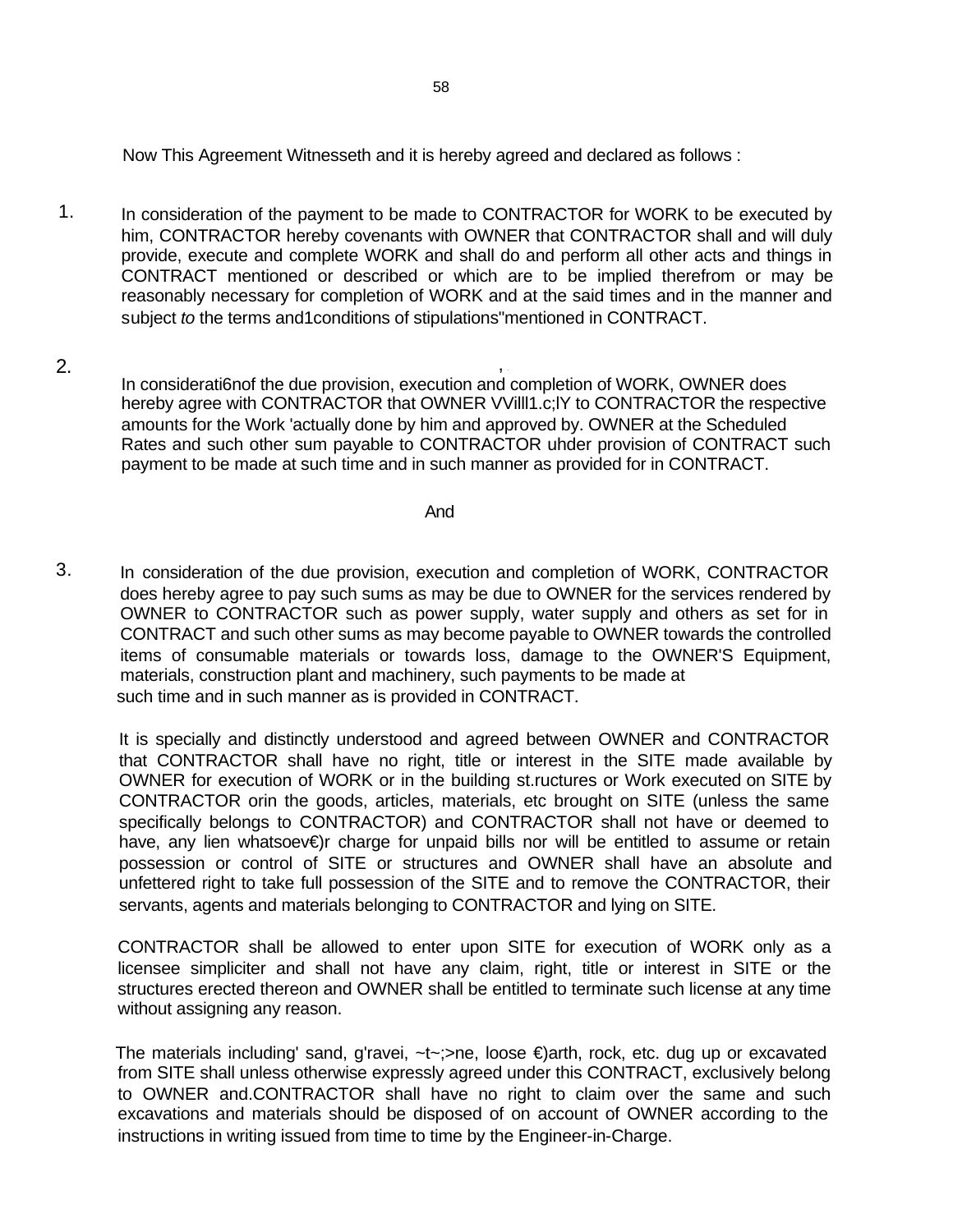Now This Agreement Witnesseth and it is hereby agreed and declared as follows :

1. In consideration of the payment to be made to CONTRACTOR for WORK to be executed by him, CONTRACTOR hereby covenants with OWNER that CONTRACTOR shall and will duly provide, execute and complete WORK and shall do and perform all other acts and things in CONTRACT mentioned or described or which are to be implied therefrom or may be reasonably necessary for completion of WORK and at the said times and in the manner and subject *to* the terms and1conditions of stipulations"mentioned in CONTRACT.

2. In considerati6nof the due provision, execution and completion of WORK, OWNER does hereby agree with CONTRACTOR that OWNER VVilll1.c;lY to CONTRACTOR the respective amounts for the Work 'actually done by him and approved by. OWNER at the Scheduled Rates and such other sum payable to CONTRACTOR uhder provision of CONTRACT such payment to be made at such time and in such manner as provided for in CONTRACT.

And

3. In consideration of the due provision, execution and completion of WORK, CONTRACTOR does hereby agree to pay such sums as may be due to OWNER for the services rendered by OWNER to CONTRACTOR such as power supply, water supply and others as set for in CONTRACT and such other sums as may become payable to OWNER towards the controlled items of consumable materials or towards loss, damage to the OWNER'S Equipment, materials, construction plant and machinery, such payments to be made at such time and in such manner as is provided in CONTRACT.

It is specially and distinctly understood and agreed between OWNER and CONTRACTOR that CONTRACTOR shall have no right, title or interest in the SITE made available by OWNER for execution of WORK or in the building st.ructures or Work executed on SITE by CONTRACTOR orin the goods, articles, materials, etc brought on SITE (unless the same specifically belongs to CONTRACTOR) and CONTRACTOR shall not have or deemed to have, any lien whatsoev€)r charge for unpaid bills nor will be entitled to assume or retain possession or control of SITE or structures and OWNER shall have an absolute and unfettered right to take full possession of the SITE and to remove the CONTRACTOR, their servants, agents and materials belonging to CONTRACTOR and lying on SITE.

CONTRACTOR shall be allowed to enter upon SITE for execution of WORK only as a licensee simpliciter and shall not have any claim, right, title or interest in SITE or the structures erected thereon and OWNER shall be entitled to terminate such license at any time without assigning any reason.

The materials including' sand, g'ravei, ~t~;>ne, loose €)arth, rock, etc. dug up or excavated from SITE shall unless otherwise expressly agreed under this CONTRACT, exclusively belong to OWNER and.CONTRACTOR shall have no right to claim over the same and such excavations and materials should be disposed of on account of OWNER according to the instructions in writing issued from time to time by the Engineer-in-Charge.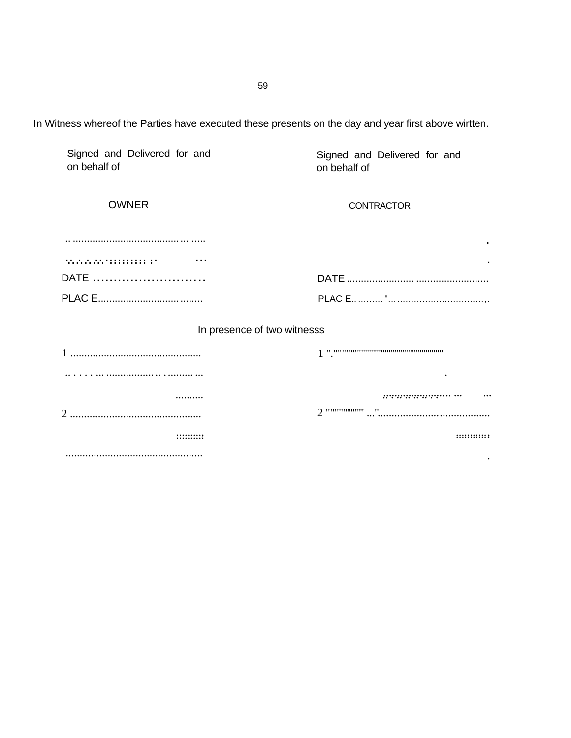In Witness whereof the Parties have executed these presents on the day and year first above wirtten.

| Signed and Delivered for and on behalf of | Signed and Delivered for and on behalf of |
|---|---|
| OWNER | CONTRACTOR |
| .......................................... | . |
| .......................................... | . |
| DATE .......................... | DATE .................................................. |
| PLAC E.................................... | PLAC E.................................................. |

In presence of two witnesss

| | |
|---|---|
| 1 ............................................... | 1 ............................................... |
| ............................................... | . |
| .......... | ............... |
| 2 ............................................... | 2 ............................................... |
| ......... | ........... |
| ............................................... | . |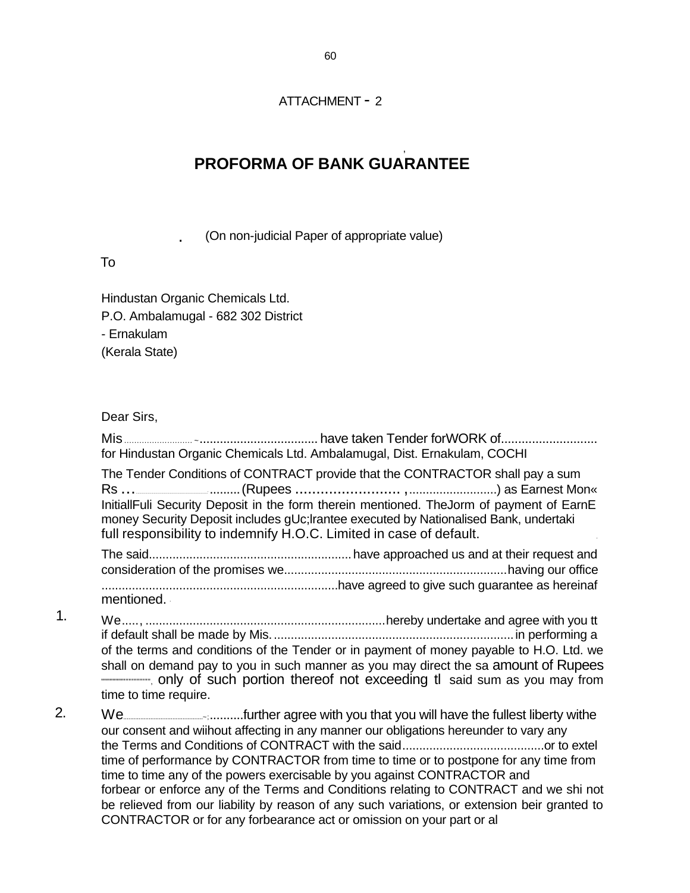ATTACHMENT - 2

# PROFORMA OF BANK GUARANTEE

(On non-judicial Paper of appropriate value)

To

Hindustan Organic Chemicals Ltd.
P.O. Ambalamugal - 682 302 District
- Ernakulam
(Kerala State)

Dear Sirs,

Mis .................................. have taken Tender forWORK of............................ for Hindustan Organic Chemicals Ltd. Ambalamugal, Dist. Ernakulam, COCHI

The Tender Conditions of CONTRACT provide that the CONTRACTOR shall pay a sum Rs ...............(Rupees ......................... ,..........................) as Earnest Mon« InitiallFuli Security Deposit in the form therein mentioned. TheJorm of payment of EarnE money Security Deposit includes gUc;lrantee executed by Nationalised Bank, undertaki full responsibility to indemnify H.O.C. Limited in case of default.

The said........................................................... have approached us and at their request and consideration of the promises we.................................................................having our office .....................................................................have agreed to give such guarantee as hereinaf mentioned.

1. We....., .......................................................................hereby undertake and agree with you tt if default shall be made by Mis. ....................................................................... in performing a of the terms and conditions of the Tender or in payment of money payable to H.O. Ltd. we shall on demand pay to you in such manner as you may direct the sa amount of Rupees ..............., only of such portion thereof not exceeding tl said sum as you may from time to time require.

2. We..........further agree with you that you will have the fullest liberty withe our consent and wiihout affecting in any manner our obligations hereunder to vary any the Terms and Conditions of CONTRACT with the said..........................................or to extel time of performance by CONTRACTOR from time to time or to postpone for any time from time to time any of the powers exercisable by you against CONTRACTOR and forbear or enforce any of the Terms and Conditions relating to CONTRACT and we shi not be relieved from our liability by reason of any such variations, or extension beir granted to CONTRACTOR or for any forbearance act or omission on your part or al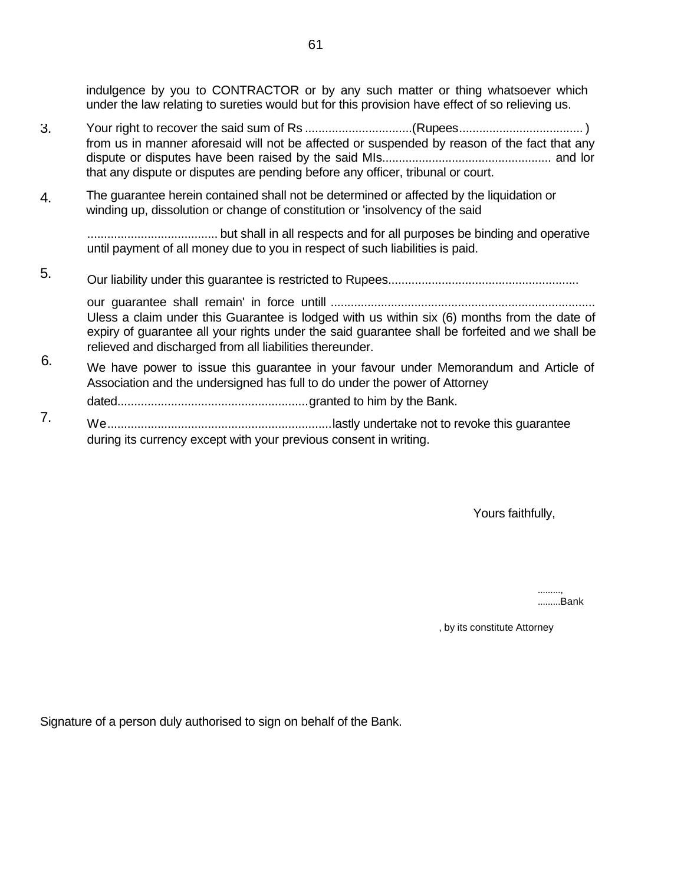indulgence by you to CONTRACTOR or by any such matter or thing whatsoever which under the law relating to sureties would but for this provision have effect of so relieving us.

3. Your right to recover the said sum of Rs ................................(Rupees.................................... ) from us in manner aforesaid will not be affected or suspended by reason of the fact that any dispute or disputes have been raised by the said MIs.................................................. and lor that any dispute or disputes are pending before any officer, tribunal or court.

4. The guarantee herein contained shall not be determined or affected by the liquidation or winding up, dissolution or change of constitution or 'insolvency of the said

   ...................................... but shall in all respects and for all purposes be binding and operative until payment of all money due to you in respect of such liabilities is paid.

5. Our liability under this guarantee is restricted to Rupees........................................................

   our guarantee shall remain' in force untill ............................................................................... Uless a claim under this Guarantee is lodged with us within six (6) months from the date of expiry of guarantee all your rights under the said guarantee shall be forfeited and we shall be relieved and discharged from all liabilities thereunder.

6. We have power to issue this guarantee in your favour under Memorandum and Article of Association and the undersigned has full to do under the power of Attorney

   dated.........................................................granted to him by the Bank.

7. We..................................................................lastly undertake not to revoke this guarantee during its currency except with your previous consent in writing.

Yours faithfully,

.........,
.........Bank

, by its constitute Attorney

Signature of a person duly authorised to sign on behalf of the Bank.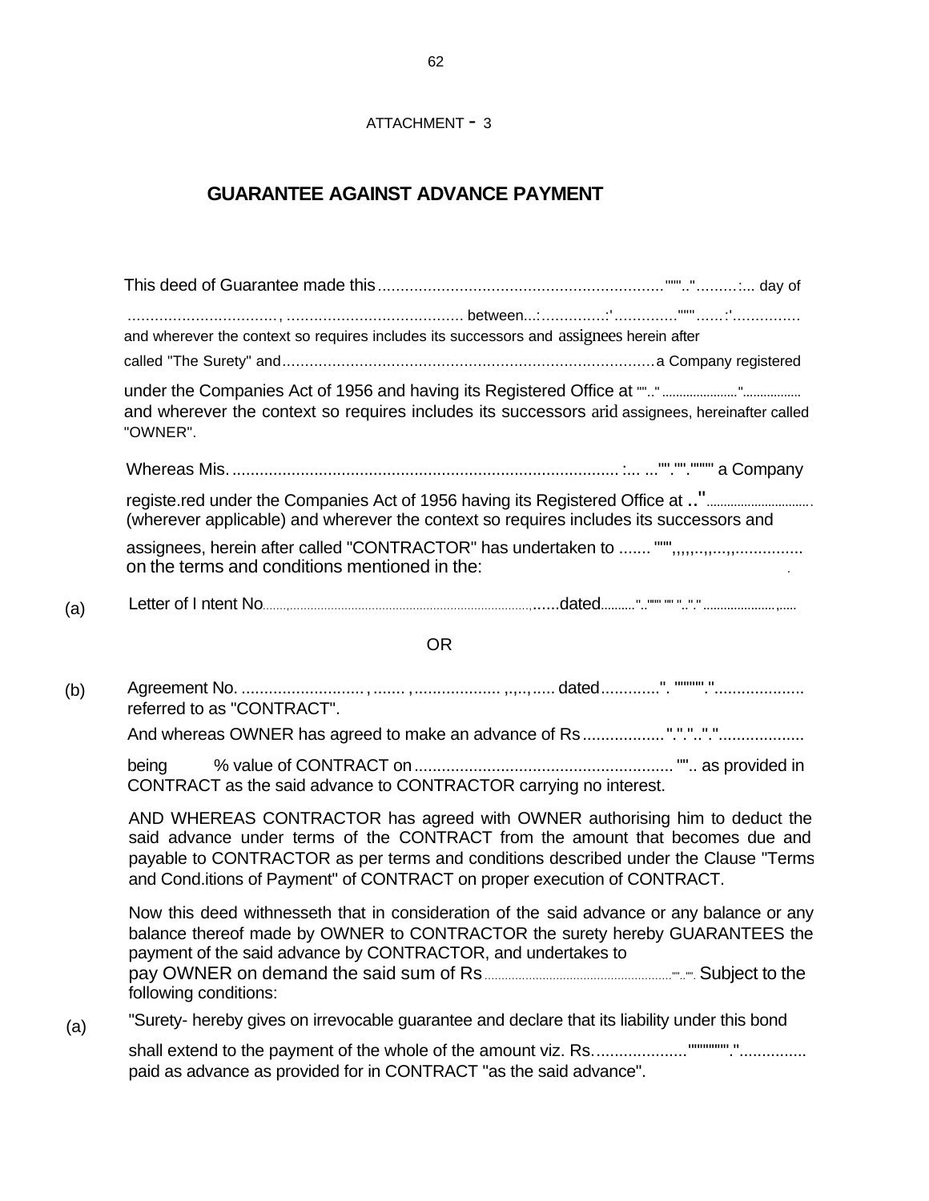ATTACHMENT - 3

## GUARANTEE AGAINST ADVANCE PAYMENT

This deed of Guarantee made this................................................................"""..".........:... day of ................................, ...................................... between...:.............:'............."""......:'.............. and wherever the context so requires includes its successors and assignees herein after called "The Surety" and...................................................................................a Company registered under the Companies Act of 1956 and having its Registered Office at "".." ......................"................. and wherever the context so requires includes its successors arid assignees, hereinafter called "OWNER".

Whereas Mis. ..................................................................................... :... ..."".""."""" a Company registe.red under the Companies Act of 1956 having its Registered Office at .."............................... (wherever applicable) and wherever the context so requires includes its successors and assignees, herein after called "CONTRACTOR" has undertaken to ....... """,,,,,..,,...,,............... on the terms and conditions mentioned in the:

(a) Letter of I ntent No.......,.........................................................................,......dated.........."..""" "" ".."." ...................,.....

OR

(b) Agreement No. ........................., ....... ,.................. ,.,..,..... dated............". """"."................... referred to as "CONTRACT".

And whereas OWNER has agreed to make an advance of Rs..................".".".."."..................

being % value of CONTRACT on ......................................................... "".. as provided in CONTRACT as the said advance to CONTRACTOR carrying no interest.

AND WHEREAS CONTRACTOR has agreed with OWNER authorising him to deduct the said advance under terms of the CONTRACT from the amount that becomes due and payable to CONTRACTOR as per terms and conditions described under the Clause "Terms and Cond.itions of Payment" of CONTRACT on proper execution of CONTRACT.

Now this deed withnesseth that in consideration of the said advance or any balance or any balance thereof made by OWNER to CONTRACTOR the surety hereby GUARANTEES the payment of the said advance by CONTRACTOR, and undertakes to pay OWNER on demand the said sum of Rs....................................................."".."". Subject to the following conditions:

(a) "Surety- hereby gives on irrevocable guarantee and declare that its liability under this bond shall extend to the payment of the whole of the amount viz. Rs...................."""""""."............... paid as advance as provided for in CONTRACT "as the said advance".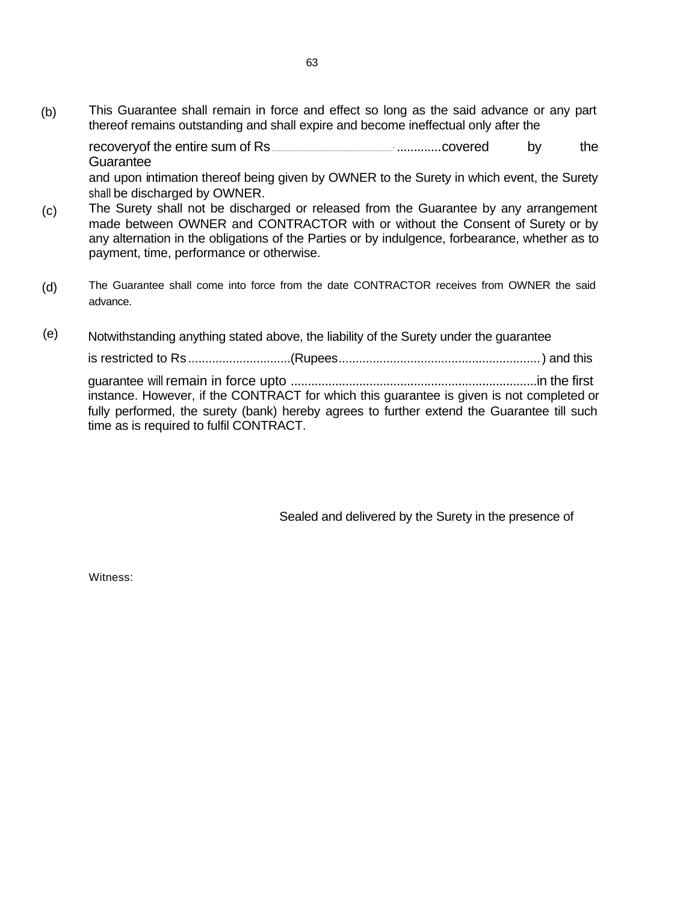(b) This Guarantee shall remain in force and effect so long as the said advance or any part thereof remains outstanding and shall expire and become ineffectual only after the recoveryof the entire sum of Rs ............................................. covered by the Guarantee and upon intimation thereof being given by OWNER to the Surety in which event, the Surety shall be discharged by OWNER.

(c) The Surety shall not be discharged or released from the Guarantee by any arrangement made between OWNER and CONTRACTOR with or without the Consent of Surety or by any alternation in the obligations of the Parties or by indulgence, forbearance, whether as to payment, time, performance or otherwise.

(d) The Guarantee shall come into force from the date CONTRACTOR receives from OWNER the said advance.

(e) Notwithstanding anything stated above, the liability of the Surety under the guarantee is restricted to Rs ..............................(Rupees..........................................................) and this guarantee will remain in force upto .......................................................................in the first instance. However, if the CONTRACT for which this guarantee is given is not completed or fully performed, the surety (bank) hereby agrees to further extend the Guarantee till such time as is required to fulfil CONTRACT.

Sealed and delivered by the Surety in the presence of

Witness: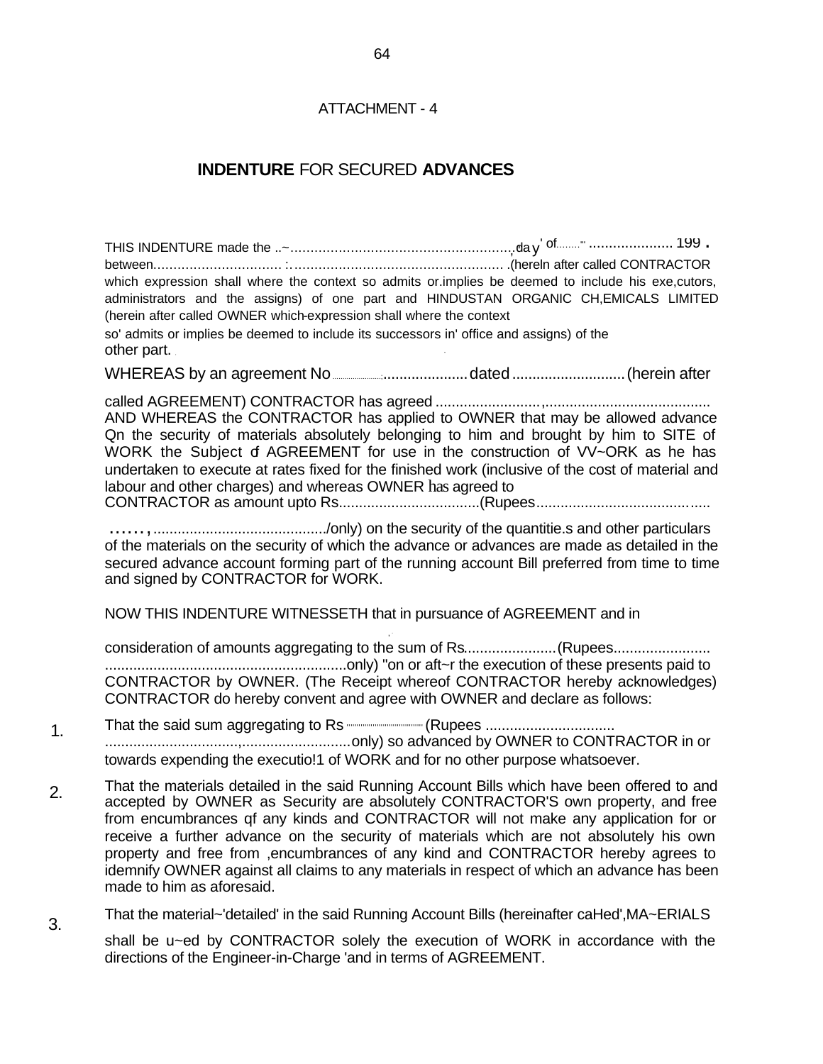ATTACHMENT - 4

# INDENTURE FOR SECURED ADVANCES

THIS INDENTURE made the ..~.......................................................,day of........ ..................... 199 . between................................ :. .................................................... .(hereln after called CONTRACTOR which expression shall where the context so admits or.implies be deemed to include his exe,cutors, administrators and the assigns) of one part and HINDUSTAN ORGANIC CH,EMICALS LIMITED (herein after called OWNER which-expression shall where the context so' admits or implies be deemed to include its successors in' office and assigns) of the other part.

WHEREAS by an agreement No ......................... dated ........................... (herein after called AGREEMENT) CONTRACTOR has agreed .........................,......................................... AND WHEREAS the CONTRACTOR has applied to OWNER that may be allowed advance Qn the security of materials absolutely belonging to him and brought by him to SITE of WORK the Subject of AGREEMENT for use in the construction of VV~ORK as he has undertaken to execute at rates fixed for the finished work (inclusive of the cost of material and labour and other charges) and whereas OWNER has agreed to CONTRACTOR as amount upto Rs................................... (Rupees.........................................

......, .........................................../only) on the security of the quantitie.s and other particulars of the materials on the security of which the advance or advances are made as detailed in the secured advance account forming part of the running account Bill preferred from time to time and signed by CONTRACTOR for WORK.

NOW THIS INDENTURE WITNESSETH that in pursuance of AGREEMENT and in consideration of amounts aggregating to the sum of Rs....................... (Rupees........................ ............................................................only) "on or aft~r the execution of these presents paid to CONTRACTOR by OWNER. (The Receipt whereof CONTRACTOR hereby acknowledges) CONTRACTOR do hereby convent and agree with OWNER and declare as follows:

1. That the said sum aggregating to Rs .................. (Rupees ................................ ..............................,........................... only) so advanced by OWNER to CONTRACTOR in or towards expending the executio!1 of WORK and for no other purpose whatsoever.

2. That the materials detailed in the said Running Account Bills which have been offered to and accepted by OWNER as Security are absolutely CONTRACTOR'S own property, and free from encumbrances qf any kinds and CONTRACTOR will not make any application for or receive a further advance on the security of materials which are not absolutely his own property and free from ,encumbrances of any kind and CONTRACTOR hereby agrees to idemnify OWNER against all claims to any materials in respect of which an advance has been made to him as aforesaid.

3. That the material~'detailed' in the said Running Account Bills (hereinafter caHed',MA~ERIALS shall be u~ed by CONTRACTOR solely the execution of WORK in accordance with the directions of the Engineer-in-Charge 'and in terms of AGREEMENT.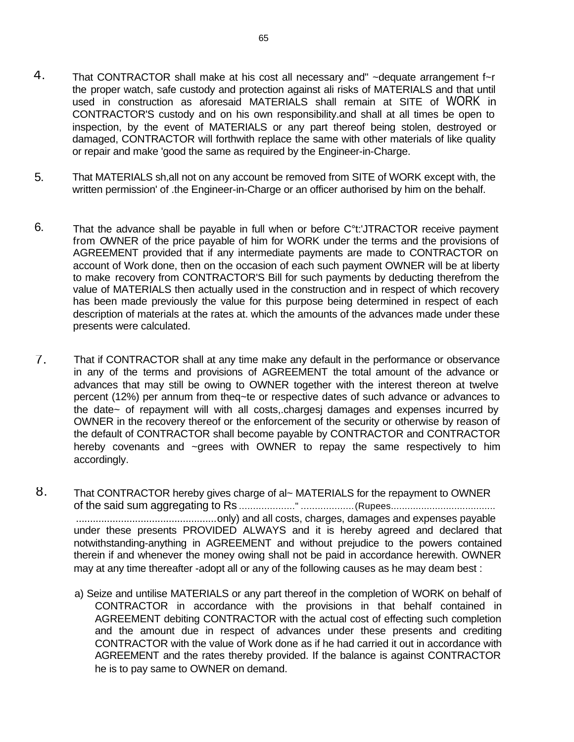4. That CONTRACTOR shall make at his cost all necessary and" ~dequate arrangement f~r the proper watch, safe custody and protection against ali risks of MATERIALS and that until used in construction as aforesaid MATERIALS shall remain at SITE of WORK in CONTRACTOR'S custody and on his own responsibility.and shall at all times be open to inspection, by the event of MATERIALS or any part thereof being stolen, destroyed or damaged, CONTRACTOR will forthwith replace the same with other materials of like quality or repair and make 'good the same as required by the Engineer-in-Charge.

5. That MATERIALS sh,all not on any account be removed from SITE of WORK except with, the written permission' of .the Engineer-in-Charge or an officer authorised by him on the behalf.

6. That the advance shall be payable in full when or before C°t:'JTRACTOR receive payment from OWNER of the price payable of him for WORK under the terms and the provisions of AGREEMENT provided that if any intermediate payments are made to CONTRACTOR on account of Work done, then on the occasion of each such payment OWNER will be at liberty to make recovery from CONTRACTOR'S Bill for such payments by deducting therefrom the value of MATERIALS then actually used in the construction and in respect of which recovery has been made previously the value for this purpose being determined in respect of each description of materials at the rates at. which the amounts of the advances made under these presents were calculated.

7. That if CONTRACTOR shall at any time make any default in the performance or observance in any of the terms and provisions of AGREEMENT the total amount of the advance or advances that may still be owing to OWNER together with the interest thereon at twelve percent (12%) per annum from theq~te or respective dates of such advance or advances to the date~ of repayment will with all costs,.chargesj damages and expenses incurred by OWNER in the recovery thereof or the enforcement of the security or otherwise by reason of the default of CONTRACTOR shall become payable by CONTRACTOR and CONTRACTOR hereby covenants and ~grees with OWNER to repay the same respectively to him accordingly.

8. That CONTRACTOR hereby gives charge of al~ MATERIALS for the repayment to OWNER of the said sum aggregating to Rs ...................." ...................(Rupees...................................... ..................................................only) and all costs, charges, damages and expenses payable under these presents PROVIDED ALWAYS and it is hereby agreed and declared that notwithstanding-anything in AGREEMENT and without prejudice to the powers contained therein if and whenever the money owing shall not be paid in accordance herewith. OWNER may at any time thereafter -adopt all or any of the following causes as he may deam best :

   a) Seize and untilise MATERIALS or any part thereof in the completion of WORK on behalf of CONTRACTOR in accordance with the provisions in that behalf contained in AGREEMENT debiting CONTRACTOR with the actual cost of effecting such completion and the amount due in respect of advances under these presents and crediting CONTRACTOR with the value of Work done as if he had carried it out in accordance with AGREEMENT and the rates thereby provided. If the balance is against CONTRACTOR he is to pay same to OWNER on demand.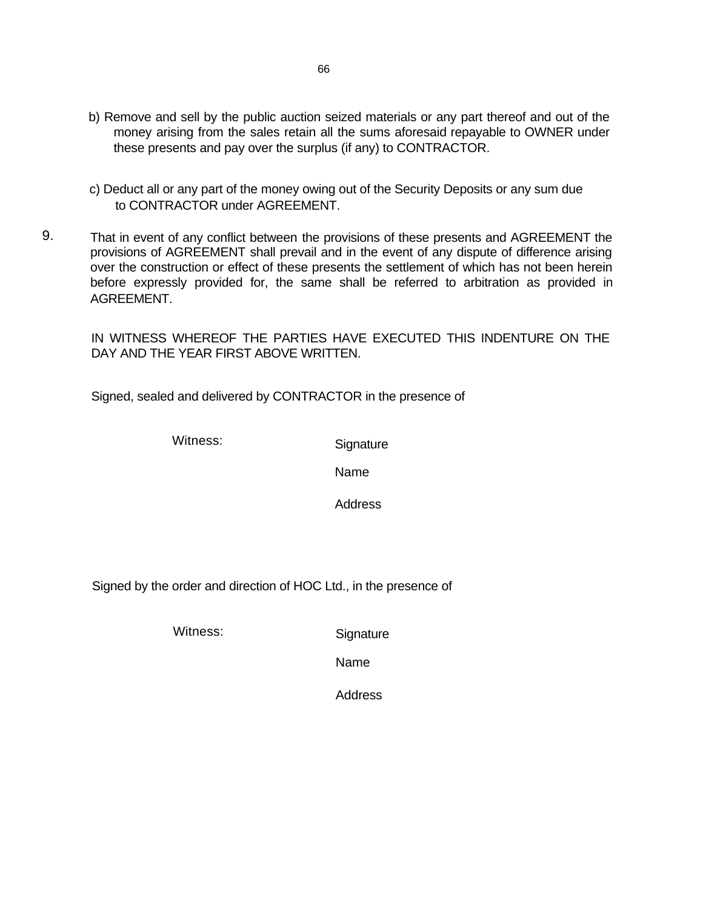b) Remove and sell by the public auction seized materials or any part thereof and out of the money arising from the sales retain all the sums aforesaid repayable to OWNER under these presents and pay over the surplus (if any) to CONTRACTOR.

c) Deduct all or any part of the money owing out of the Security Deposits or any sum due to CONTRACTOR under AGREEMENT.

9. That in event of any conflict between the provisions of these presents and AGREEMENT the provisions of AGREEMENT shall prevail and in the event of any dispute of difference arising over the construction or effect of these presents the settlement of which has not been herein before expressly provided for, the same shall be referred to arbitration as provided in AGREEMENT.

IN WITNESS WHEREOF THE PARTIES HAVE EXECUTED THIS INDENTURE ON THE DAY AND THE YEAR FIRST ABOVE WRITTEN.

Signed, sealed and delivered by CONTRACTOR in the presence of

Witness: Signature

Name

Address

Signed by the order and direction of HOC Ltd., in the presence of

Witness: Signature

Name

Address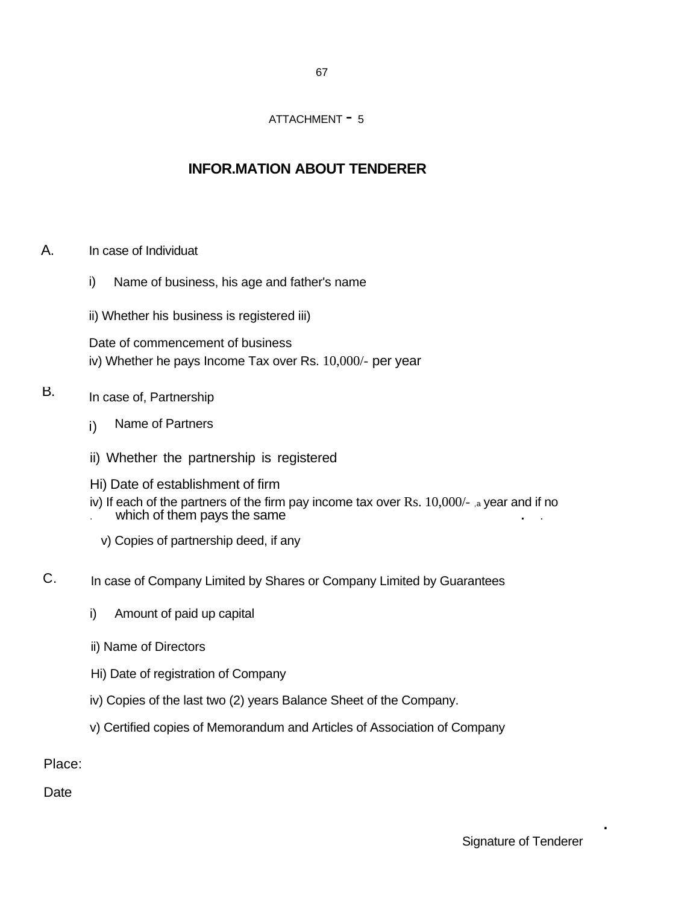ATTACHMENT - 5

## INFOR.MATION ABOUT TENDERER

A. In case of Individuat

i) Name of business, his age and father's name

ii) Whether his business is registered iii)

Date of commencement of business

iv) Whether he pays Income Tax over Rs. 10,000/- per year

B. In case of, Partnership

i) Name of Partners

ii) Whether the partnership is registered

Hi) Date of establishment of firm

iv) If each of the partners of the firm pay income tax over Rs. 10,000/- ,a year and if no . which of them pays the same

v) Copies of partnership deed, if any

C. In case of Company Limited by Shares or Company Limited by Guarantees

i) Amount of paid up capital

ii) Name of Directors

Hi) Date of registration of Company

iv) Copies of the last two (2) years Balance Sheet of the Company.

v) Certified copies of Memorandum and Articles of Association of Company

Place:

Date

Signature of Tenderer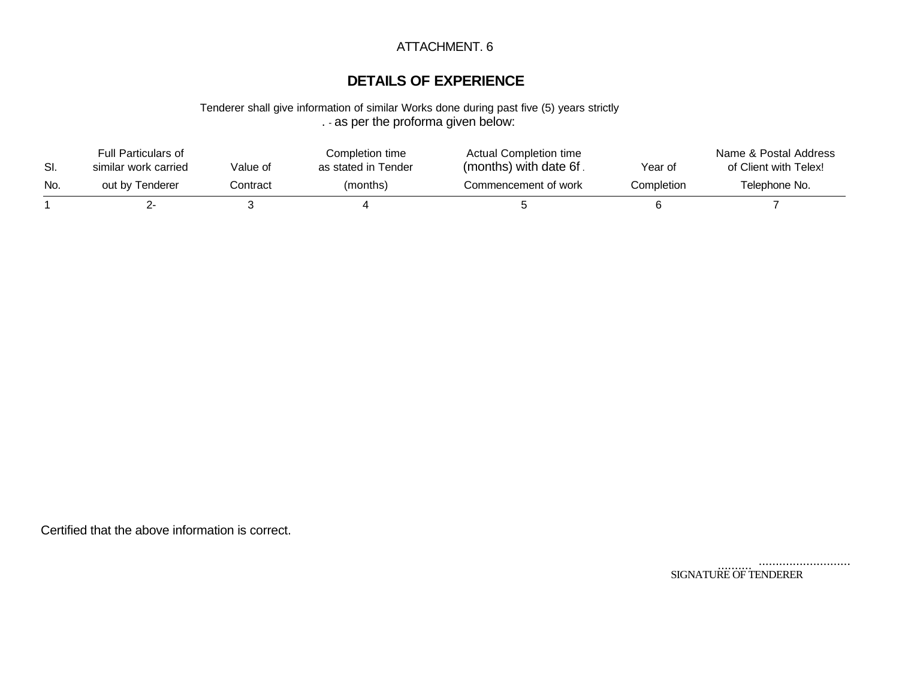ATTACHMENT. 6

## DETAILS OF EXPERIENCE

Tenderer shall give information of similar Works done during past five (5) years strictly . - as per the proforma given below:

| SI. No. | Full Particulars of similar work carried out by Tenderer | Value of Contract | Completion time as stated in Tender (months) | Actual Completion time (months) with date 6f . Commencement of work | Year of Completion | Name & Postal Address of Client with Telex! Telephone No. |
|---|---|---|---|---|---|---|
| 1 | 2- | 3 | 4 | 5 | 6 | 7 |

Certified that the above information is correct.

.......... ...........................
SIGNATURE OF TENDERER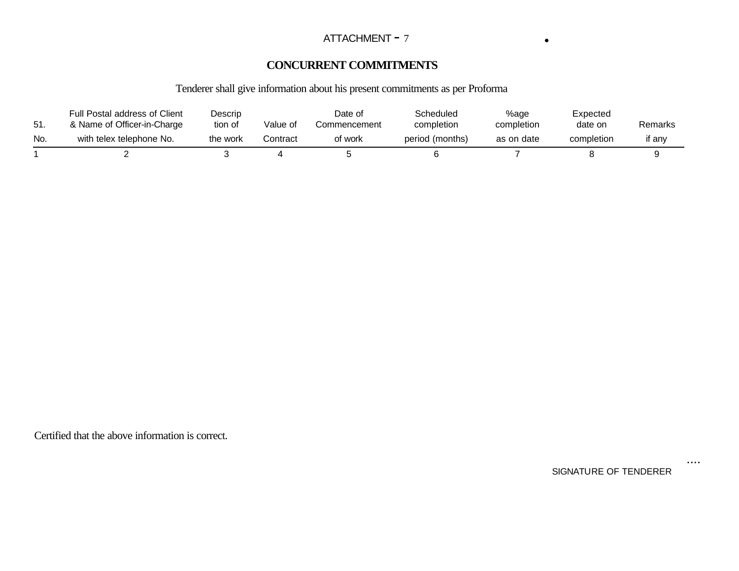ATTACHMENT - 7

## CONCURRENT COMMITMENTS

Tenderer shall give information about his present commitments as per Proforma

| 51. No. | Full Postal address of Client & Name of Officer-in-Charge with telex telephone No. | Descrip tion of the work | Value of Contract | Date of Commencement of work | Scheduled completion period (months) | %age completion as on date | Expected date on completion | Remarks if any |
|---|---|---|---|---|---|---|---|---|
| 1 | 2 | 3 | 4 | 5 | 6 | 7 | 8 | 9 |

Certified that the above information is correct.

....

SIGNATURE OF TENDERER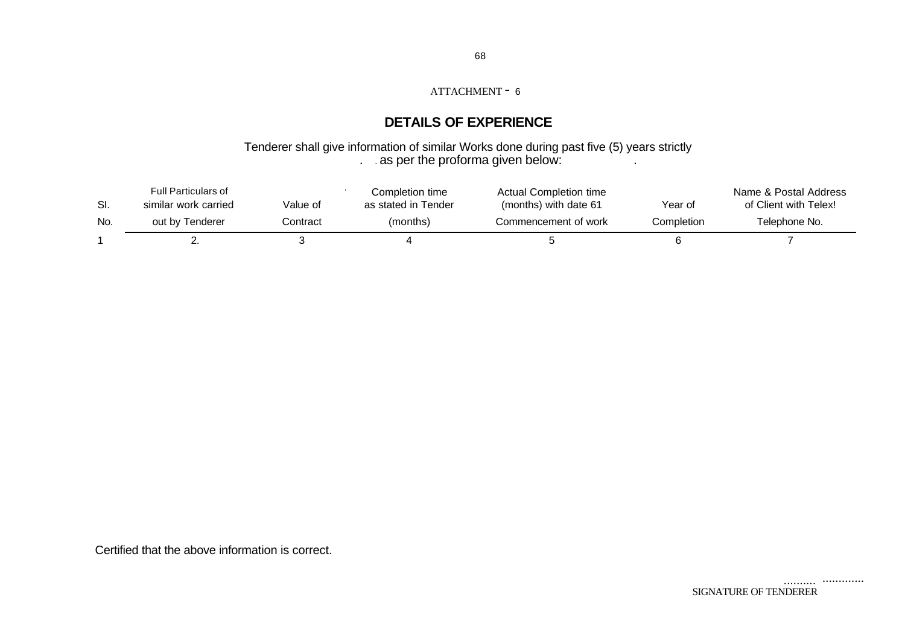ATTACHMENT - 6

## DETAILS OF EXPERIENCE

Tenderer shall give information of similar Works done during past five (5) years strictly as per the proforma given below:

| Sl. No. | Full Particulars of similar work carried out by Tenderer | Value of Contract | Completion time as stated in Tender (months) | Actual Completion time (months) with date 61 Commencement of work | Year of Completion | Name & Postal Address of Client with Telex! Telephone No. |
|---|---|---|---|---|---|---|
| 1 | 2. | 3 | 4 | 5 | 6 | 7 |

Certified that the above information is correct.

.......... .............
SIGNATURE OF TENDERER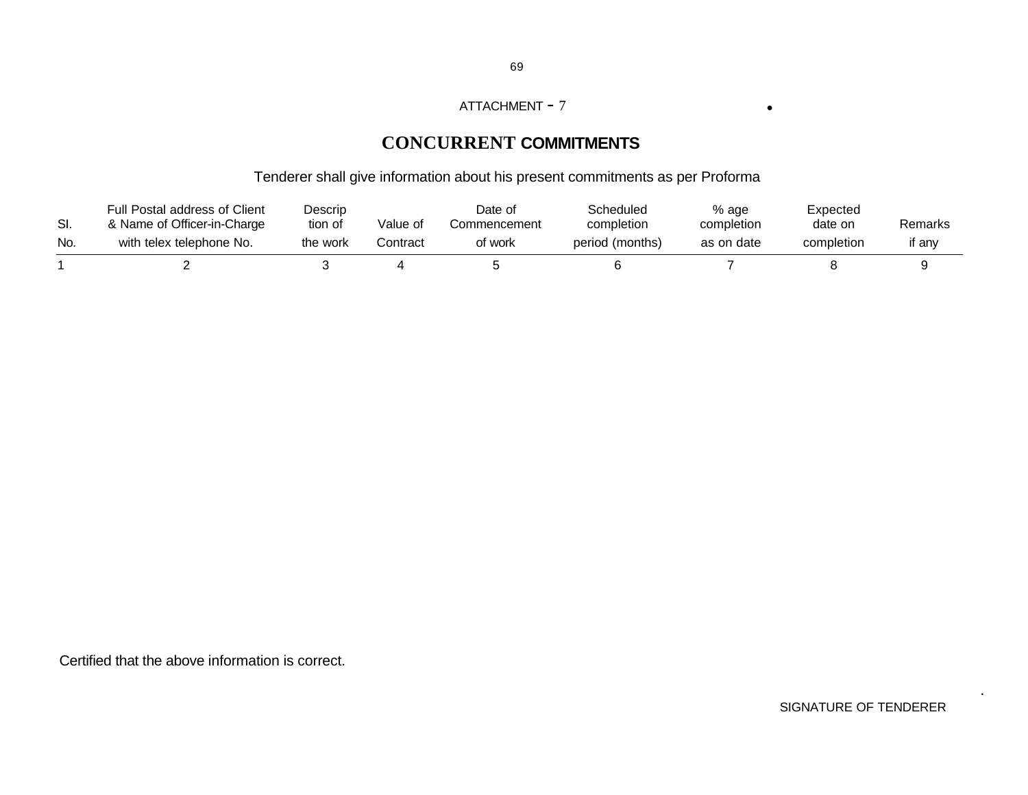ATTACHMENT - 7

# CONCURRENT COMMITMENTS

Tenderer shall give information about his present commitments as per Proforma

| Sl. No. | Full Postal address of Client & Name of Officer-in-Charge with telex telephone No. | Description of the work | Value of Contract | Date of Commencement of work | Scheduled completion period (months) | % age completion as on date | Expected date on completion | Remarks if any |
|---|---|---|---|---|---|---|---|---|
| 1 | 2 | 3 | 4 | 5 | 6 | 7 | 8 | 9 |

Certified that the above information is correct.

SIGNATURE OF TENDERER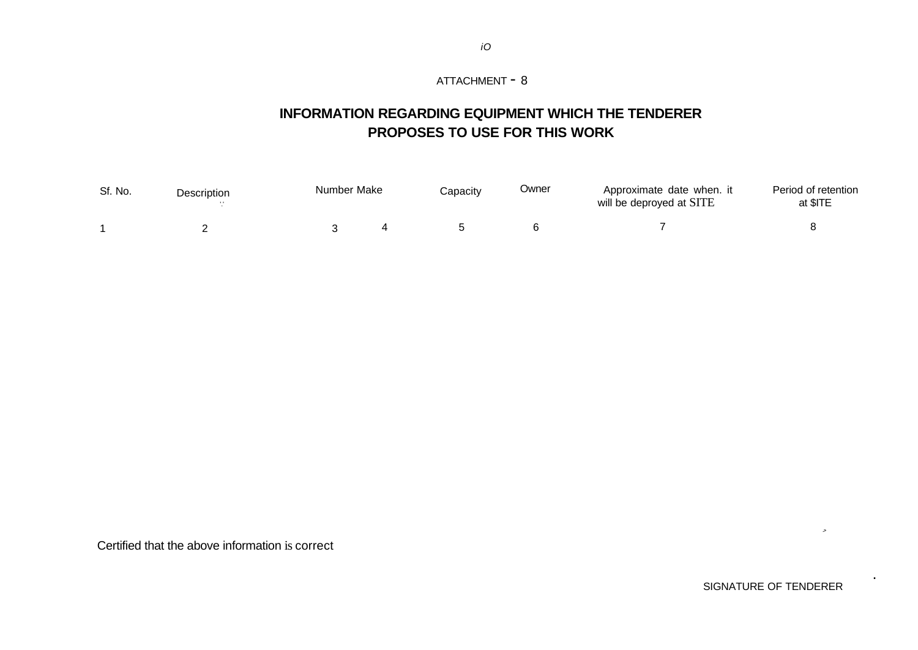ATTACHMENT - 8

## INFORMATION REGARDING EQUIPMENT WHICH THE TENDERER PROPOSES TO USE FOR THIS WORK

| Sf. No. | Description | Number | Make | Capacity | Owner | Approximate date when. it will be deproyed at SITE | Period of retention at $ITE |
|---|---|---|---|---|---|---|---|
| 1 | 2 | 3 | 4 | 5 | 6 | 7 | 8 |

Certified that the above information is correct

SIGNATURE OF TENDERER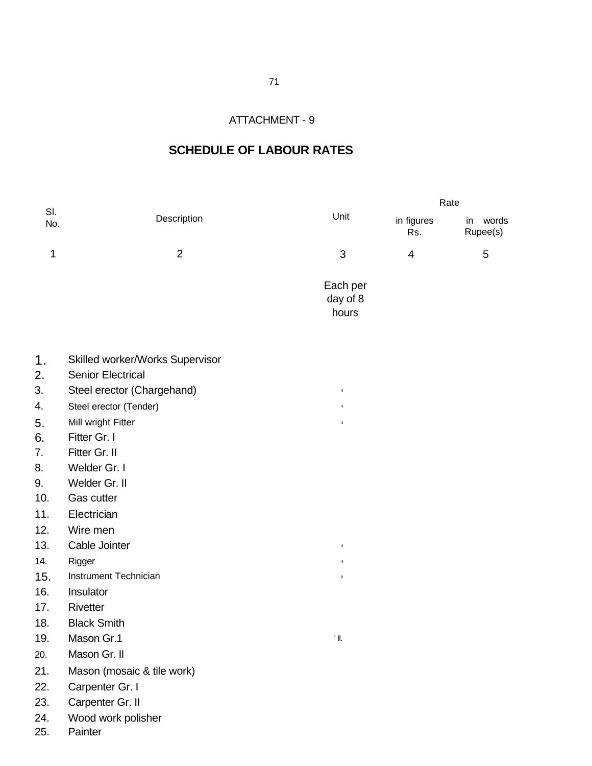ATTACHMENT - 9

## SCHEDULE OF LABOUR RATES

| Sl. No. | Description | Unit | Rate in figures Rs. | Rate in words Rupee(s) |
|---|---|---|---|---|
| 1 | 2 | 3 | 4 | 5 |
| | | Each per day of 8 hours | | |
| 1. | Skilled worker/Works Supervisor | | | |
| 2. | Senior Electrical | | | |
| 3. | Steel erector (Chargehand) | | | |
| 4. | Steel erector (Tender) | | | |
| 5. | Mill wright Fitter | | | |
| 6. | Fitter Gr. I | | | |
| 7. | Fitter Gr. II | | | |
| 8. | Welder Gr. I | | | |
| 9. | Welder Gr. II | | | |
| 10. | Gas cutter | | | |
| 11. | Electrician | | | |
| 12. | Wire men | | | |
| 13. | Cable Jointer | | | |
| 14. | Rigger | | | |
| 15. | Instrument Technician | | | |
| 16. | Insulator | | | |
| 17. | Rivetter | | | |
| 18. | Black Smith | | | |
| 19. | Mason Gr.1 | | | |
| 20. | Mason Gr. II | | | |
| 21. | Mason (mosaic & tile work) | | | |
| 22. | Carpenter Gr. I | | | |
| 23. | Carpenter Gr. II | | | |
| 24. | Wood work polisher | | | |
| 25. | Painter | | | |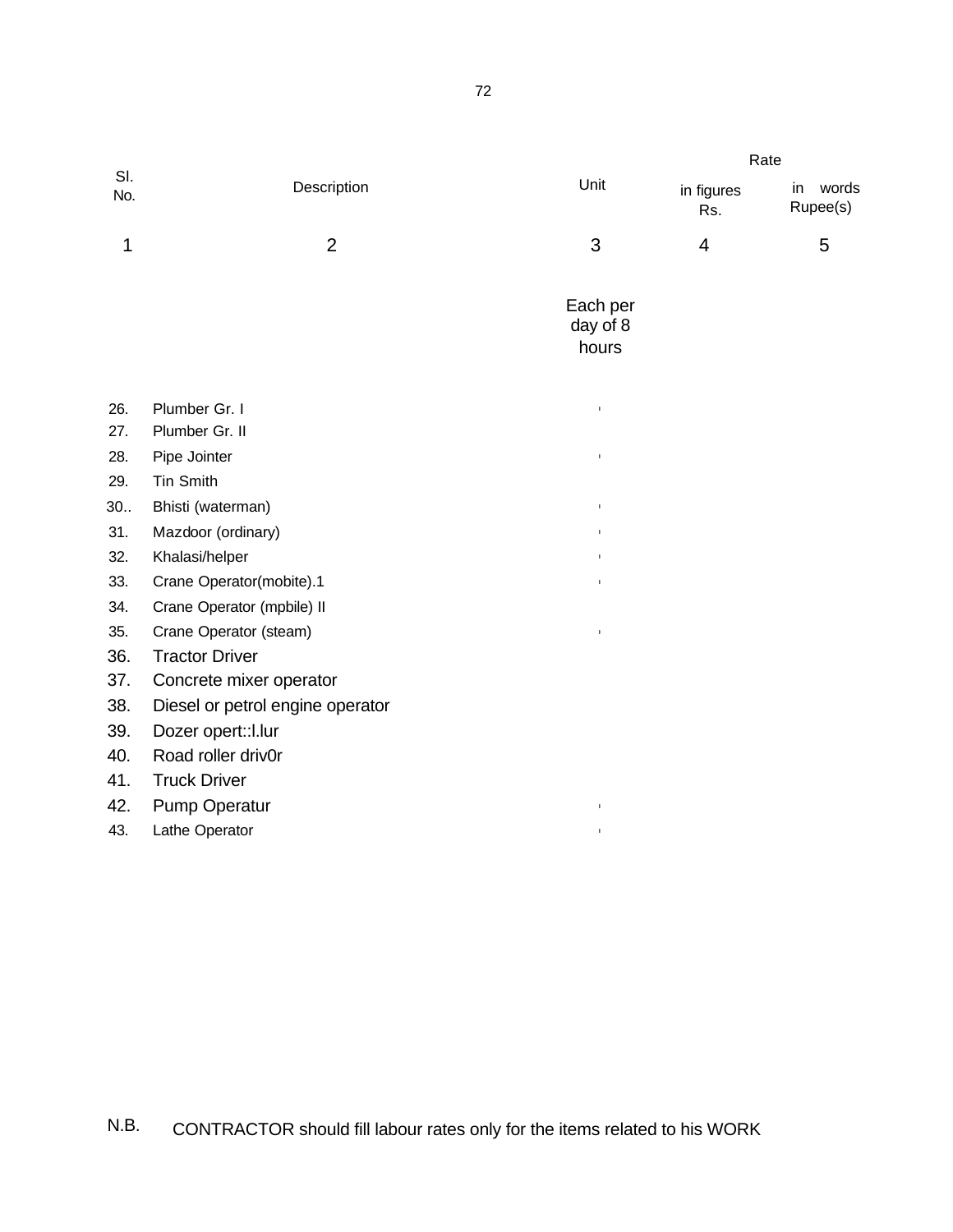| Sl. No. | Description | Unit | Rate | |
|---|---|---|---|---|
| | | | in figures Rs. | in words Rupee(s) |
| 1 | 2 | 3 | 4 | 5 |
| | | Each per day of 8 hours | | |
| 26. | Plumber Gr. I | | | |
| 27. | Plumber Gr. II | | | |
| 28. | Pipe Jointer | | | |
| 29. | Tin Smith | | | |
| 30.. | Bhisti (waterman) | | | |
| 31. | Mazdoor (ordinary) | | | |
| 32. | Khalasi/helper | | | |
| 33. | Crane Operator(mobite).1 | | | |
| 34. | Crane Operator (mpbile) II | | | |
| 35. | Crane Operator (steam) | | | |
| 36. | Tractor Driver | | | |
| 37. | Concrete mixer operator | | | |
| 38. | Diesel or petrol engine operator | | | |
| 39. | Dozer opert::l.lur | | | |
| 40. | Road roller driv0r | | | |
| 41. | Truck Driver | | | |
| 42. | Pump Operatur | | | |
| 43. | Lathe Operator | | | |

N.B. CONTRACTOR should fill labour rates only for the items related to his WORK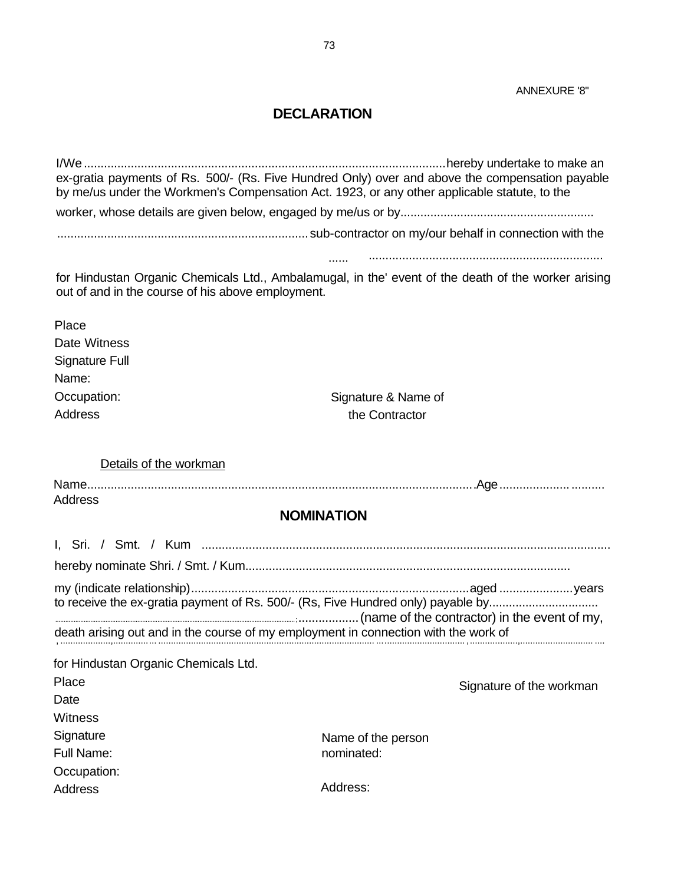ANNEXURE '8"

# DECLARATION

I/We .......................................................................................................... hereby undertake to make an ex-gratia payments of Rs. 500/- (Rs. Five Hundred Only) over and above the compensation payable by me/us under the Workmen's Compensation Act. 1923, or any other applicable statute, to the worker, whose details are given below, engaged by me/us or by.........................................................

.......................................................................... sub-contractor on my/our behalf in connection with the

...... .....................................................................

for Hindustan Organic Chemicals Ltd., Ambalamugal, in the' event of the death of the worker arising out of and in the course of his above employment.

Place

Date Witness

Signature Full

Name:

Occupation:

Address

Signature & Name of the Contractor

Details of the workman

Name.................................................................................................................. Age ..................... ..........

Address

# NOMINATION

I, Sri. / Smt. / Kum .........................................................................................................................

hereby nominate Shri. / Smt. / Kum.................................................................................................

my (indicate relationship).................................................................................. aged ...................... years to receive the ex-gratia payment of Rs. 500/- (Rs, Five Hundred only) payable by.................................

...................................................................................................; ................. (name of the contractor) in the event of my, death arising out and in the course of my employment in connection with the work of

, ...................,.............. ... ................................................................................................. ... .............................. , ..................,............................ ....

for Hindustan Organic Chemicals Ltd.

Place

Date

Witness

Signature

Full Name:

Occupation:

Address

Signature of the workman

Name of the person nominated:

Address: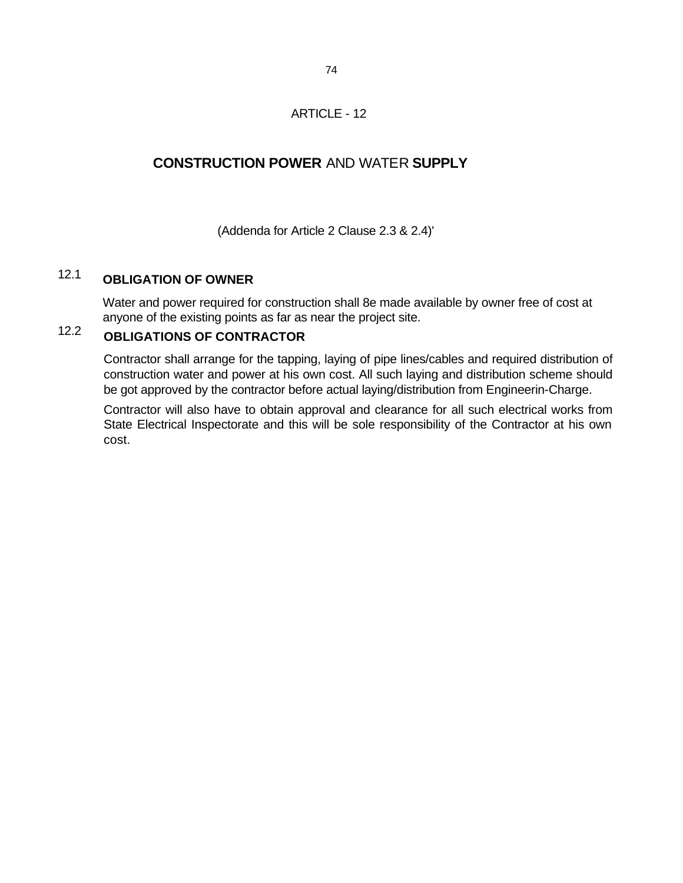ARTICLE - 12

# **CONSTRUCTION POWER** AND WATER **SUPPLY**

(Addenda for Article 2 Clause 2.3 & 2.4)'

## 12.1 **OBLIGATION OF OWNER**

Water and power required for construction shall 8e made available by owner free of cost at anyone of the existing points as far as near the project site.

## 12.2 **OBLIGATIONS OF CONTRACTOR**

Contractor shall arrange for the tapping, laying of pipe lines/cables and required distribution of construction water and power at his own cost. All such laying and distribution scheme should be got approved by the contractor before actual laying/distribution from Engineerin-Charge.

Contractor will also have to obtain approval and clearance for all such electrical works from State Electrical Inspectorate and this will be sole responsibility of the Contractor at his own cost.